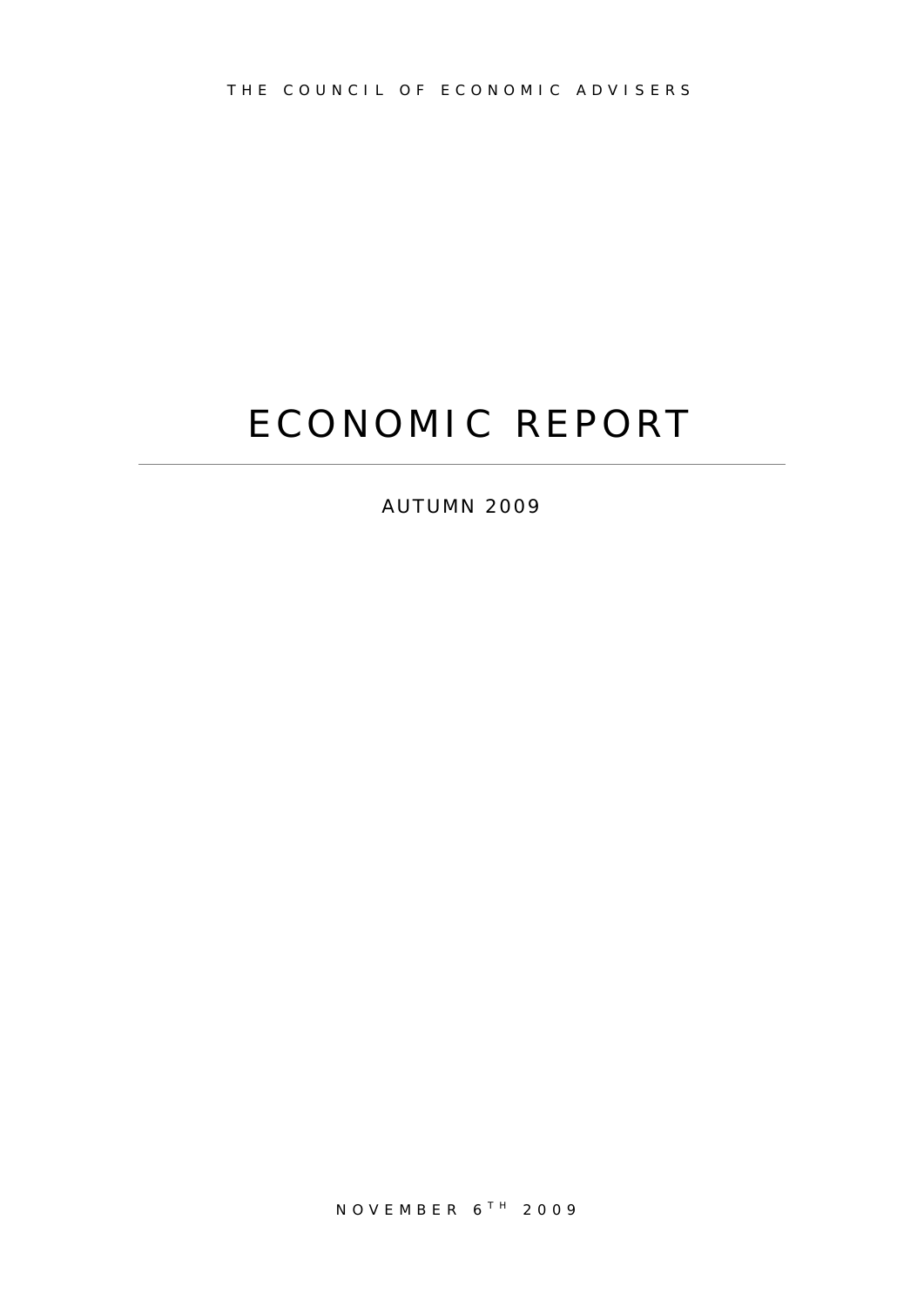THE COUNCIL OF ECONOMIC ADVISERS

# ECONOMIC REPORT

AUTUMN 2009

NOVEMBER 6TH 2009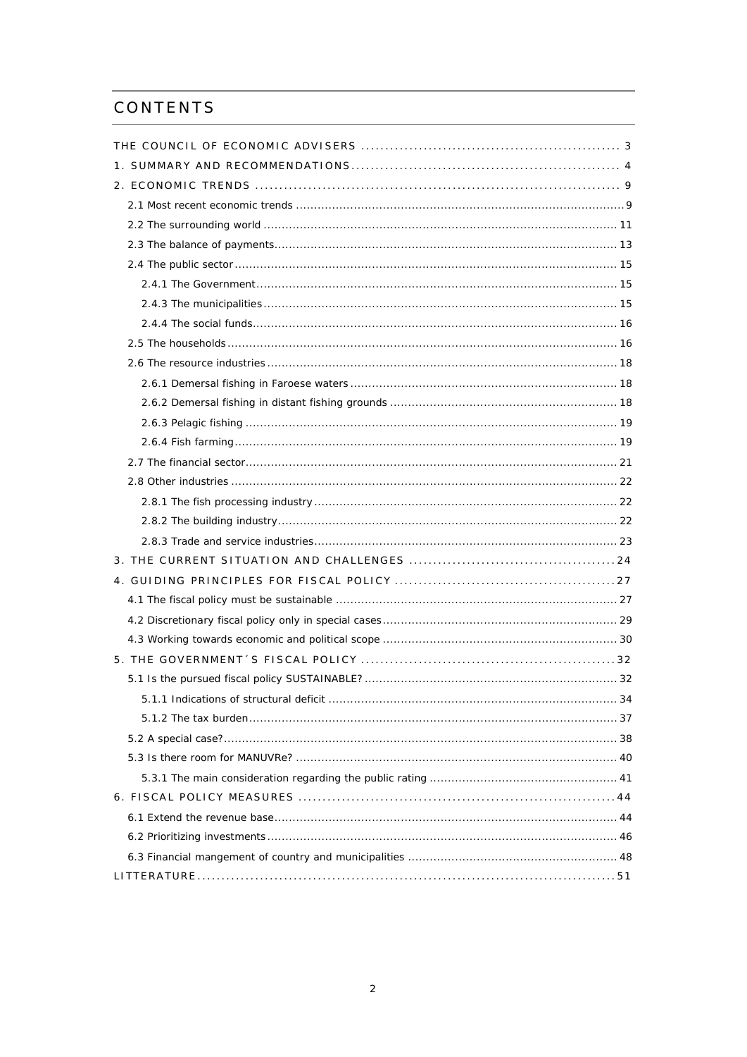# CONTENTS

THE COUNCIL OF ECONOMIC ADVISERS ..................................................... 3

1. SUMMARY AND RECOMMENDATIONS ..................................................... 4

2. ECONOMIC TRENDS ..................................................... 9

- 2.1 Most recent economic trends ..................................................... 9
- 2.2 The surrounding world ..................................................... 11
- 2.3 The balance of payments ..................................................... 13
- 2.4 The public sector ..................................................... 15
  - 2.4.1 The Government ..................................................... 15
  - 2.4.3 The municipalities ..................................................... 15
  - 2.4.4 The social funds ..................................................... 16
- 2.5 The households ..................................................... 16
- 2.6 The resource industries ..................................................... 18
  - 2.6.1 Demersal fishing in Faroese waters ..................................................... 18
  - 2.6.2 Demersal fishing in distant fishing grounds ..................................................... 18
  - 2.6.3 Pelagic fishing ..................................................... 19
  - 2.6.4 Fish farming ..................................................... 19
- 2.7 The financial sector ..................................................... 21
- 2.8 Other industries ..................................................... 22
  - 2.8.1 The fish processing industry ..................................................... 22
  - 2.8.2 The building industry ..................................................... 22
  - 2.8.3 Trade and service industries ..................................................... 23

3. THE CURRENT SITUATION AND CHALLENGES ..................................................... 24

4. GUIDING PRINCIPLES FOR FISCAL POLICY ..................................................... 27

- 4.1 The fiscal policy must be sustainable ..................................................... 27
- 4.2 Discretionary fiscal policy only in special cases ..................................................... 29
- 4.3 Working towards economic and political scope ..................................................... 30

5. THE GOVERNMENT´S FISCAL POLICY ..................................................... 32

- 5.1 Is the pursued fiscal policy SUSTAINABLE? ..................................................... 32
  - 5.1.1 Indications of structural deficit ..................................................... 34
  - 5.1.2 The tax burden ..................................................... 37
- 5.2 A special case? ..................................................... 38
- 5.3 Is there room for MANUVRe? ..................................................... 40
  - 5.3.1 The main consideration regarding the public rating ..................................................... 41

6. FISCAL POLICY MEASURES ..................................................... 44

- 6.1 Extend the revenue base ..................................................... 44
- 6.2 Prioritizing investments ..................................................... 46
- 6.3 Financial mangement of country and municipalities ..................................................... 48

LITTERATURE ..................................................... 51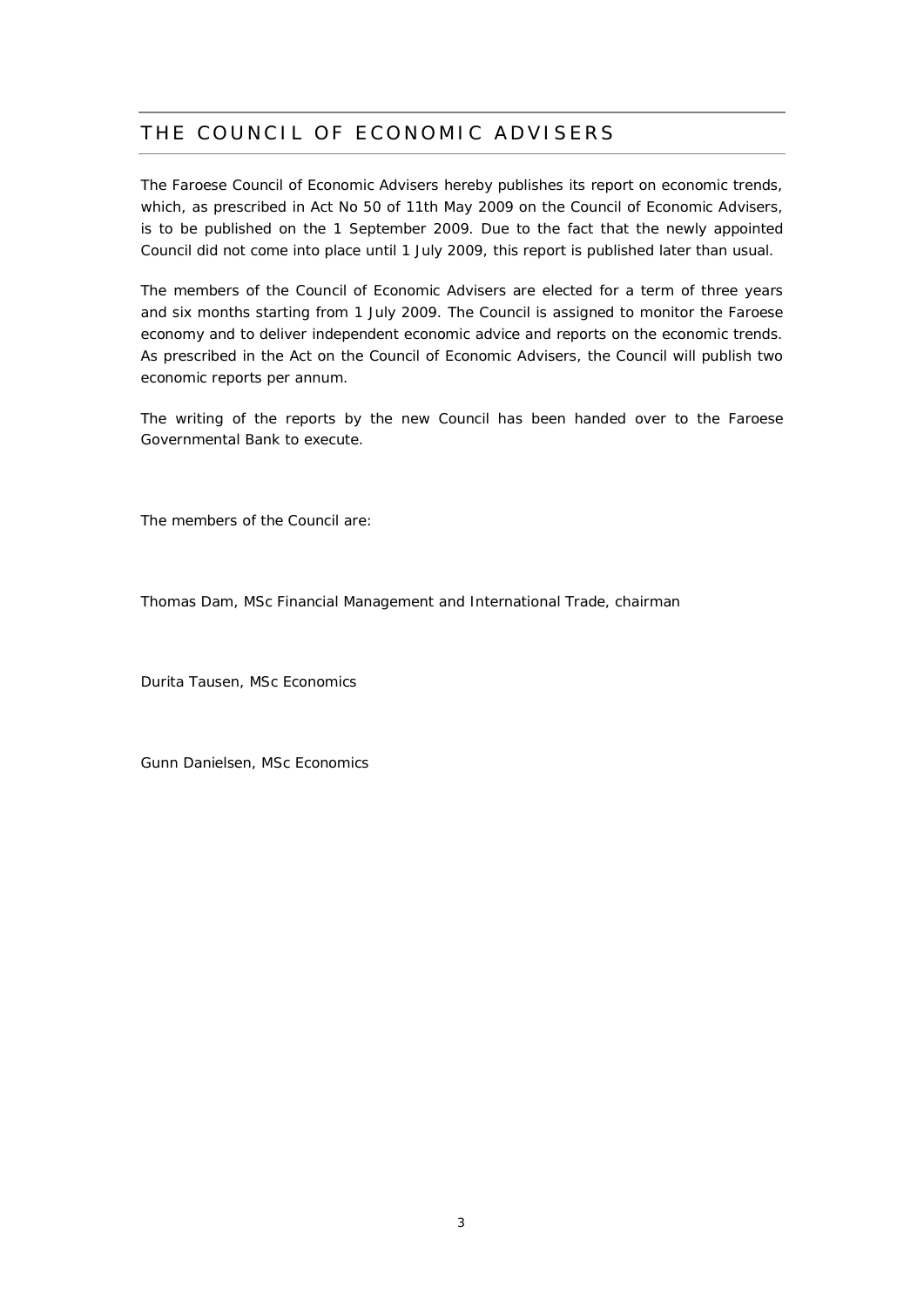# THE COUNCIL OF ECONOMIC ADVISERS

The Faroese Council of Economic Advisers hereby publishes its report on economic trends, which, as prescribed in Act No 50 of 11th May 2009 on the Council of Economic Advisers, is to be published on the 1 September 2009. Due to the fact that the newly appointed Council did not come into place until 1 July 2009, this report is published later than usual.

The members of the Council of Economic Advisers are elected for a term of three years and six months starting from 1 July 2009. The Council is assigned to monitor the Faroese economy and to deliver independent economic advice and reports on the economic trends. As prescribed in the Act on the Council of Economic Advisers, the Council will publish two economic reports per annum.

The writing of the reports by the new Council has been handed over to the Faroese Governmental Bank to execute.

The members of the Council are:

Thomas Dam, MSc Financial Management and International Trade, chairman

Durita Tausen, MSc Economics

Gunn Danielsen, MSc Economics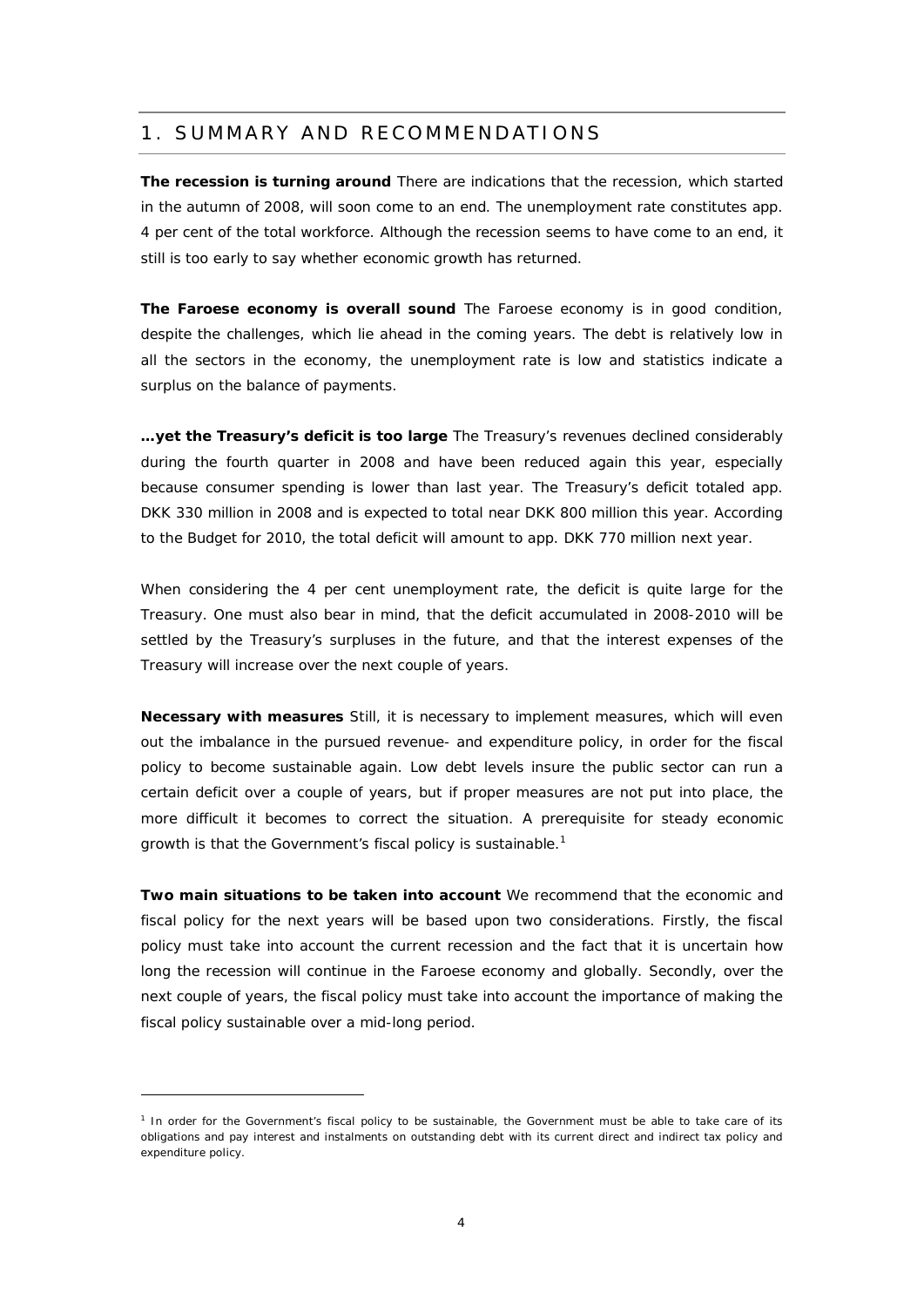# 1. SUMMARY AND RECOMMENDATIONS

**The recession is turning around** There are indications that the recession, which started in the autumn of 2008, will soon come to an end. The unemployment rate constitutes app. 4 per cent of the total workforce. Although the recession seems to have come to an end, it still is too early to say whether economic growth has returned.

**The Faroese economy is overall sound** The Faroese economy is in good condition, despite the challenges, which lie ahead in the coming years. The debt is relatively low in all the sectors in the economy, the unemployment rate is low and statistics indicate a surplus on the balance of payments.

**…yet the Treasury's deficit is too large** The Treasury's revenues declined considerably during the fourth quarter in 2008 and have been reduced again this year, especially because consumer spending is lower than last year. The Treasury's deficit totaled app. DKK 330 million in 2008 and is expected to total near DKK 800 million this year. According to the Budget for 2010, the total deficit will amount to app. DKK 770 million next year.

When considering the 4 per cent unemployment rate, the deficit is quite large for the Treasury. One must also bear in mind, that the deficit accumulated in 2008-2010 will be settled by the Treasury's surpluses in the future, and that the interest expenses of the Treasury will increase over the next couple of years.

**Necessary with measures** Still, it is necessary to implement measures, which will even out the imbalance in the pursued revenue- and expenditure policy, in order for the fiscal policy to become sustainable again. Low debt levels insure the public sector can run a certain deficit over a couple of years, but if proper measures are not put into place, the more difficult it becomes to correct the situation. A prerequisite for steady economic growth is that the Government's fiscal policy is sustainable.[1]

**Two main situations to be taken into account** We recommend that the economic and fiscal policy for the next years will be based upon two considerations. Firstly, the fiscal policy must take into account the current recession and the fact that it is uncertain how long the recession will continue in the Faroese economy and globally. Secondly, over the next couple of years, the fiscal policy must take into account the importance of making the fiscal policy sustainable over a mid-long period.

---

[1] In order for the Government's fiscal policy to be sustainable, the Government must be able to take care of its obligations and pay interest and instalments on outstanding debt with its current direct and indirect tax policy and expenditure policy.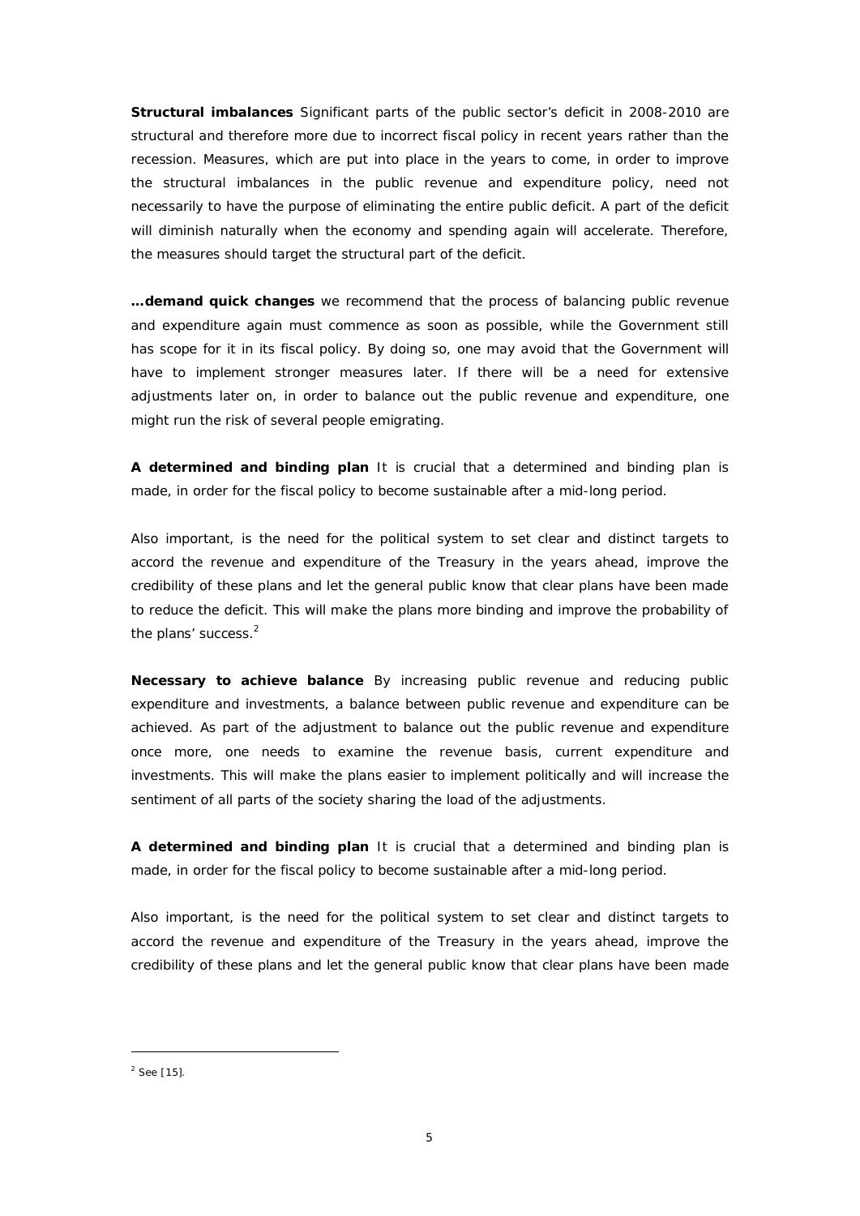**Structural imbalances** Significant parts of the public sector's deficit in 2008-2010 are structural and therefore more due to incorrect fiscal policy in recent years rather than the recession. Measures, which are put into place in the years to come, in order to improve the structural imbalances in the public revenue and expenditure policy, need not necessarily to have the purpose of eliminating the entire public deficit. A part of the deficit will diminish naturally when the economy and spending again will accelerate. Therefore, the measures should target the structural part of the deficit.

**…demand quick changes** we recommend that the process of balancing public revenue and expenditure again must commence as soon as possible, while the Government still has scope for it in its fiscal policy. By doing so, one may avoid that the Government will have to implement stronger measures later. If there will be a need for extensive adjustments later on, in order to balance out the public revenue and expenditure, one might run the risk of several people emigrating.

**A determined and binding plan** It is crucial that a determined and binding plan is made, in order for the fiscal policy to become sustainable after a mid-long period.

Also important, is the need for the political system to set clear and distinct targets to accord the revenue and expenditure of the Treasury in the years ahead, improve the credibility of these plans and let the general public know that clear plans have been made to reduce the deficit. This will make the plans more binding and improve the probability of the plans' success.[2]

**Necessary to achieve balance** By increasing public revenue and reducing public expenditure and investments, a balance between public revenue and expenditure can be achieved. As part of the adjustment to balance out the public revenue and expenditure once more, one needs to examine the revenue basis, current expenditure and investments. This will make the plans easier to implement politically and will increase the sentiment of all parts of the society sharing the load of the adjustments.

**A determined and binding plan** It is crucial that a determined and binding plan is made, in order for the fiscal policy to become sustainable after a mid-long period.

Also important, is the need for the political system to set clear and distinct targets to accord the revenue and expenditure of the Treasury in the years ahead, improve the credibility of these plans and let the general public know that clear plans have been made

[2] See [15].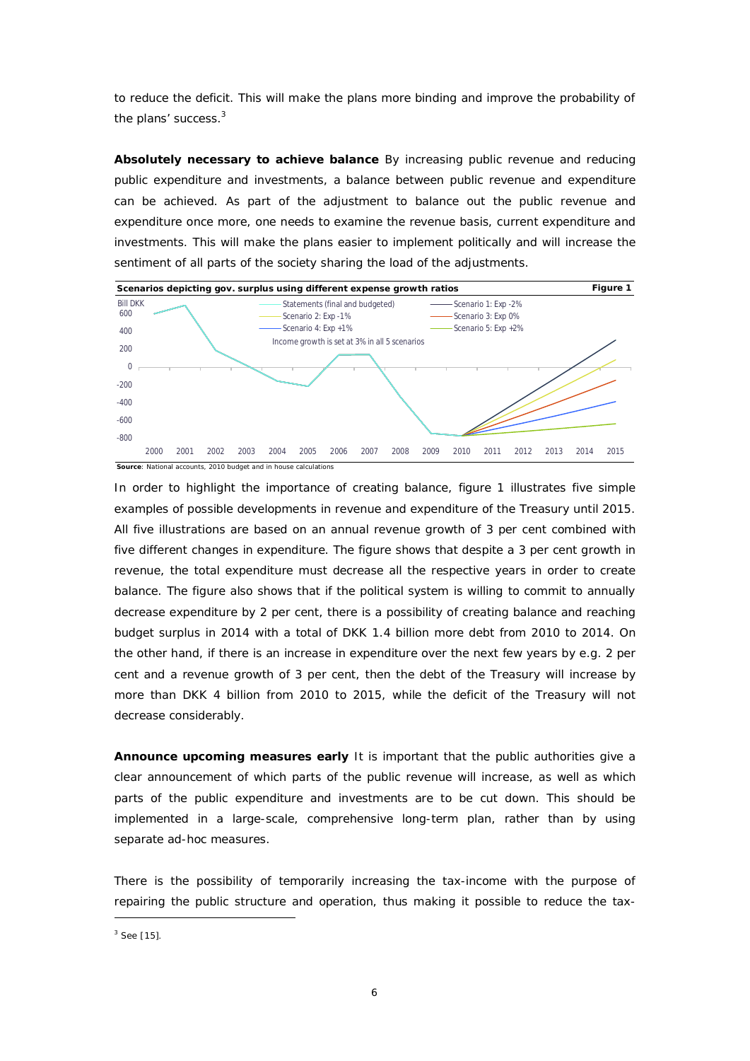to reduce the deficit. This will make the plans more binding and improve the probability of the plans' success.[3]

**Absolutely necessary to achieve balance** By increasing public revenue and reducing public expenditure and investments, a balance between public revenue and expenditure can be achieved. As part of the adjustment to balance out the public revenue and expenditure once more, one needs to examine the revenue basis, current expenditure and investments. This will make the plans easier to implement politically and will increase the sentiment of all parts of the society sharing the load of the adjustments.

**Scenarios depicting gov. surplus using different expense growth ratios** — **Figure 1**

Source: National accounts, 2010 budget and in house calculations

In order to highlight the importance of creating balance, figure 1 illustrates five simple examples of possible developments in revenue and expenditure of the Treasury until 2015. All five illustrations are based on an annual revenue growth of 3 per cent combined with five different changes in expenditure. The figure shows that despite a 3 per cent growth in revenue, the total expenditure must decrease all the respective years in order to create balance. The figure also shows that if the political system is willing to commit to annually decrease expenditure by 2 per cent, there is a possibility of creating balance and reaching budget surplus in 2014 with a total of DKK 1.4 billion more debt from 2010 to 2014. On the other hand, if there is an increase in expenditure over the next few years by e.g. 2 per cent and a revenue growth of 3 per cent, then the debt of the Treasury will increase by more than DKK 4 billion from 2010 to 2015, while the deficit of the Treasury will not decrease considerably.

**Announce upcoming measures early** It is important that the public authorities give a clear announcement of which parts of the public revenue will increase, as well as which parts of the public expenditure and investments are to be cut down. This should be implemented in a large-scale, comprehensive long-term plan, rather than by using separate ad-hoc measures.

There is the possibility of temporarily increasing the tax-income with the purpose of repairing the public structure and operation, thus making it possible to reduce the tax-

[3] See [15].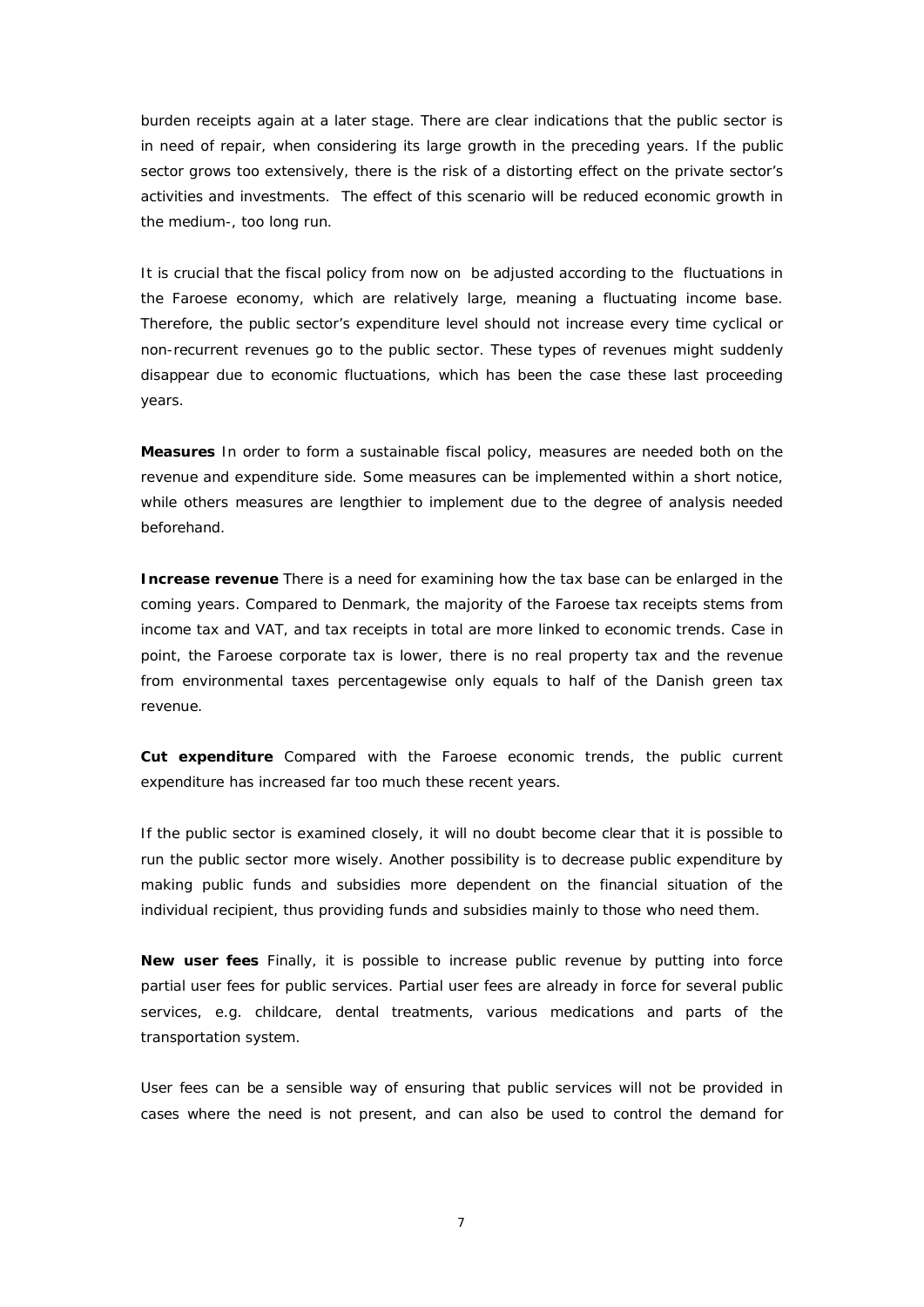burden receipts again at a later stage. There are clear indications that the public sector is in need of repair, when considering its large growth in the preceding years. If the public sector grows too extensively, there is the risk of a distorting effect on the private sector's activities and investments. The effect of this scenario will be reduced economic growth in the medium-, too long run.

It is crucial that the fiscal policy from now on be adjusted according to the fluctuations in the Faroese economy, which are relatively large, meaning a fluctuating income base. Therefore, the public sector's expenditure level should not increase every time cyclical or non-recurrent revenues go to the public sector. These types of revenues might suddenly disappear due to economic fluctuations, which has been the case these last proceeding years.

**Measures** In order to form a sustainable fiscal policy, measures are needed both on the revenue and expenditure side. Some measures can be implemented within a short notice, while others measures are lengthier to implement due to the degree of analysis needed beforehand.

**Increase revenue** There is a need for examining how the tax base can be enlarged in the coming years. Compared to Denmark, the majority of the Faroese tax receipts stems from income tax and VAT, and tax receipts in total are more linked to economic trends. Case in point, the Faroese corporate tax is lower, there is no real property tax and the revenue from environmental taxes percentagewise only equals to half of the Danish green tax revenue.

**Cut expenditure** Compared with the Faroese economic trends, the public current expenditure has increased far too much these recent years.

If the public sector is examined closely, it will no doubt become clear that it is possible to run the public sector more wisely. Another possibility is to decrease public expenditure by making public funds and subsidies more dependent on the financial situation of the individual recipient, thus providing funds and subsidies mainly to those who need them.

**New user fees** Finally, it is possible to increase public revenue by putting into force partial user fees for public services. Partial user fees are already in force for several public services, e.g. childcare, dental treatments, various medications and parts of the transportation system.

User fees can be a sensible way of ensuring that public services will not be provided in cases where the need is not present, and can also be used to control the demand for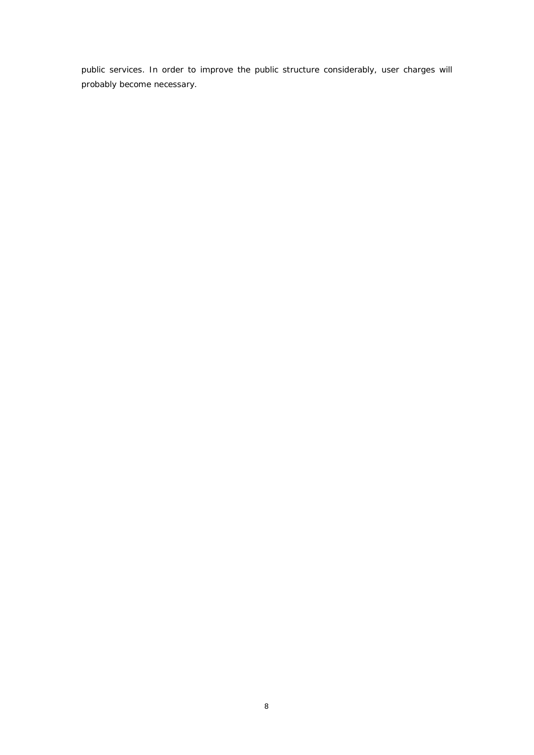public services. In order to improve the public structure considerably, user charges will probably become necessary.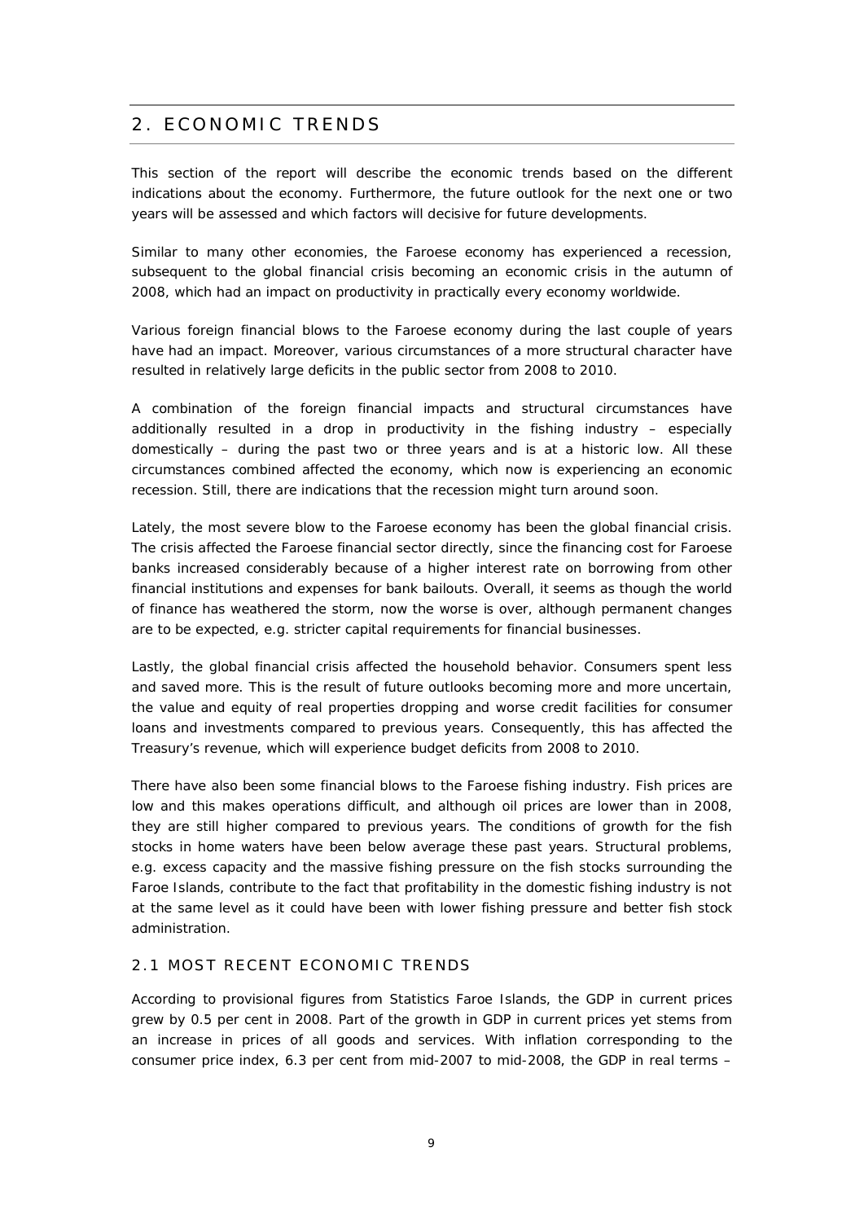## 2. ECONOMIC TRENDS

This section of the report will describe the economic trends based on the different indications about the economy. Furthermore, the future outlook for the next one or two years will be assessed and which factors will decisive for future developments.

Similar to many other economies, the Faroese economy has experienced a recession, subsequent to the global financial crisis becoming an economic crisis in the autumn of 2008, which had an impact on productivity in practically every economy worldwide.

Various foreign financial blows to the Faroese economy during the last couple of years have had an impact. Moreover, various circumstances of a more structural character have resulted in relatively large deficits in the public sector from 2008 to 2010.

A combination of the foreign financial impacts and structural circumstances have additionally resulted in a drop in productivity in the fishing industry – especially domestically – during the past two or three years and is at a historic low. All these circumstances combined affected the economy, which now is experiencing an economic recession. Still, there are indications that the recession might turn around soon.

Lately, the most severe blow to the Faroese economy has been the global financial crisis. The crisis affected the Faroese financial sector directly, since the financing cost for Faroese banks increased considerably because of a higher interest rate on borrowing from other financial institutions and expenses for bank bailouts. Overall, it seems as though the world of finance has weathered the storm, now the worse is over, although permanent changes are to be expected, e.g. stricter capital requirements for financial businesses.

Lastly, the global financial crisis affected the household behavior. Consumers spent less and saved more. This is the result of future outlooks becoming more and more uncertain, the value and equity of real properties dropping and worse credit facilities for consumer loans and investments compared to previous years. Consequently, this has affected the Treasury's revenue, which will experience budget deficits from 2008 to 2010.

There have also been some financial blows to the Faroese fishing industry. Fish prices are low and this makes operations difficult, and although oil prices are lower than in 2008, they are still higher compared to previous years. The conditions of growth for the fish stocks in home waters have been below average these past years. Structural problems, e.g. excess capacity and the massive fishing pressure on the fish stocks surrounding the Faroe Islands, contribute to the fact that profitability in the domestic fishing industry is not at the same level as it could have been with lower fishing pressure and better fish stock administration.

### 2.1 MOST RECENT ECONOMIC TRENDS

According to provisional figures from Statistics Faroe Islands, the GDP in current prices grew by 0.5 per cent in 2008. Part of the growth in GDP in current prices yet stems from an increase in prices of all goods and services. With inflation corresponding to the consumer price index, 6.3 per cent from mid-2007 to mid-2008, the GDP in real terms –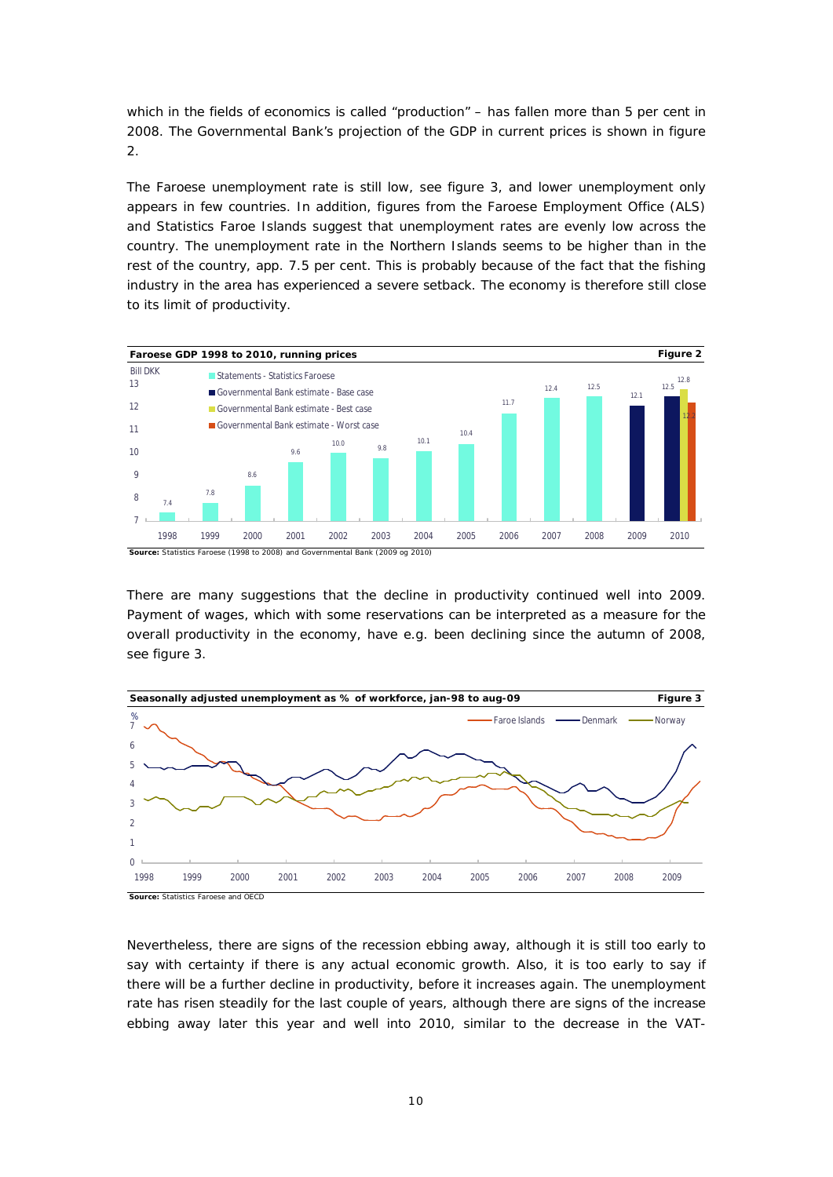which in the fields of economics is called "production" – has fallen more than 5 per cent in 2008. The Governmental Bank's projection of the GDP in current prices is shown in figure 2.

The Faroese unemployment rate is still low, see figure 3, and lower unemployment only appears in few countries. In addition, figures from the Faroese Employment Office (ALS) and Statistics Faroe Islands suggest that unemployment rates are evenly low across the country. The unemployment rate in the Northern Islands seems to be higher than in the rest of the country, app. 7.5 per cent. This is probably because of the fact that the fishing industry in the area has experienced a severe setback. The economy is therefore still close to its limit of productivity.

**Faroese GDP 1998 to 2010, running prices** — **Figure 2**

| Year | Bill DKK |
|---|---|
| 1998 | 7.4 |
| 1999 | 7.8 |
| 2000 | 8.6 |
| 2001 | 9.6 |
| 2002 | 10.0 |
| 2003 | 9.8 |
| 2004 | 10.1 |
| 2005 | 10.4 |
| 2006 | 11.7 |
| 2007 | 12.4 |
| 2008 | 12.5 |
| 2009 (Base case) | 12.1 |
| 2010 (Base case / Best case / Worst case) | 12.5 / 12.8 / 12.2 |

Statements - Statistics Faroese; Governmental Bank estimate - Base case; Governmental Bank estimate - Best case; Governmental Bank estimate - Worst case

**Source:** Statistics Faroese (1998 to 2008) and Governmental Bank (2009 og 2010)

There are many suggestions that the decline in productivity continued well into 2009. Payment of wages, which with some reservations can be interpreted as a measure for the overall productivity in the economy, have e.g. been declining since the autumn of 2008, see figure 3.

**Seasonally adjusted unemployment as % of workforce, jan-98 to aug-09** — **Figure 3**

Faroe Islands — Denmark — Norway

**Source:** Statistics Faroese and OECD

Nevertheless, there are signs of the recession ebbing away, although it is still too early to say with certainty if there is any actual economic growth. Also, it is too early to say if there will be a further decline in productivity, before it increases again. The unemployment rate has risen steadily for the last couple of years, although there are signs of the increase ebbing away later this year and well into 2010, similar to the decrease in the VAT-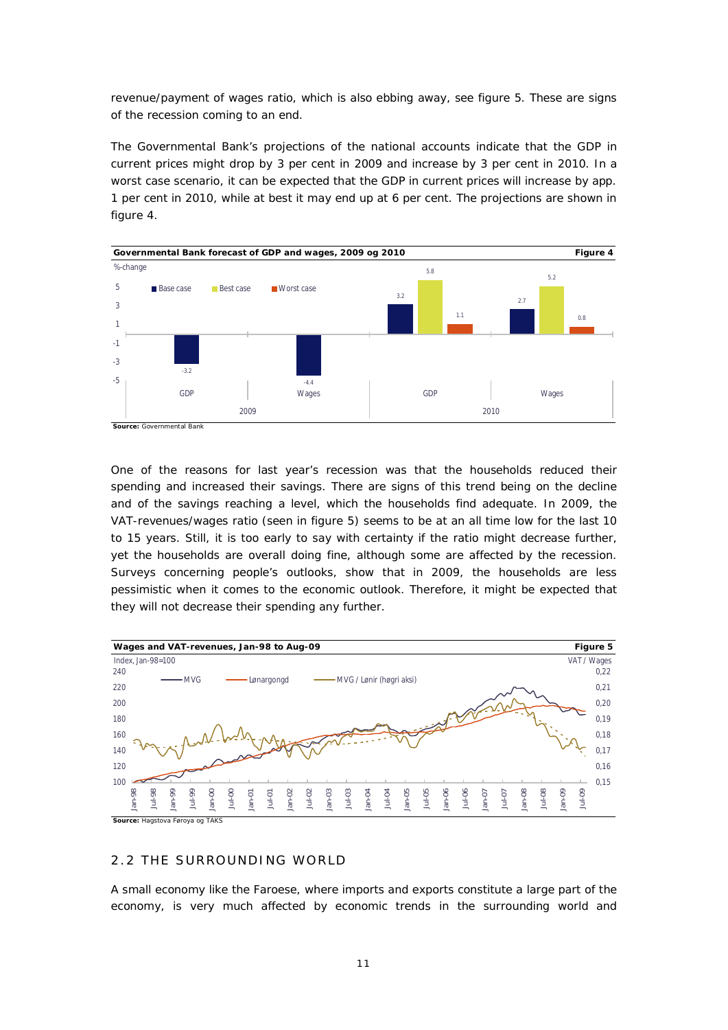revenue/payment of wages ratio, which is also ebbing away, see figure 5. These are signs of the recession coming to an end.

The Governmental Bank's projections of the national accounts indicate that the GDP in current prices might drop by 3 per cent in 2009 and increase by 3 per cent in 2010. In a worst case scenario, it can be expected that the GDP in current prices will increase by app. 1 per cent in 2010, while at best it may end up at 6 per cent. The projections are shown in figure 4.

**Governmental Bank forecast of GDP and wages, 2009 og 2010** — **Figure 4**

| %-change | GDP 2009 | Wages 2009 | GDP 2010 | Wages 2010 |
|---|---|---|---|---|
| Base case | -3.2 | -4.4 | 3.2 | 2.7 |
| Best case | | | 5.8 | 5.2 |
| Worst case | | | 1.1 | 0.8 |

**Source:** Governmental Bank

One of the reasons for last year's recession was that the households reduced their spending and increased their savings. There are signs of this trend being on the decline and of the savings reaching a level, which the households find adequate. In 2009, the VAT-revenues/wages ratio (seen in figure 5) seems to be at an all time low for the last 10 to 15 years. Still, it is too early to say with certainty if the ratio might decrease further, yet the households are overall doing fine, although some are affected by the recession. Surveys concerning people's outlooks, show that in 2009, the households are less pessimistic when it comes to the economic outlook. Therefore, it might be expected that they will not decrease their spending any further.

**Wages and VAT-revenues, Jan-98 to Aug-09** — **Figure 5**

Index, Jan-98=100 (left axis: MVG, Lønargongd); VAT / Wages (right axis: MVG / Lønir (høgri aksi))

**Source:** Hagstova Føroya og TAKS

## 2.2 THE SURROUNDING WORLD

A small economy like the Faroese, where imports and exports constitute a large part of the economy, is very much affected by economic trends in the surrounding world and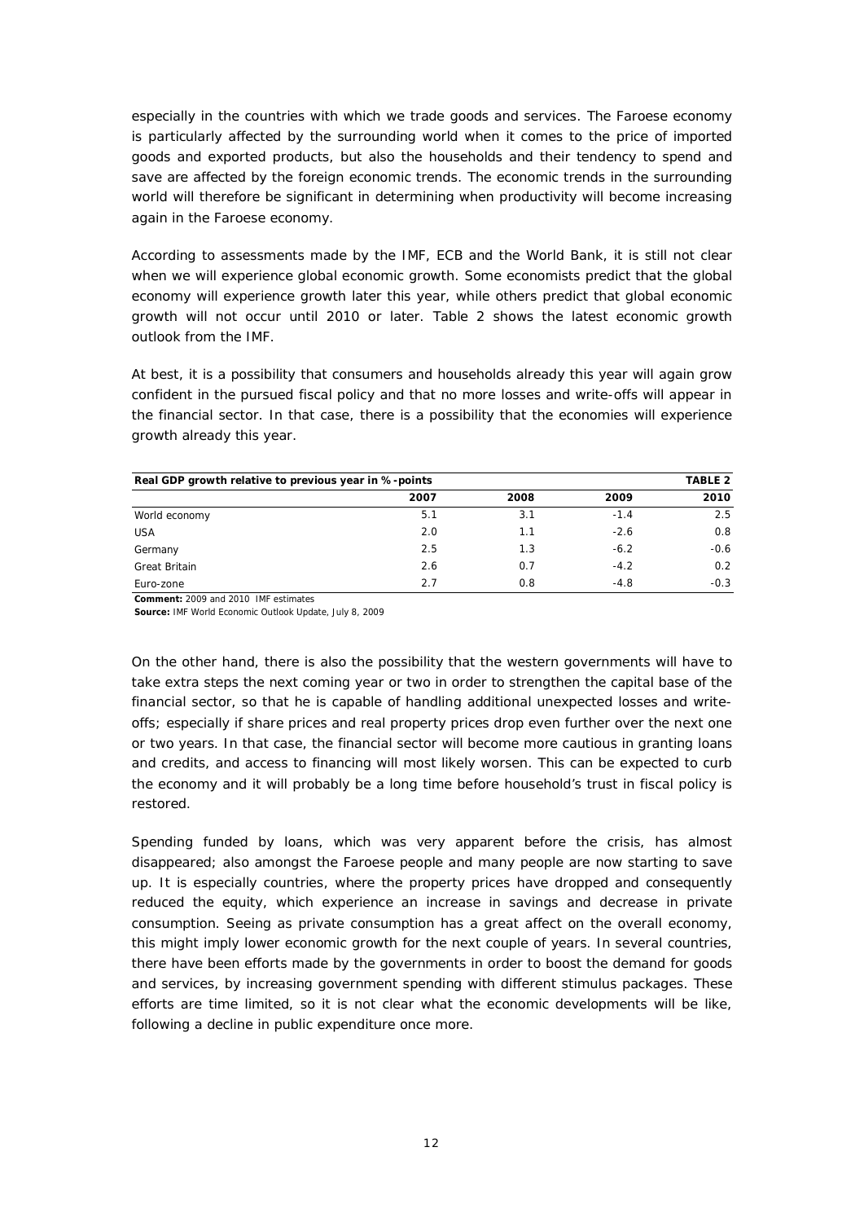especially in the countries with which we trade goods and services. The Faroese economy is particularly affected by the surrounding world when it comes to the price of imported goods and exported products, but also the households and their tendency to spend and save are affected by the foreign economic trends. The economic trends in the surrounding world will therefore be significant in determining when productivity will become increasing again in the Faroese economy.

According to assessments made by the IMF, ECB and the World Bank, it is still not clear when we will experience global economic growth. Some economists predict that the global economy will experience growth later this year, while others predict that global economic growth will not occur until 2010 or later. Table 2 shows the latest economic growth outlook from the IMF.

At best, it is a possibility that consumers and households already this year will again grow confident in the pursued fiscal policy and that no more losses and write-offs will appear in the financial sector. In that case, there is a possibility that the economies will experience growth already this year.

**Real GDP growth relative to previous year in %-points** — **TABLE 2**

| | 2007 | 2008 | 2009 | 2010 |
|---|---|---|---|---|
| World economy | 5.1 | 3.1 | -1.4 | 2.5 |
| USA | 2.0 | 1.1 | -2.6 | 0.8 |
| Germany | 2.5 | 1.3 | -6.2 | -0.6 |
| Great Britain | 2.6 | 0.7 | -4.2 | 0.2 |
| Euro-zone | 2.7 | 0.8 | -4.8 | -0.3 |

**Comment:** 2009 and 2010 IMF estimates

**Source:** IMF World Economic Outlook Update, July 8, 2009

On the other hand, there is also the possibility that the western governments will have to take extra steps the next coming year or two in order to strengthen the capital base of the financial sector, so that he is capable of handling additional unexpected losses and write-offs; especially if share prices and real property prices drop even further over the next one or two years. In that case, the financial sector will become more cautious in granting loans and credits, and access to financing will most likely worsen. This can be expected to curb the economy and it will probably be a long time before household's trust in fiscal policy is restored.

Spending funded by loans, which was very apparent before the crisis, has almost disappeared; also amongst the Faroese people and many people are now starting to save up. It is especially countries, where the property prices have dropped and consequently reduced the equity, which experience an increase in savings and decrease in private consumption. Seeing as private consumption has a great affect on the overall economy, this might imply lower economic growth for the next couple of years. In several countries, there have been efforts made by the governments in order to boost the demand for goods and services, by increasing government spending with different stimulus packages. These efforts are time limited, so it is not clear what the economic developments will be like, following a decline in public expenditure once more.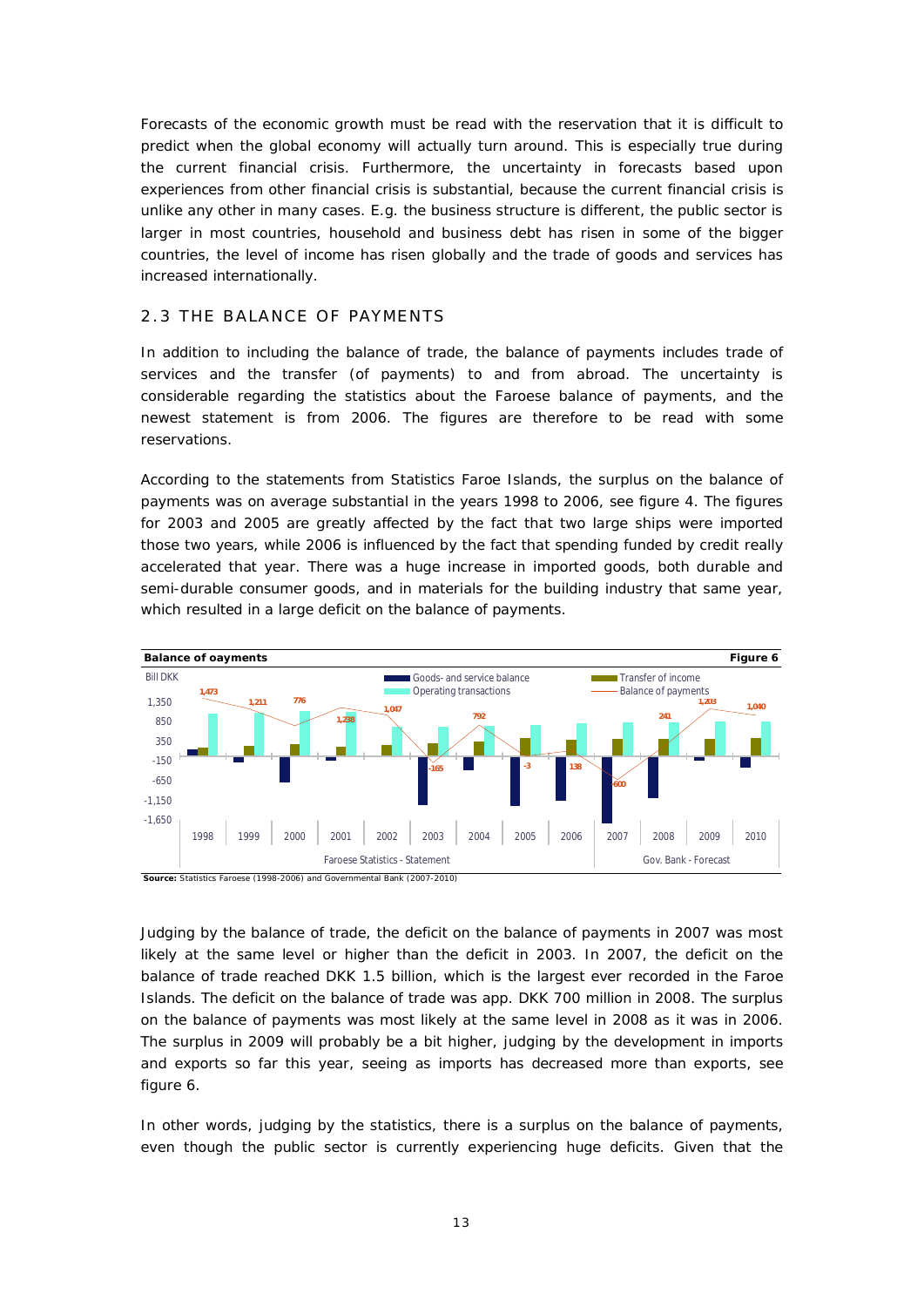Forecasts of the economic growth must be read with the reservation that it is difficult to predict when the global economy will actually turn around. This is especially true during the current financial crisis. Furthermore, the uncertainty in forecasts based upon experiences from other financial crisis is substantial, because the current financial crisis is unlike any other in many cases. E.g. the business structure is different, the public sector is larger in most countries, household and business debt has risen in some of the bigger countries, the level of income has risen globally and the trade of goods and services has increased internationally.

## 2.3 THE BALANCE OF PAYMENTS

In addition to including the balance of trade, the balance of payments includes trade of services and the transfer (of payments) to and from abroad. The uncertainty is considerable regarding the statistics about the Faroese balance of payments, and the newest statement is from 2006. The figures are therefore to be read with some reservations.

According to the statements from Statistics Faroe Islands, the surplus on the balance of payments was on average substantial in the years 1998 to 2006, see figure 4. The figures for 2003 and 2005 are greatly affected by the fact that two large ships were imported those two years, while 2006 is influenced by the fact that spending funded by credit really accelerated that year. There was a huge increase in imported goods, both durable and semi-durable consumer goods, and in materials for the building industry that same year, which resulted in a large deficit on the balance of payments.

**Balance of oayments** — **Figure 6**

Bill DKK

Legend: Goods- and service balance; Operating transactions; Transfer of income; Balance of payments

| | 1998 | 1999 | 2000 | 2001 | 2002 | 2003 | 2004 | 2005 | 2006 | 2007 | 2008 | 2009 | 2010 |
|---|---|---|---|---|---|---|---|---|---|---|---|---|---|
| Balance of payments | 1,473 | 1,211 | 776 | 1,238 | 1,047 | -165 | 792 | -3 | 138 | -600 | 241 | 1,203 | 1,040 |

Faroese Statistics - Statement (1998–2006); Gov. Bank - Forecast (2007–2010)

**Source:** Statistics Faroese (1998-2006) and Governmental Bank (2007-2010)

Judging by the balance of trade, the deficit on the balance of payments in 2007 was most likely at the same level or higher than the deficit in 2003. In 2007, the deficit on the balance of trade reached DKK 1.5 billion, which is the largest ever recorded in the Faroe Islands. The deficit on the balance of trade was app. DKK 700 million in 2008. The surplus on the balance of payments was most likely at the same level in 2008 as it was in 2006. The surplus in 2009 will probably be a bit higher, judging by the development in imports and exports so far this year, seeing as imports has decreased more than exports, see figure 6.

In other words, judging by the statistics, there is a surplus on the balance of payments, even though the public sector is currently experiencing huge deficits. Given that the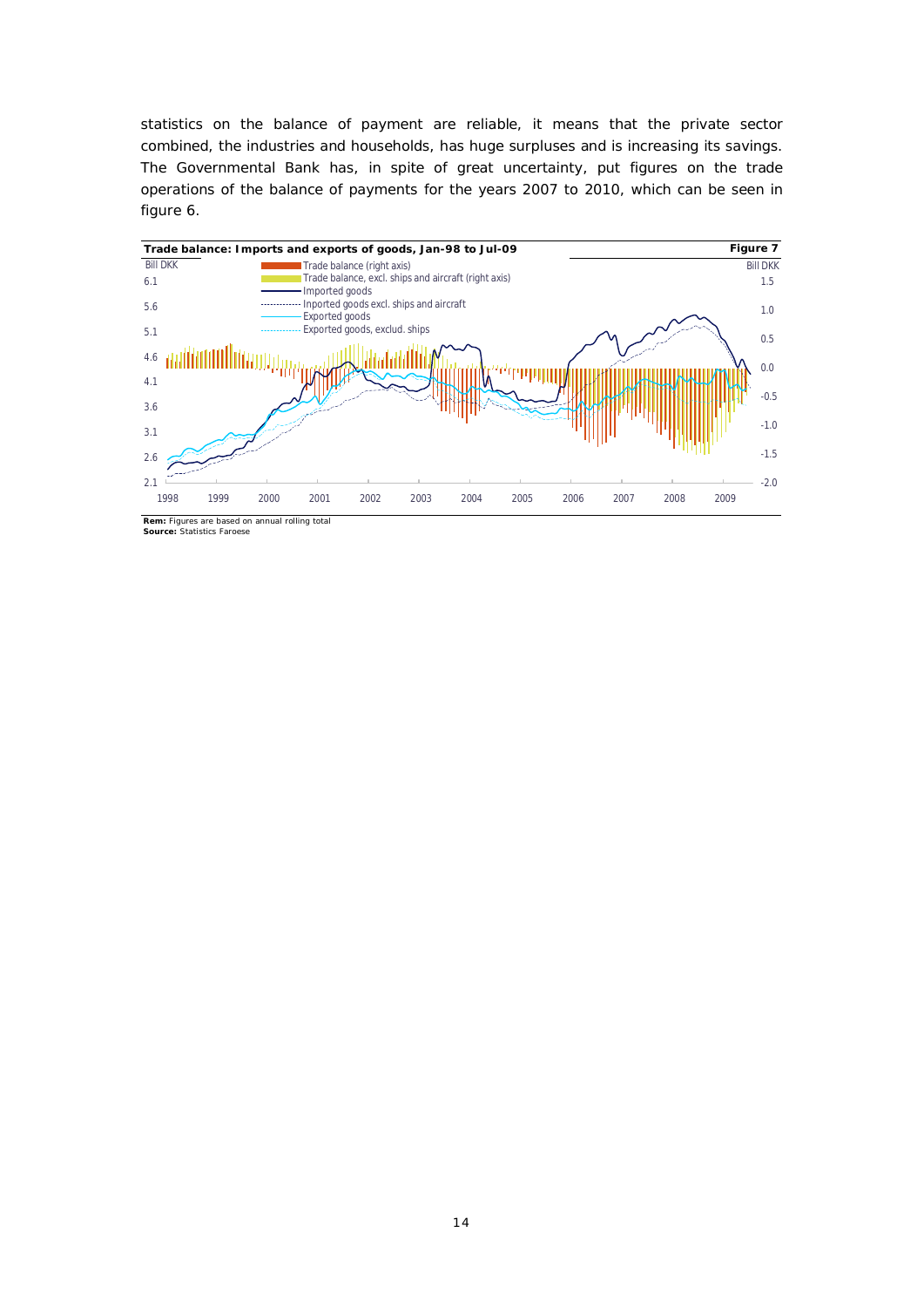statistics on the balance of payment are reliable, it means that the private sector combined, the industries and households, has huge surpluses and is increasing its savings. The Governmental Bank has, in spite of great uncertainty, put figures on the trade operations of the balance of payments for the years 2007 to 2010, which can be seen in figure 6.

**Trade balance: Imports and exports of goods, Jan-98 to Jul-09** **Figure 7**

Bill DKK / Bill DKK

- Trade balance (right axis)
- Trade balance, excl. ships and aircraft (right axis)
- Imported goods
- Inported goods excl. ships and aircraft
- Exported goods
- Exported goods, exclud. ships

**Rem:** Figures are based on annual rolling total
**Source:** Statistics Faroese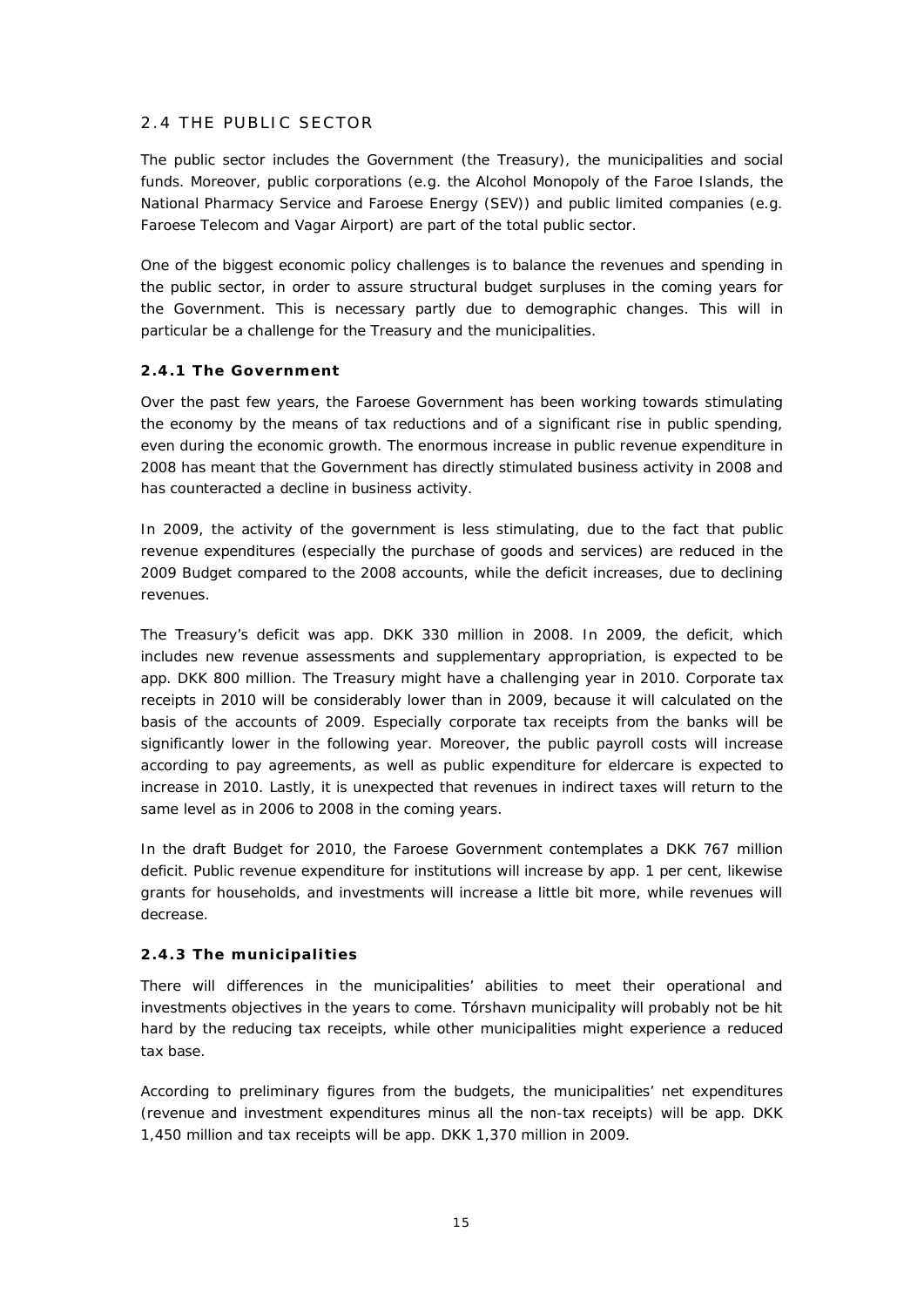## 2.4 THE PUBLIC SECTOR

The public sector includes the Government (the Treasury), the municipalities and social funds. Moreover, public corporations (e.g. the Alcohol Monopoly of the Faroe Islands, the National Pharmacy Service and Faroese Energy (SEV)) and public limited companies (e.g. Faroese Telecom and Vagar Airport) are part of the total public sector.

One of the biggest economic policy challenges is to balance the revenues and spending in the public sector, in order to assure structural budget surpluses in the coming years for the Government. This is necessary partly due to demographic changes. This will in particular be a challenge for the Treasury and the municipalities.

### 2.4.1 The Government

Over the past few years, the Faroese Government has been working towards stimulating the economy by the means of tax reductions and of a significant rise in public spending, even during the economic growth. The enormous increase in public revenue expenditure in 2008 has meant that the Government has directly stimulated business activity in 2008 and has counteracted a decline in business activity.

In 2009, the activity of the government is less stimulating, due to the fact that public revenue expenditures (especially the purchase of goods and services) are reduced in the 2009 Budget compared to the 2008 accounts, while the deficit increases, due to declining revenues.

The Treasury's deficit was app. DKK 330 million in 2008. In 2009, the deficit, which includes new revenue assessments and supplementary appropriation, is expected to be app. DKK 800 million. The Treasury might have a challenging year in 2010. Corporate tax receipts in 2010 will be considerably lower than in 2009, because it will calculated on the basis of the accounts of 2009. Especially corporate tax receipts from the banks will be significantly lower in the following year. Moreover, the public payroll costs will increase according to pay agreements, as well as public expenditure for eldercare is expected to increase in 2010. Lastly, it is unexpected that revenues in indirect taxes will return to the same level as in 2006 to 2008 in the coming years.

In the draft Budget for 2010, the Faroese Government contemplates a DKK 767 million deficit. Public revenue expenditure for institutions will increase by app. 1 per cent, likewise grants for households, and investments will increase a little bit more, while revenues will decrease.

### 2.4.3 The municipalities

There will differences in the municipalities' abilities to meet their operational and investments objectives in the years to come. Tórshavn municipality will probably not be hit hard by the reducing tax receipts, while other municipalities might experience a reduced tax base.

According to preliminary figures from the budgets, the municipalities' net expenditures (revenue and investment expenditures minus all the non-tax receipts) will be app. DKK 1,450 million and tax receipts will be app. DKK 1,370 million in 2009.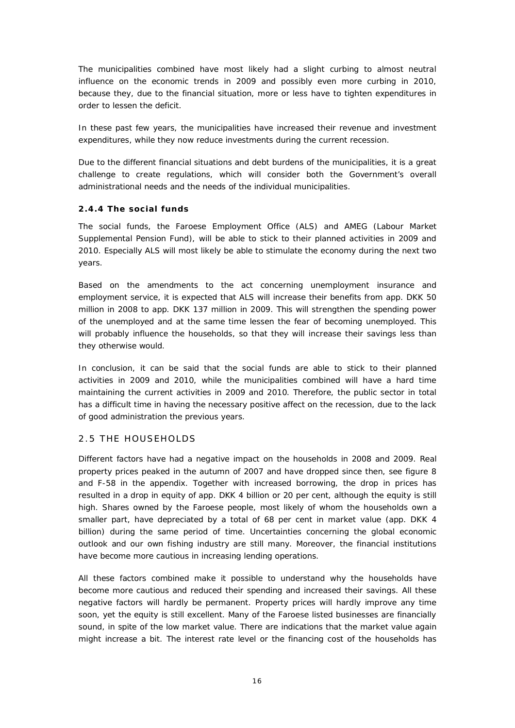The municipalities combined have most likely had a slight curbing to almost neutral influence on the economic trends in 2009 and possibly even more curbing in 2010, because they, due to the financial situation, more or less have to tighten expenditures in order to lessen the deficit.

In these past few years, the municipalities have increased their revenue and investment expenditures, while they now reduce investments during the current recession.

Due to the different financial situations and debt burdens of the municipalities, it is a great challenge to create regulations, which will consider both the Government's overall administrational needs and the needs of the individual municipalities.

### 2.4.4 The social funds

The social funds, the Faroese Employment Office (ALS) and AMEG (Labour Market Supplemental Pension Fund), will be able to stick to their planned activities in 2009 and 2010. Especially ALS will most likely be able to stimulate the economy during the next two years.

Based on the amendments to the act concerning unemployment insurance and employment service, it is expected that ALS will increase their benefits from app. DKK 50 million in 2008 to app. DKK 137 million in 2009. This will strengthen the spending power of the unemployed and at the same time lessen the fear of becoming unemployed. This will probably influence the households, so that they will increase their savings less than they otherwise would.

In conclusion, it can be said that the social funds are able to stick to their planned activities in 2009 and 2010, while the municipalities combined will have a hard time maintaining the current activities in 2009 and 2010. Therefore, the public sector in total has a difficult time in having the necessary positive affect on the recession, due to the lack of good administration the previous years.

## 2.5 THE HOUSEHOLDS

Different factors have had a negative impact on the households in 2008 and 2009. Real property prices peaked in the autumn of 2007 and have dropped since then, see figure 8 and F-58 in the appendix. Together with increased borrowing, the drop in prices has resulted in a drop in equity of app. DKK 4 billion or 20 per cent, although the equity is still high. Shares owned by the Faroese people, most likely of whom the households own a smaller part, have depreciated by a total of 68 per cent in market value (app. DKK 4 billion) during the same period of time. Uncertainties concerning the global economic outlook and our own fishing industry are still many. Moreover, the financial institutions have become more cautious in increasing lending operations.

All these factors combined make it possible to understand why the households have become more cautious and reduced their spending and increased their savings. All these negative factors will hardly be permanent. Property prices will hardly improve any time soon, yet the equity is still excellent. Many of the Faroese listed businesses are financially sound, in spite of the low market value. There are indications that the market value again might increase a bit. The interest rate level or the financing cost of the households has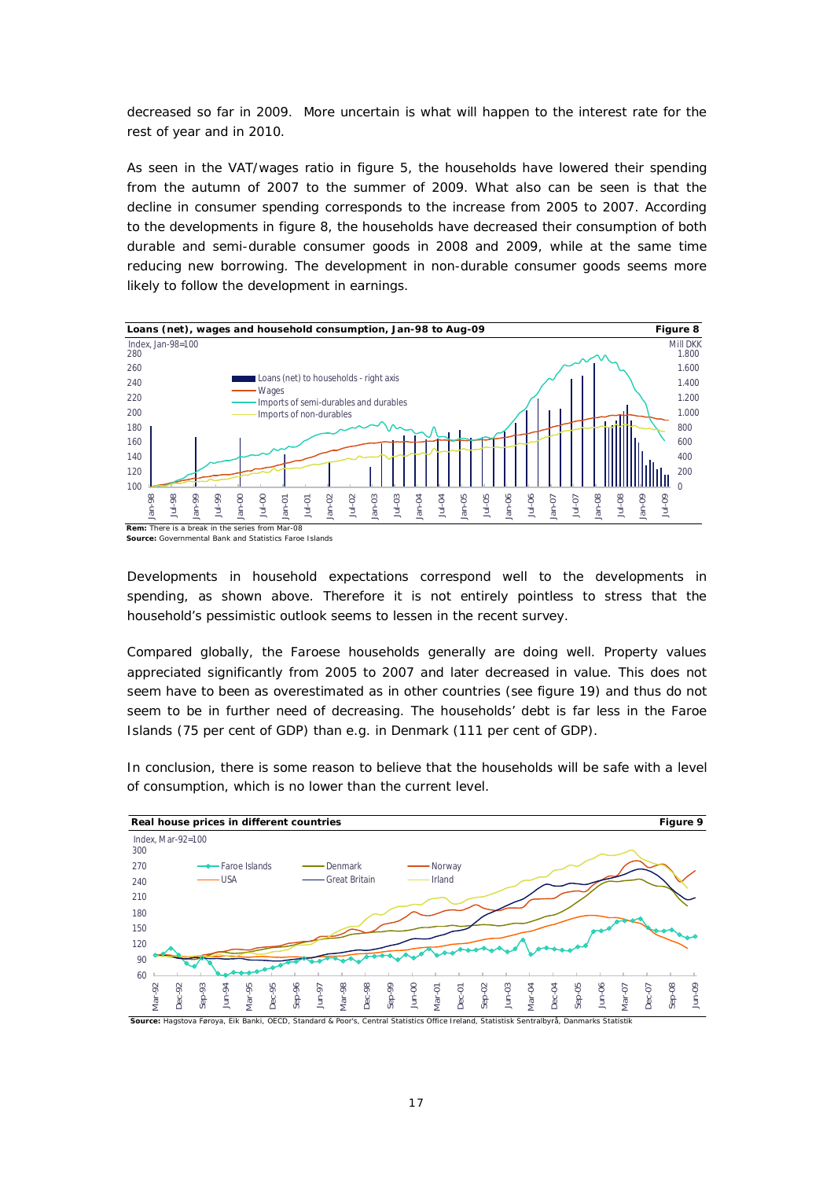decreased so far in 2009. More uncertain is what will happen to the interest rate for the rest of year and in 2010.

As seen in the VAT/wages ratio in figure 5, the households have lowered their spending from the autumn of 2007 to the summer of 2009. What also can be seen is that the decline in consumer spending corresponds to the increase from 2005 to 2007. According to the developments in figure 8, the households have decreased their consumption of both durable and semi-durable consumer goods in 2008 and 2009, while at the same time reducing new borrowing. The development in non-durable consumer goods seems more likely to follow the development in earnings.

**Loans (net), wages and household consumption, Jan-98 to Aug-09** — **Figure 8**

**Rem:** There is a break in the series from Mar-08

**Source:** Governmental Bank and Statistics Faroe Islands

Developments in household expectations correspond well to the developments in spending, as shown above. Therefore it is not entirely pointless to stress that the household's pessimistic outlook seems to lessen in the recent survey.

Compared globally, the Faroese households generally are doing well. Property values appreciated significantly from 2005 to 2007 and later decreased in value. This does not seem have to been as overestimated as in other countries (see figure 19) and thus do not seem to be in further need of decreasing. The households' debt is far less in the Faroe Islands (75 per cent of GDP) than e.g. in Denmark (111 per cent of GDP).

In conclusion, there is some reason to believe that the households will be safe with a level of consumption, which is no lower than the current level.

**Real house prices in different countries** — **Figure 9**

**Source:** Hagstova Føroya, Eik Banki, OECD, Standard & Poor's, Central Statistics Office Ireland, Statistisk Sentralbyrå, Danmarks Statistik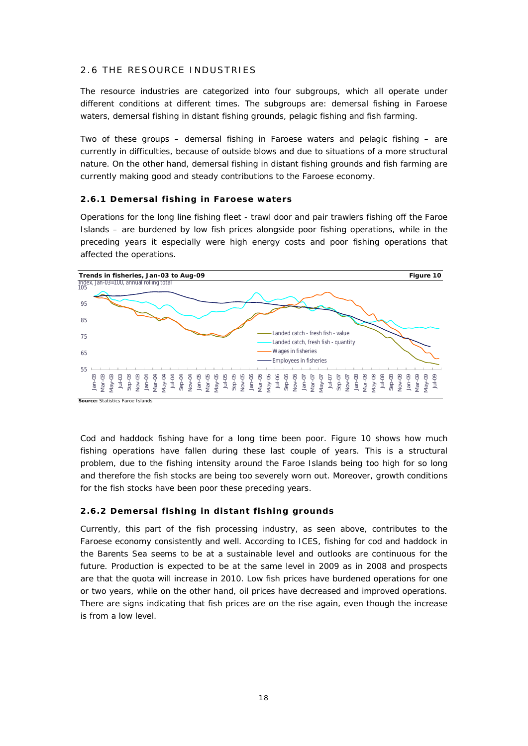## 2.6 THE RESOURCE INDUSTRIES

The resource industries are categorized into four subgroups, which all operate under different conditions at different times. The subgroups are: demersal fishing in Faroese waters, demersal fishing in distant fishing grounds, pelagic fishing and fish farming.

Two of these groups – demersal fishing in Faroese waters and pelagic fishing – are currently in difficulties, because of outside blows and due to situations of a more structural nature. On the other hand, demersal fishing in distant fishing grounds and fish farming are currently making good and steady contributions to the Faroese economy.

### 2.6.1 Demersal fishing in Faroese waters

Operations for the long line fishing fleet - trawl door and pair trawlers fishing off the Faroe Islands – are burdened by low fish prices alongside poor fishing operations, while in the preceding years it especially were high energy costs and poor fishing operations that affected the operations.

**Trends in fisheries, Jan-03 to Aug-09** — **Figure 10**

Index, Jan-03=100, annual rolling total

Landed catch - fresh fish - value; Landed catch, fresh fish - quantity; Wages in fisheries; Employees in fisheries

**Source:** Statistics Faroe Islands

Cod and haddock fishing have for a long time been poor. Figure 10 shows how much fishing operations have fallen during these last couple of years. This is a structural problem, due to the fishing intensity around the Faroe Islands being too high for so long and therefore the fish stocks are being too severely worn out. Moreover, growth conditions for the fish stocks have been poor these preceding years.

### 2.6.2 Demersal fishing in distant fishing grounds

Currently, this part of the fish processing industry, as seen above, contributes to the Faroese economy consistently and well. According to ICES, fishing for cod and haddock in the Barents Sea seems to be at a sustainable level and outlooks are continuous for the future. Production is expected to be at the same level in 2009 as in 2008 and prospects are that the quota will increase in 2010. Low fish prices have burdened operations for one or two years, while on the other hand, oil prices have decreased and improved operations. There are signs indicating that fish prices are on the rise again, even though the increase is from a low level.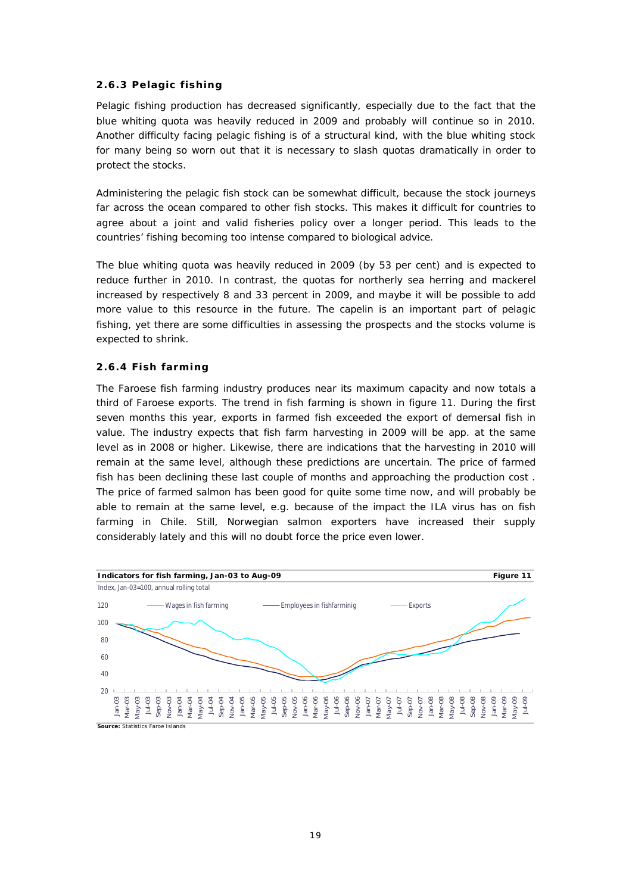### 2.6.3 Pelagic fishing

Pelagic fishing production has decreased significantly, especially due to the fact that the blue whiting quota was heavily reduced in 2009 and probably will continue so in 2010. Another difficulty facing pelagic fishing is of a structural kind, with the blue whiting stock for many being so worn out that it is necessary to slash quotas dramatically in order to protect the stocks.

Administering the pelagic fish stock can be somewhat difficult, because the stock journeys far across the ocean compared to other fish stocks. This makes it difficult for countries to agree about a joint and valid fisheries policy over a longer period. This leads to the countries' fishing becoming too intense compared to biological advice.

The blue whiting quota was heavily reduced in 2009 (by 53 per cent) and is expected to reduce further in 2010. In contrast, the quotas for northerly sea herring and mackerel increased by respectively 8 and 33 percent in 2009, and maybe it will be possible to add more value to this resource in the future. The capelin is an important part of pelagic fishing, yet there are some difficulties in assessing the prospects and the stocks volume is expected to shrink.

### 2.6.4 Fish farming

The Faroese fish farming industry produces near its maximum capacity and now totals a third of Faroese exports. The trend in fish farming is shown in figure 11. During the first seven months this year, exports in farmed fish exceeded the export of demersal fish in value. The industry expects that fish farm harvesting in 2009 will be app. at the same level as in 2008 or higher. Likewise, there are indications that the harvesting in 2010 will remain at the same level, although these predictions are uncertain. The price of farmed fish has been declining these last couple of months and approaching the production cost . The price of farmed salmon has been good for quite some time now, and will probably be able to remain at the same level, e.g. because of the impact the ILA virus has on fish farming in Chile. Still, Norwegian salmon exporters have increased their supply considerably lately and this will no doubt force the price even lower.

**Indicators for fish farming, Jan-03 to Aug-09** — **Figure 11**

Index, Jan-03=100, annual rolling total

Wages in fish farming — Employees in fishfarminig — Exports

**Source:** Statistics Faroe Islands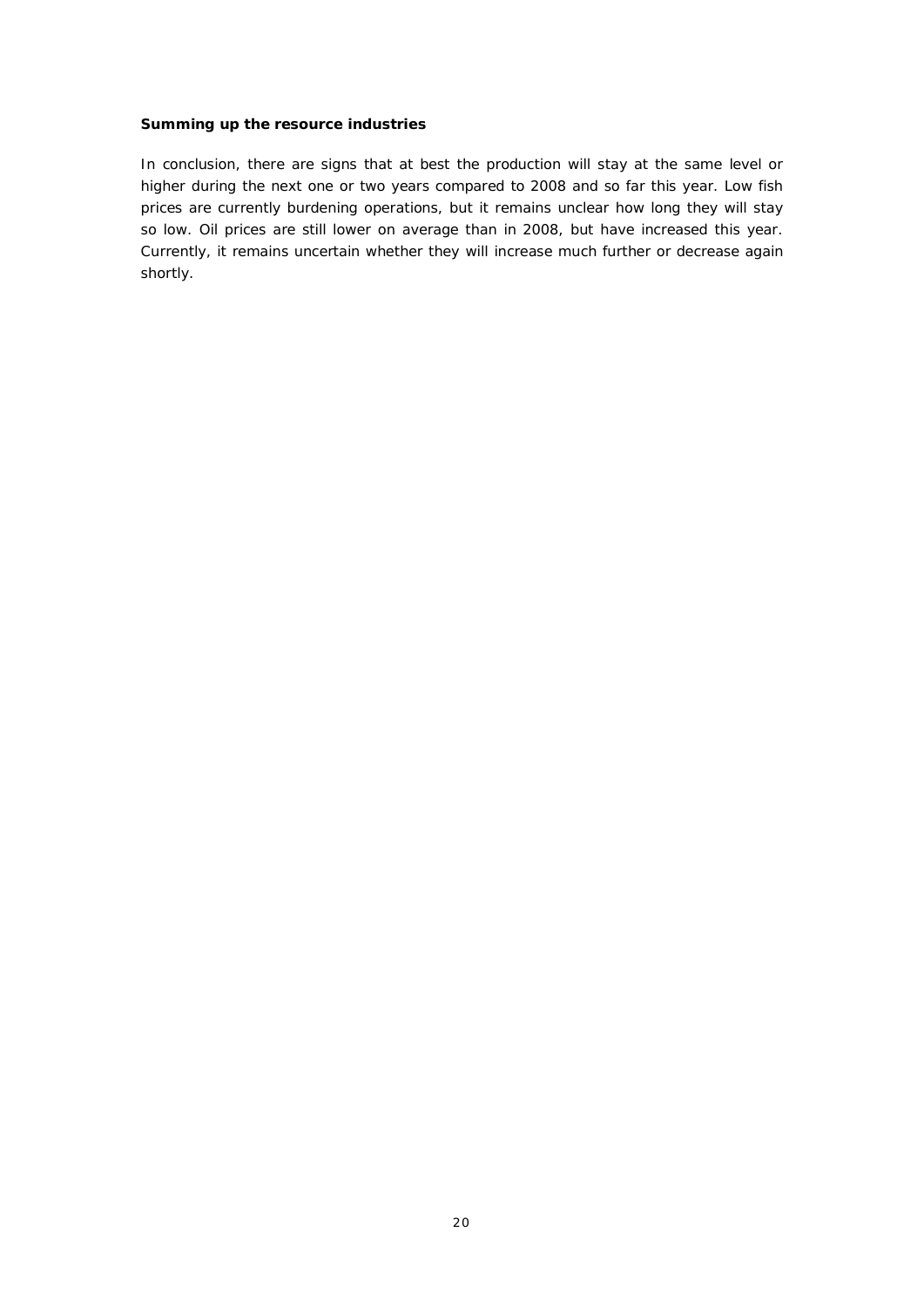**Summing up the resource industries**

In conclusion, there are signs that at best the production will stay at the same level or higher during the next one or two years compared to 2008 and so far this year. Low fish prices are currently burdening operations, but it remains unclear how long they will stay so low. Oil prices are still lower on average than in 2008, but have increased this year. Currently, it remains uncertain whether they will increase much further or decrease again shortly.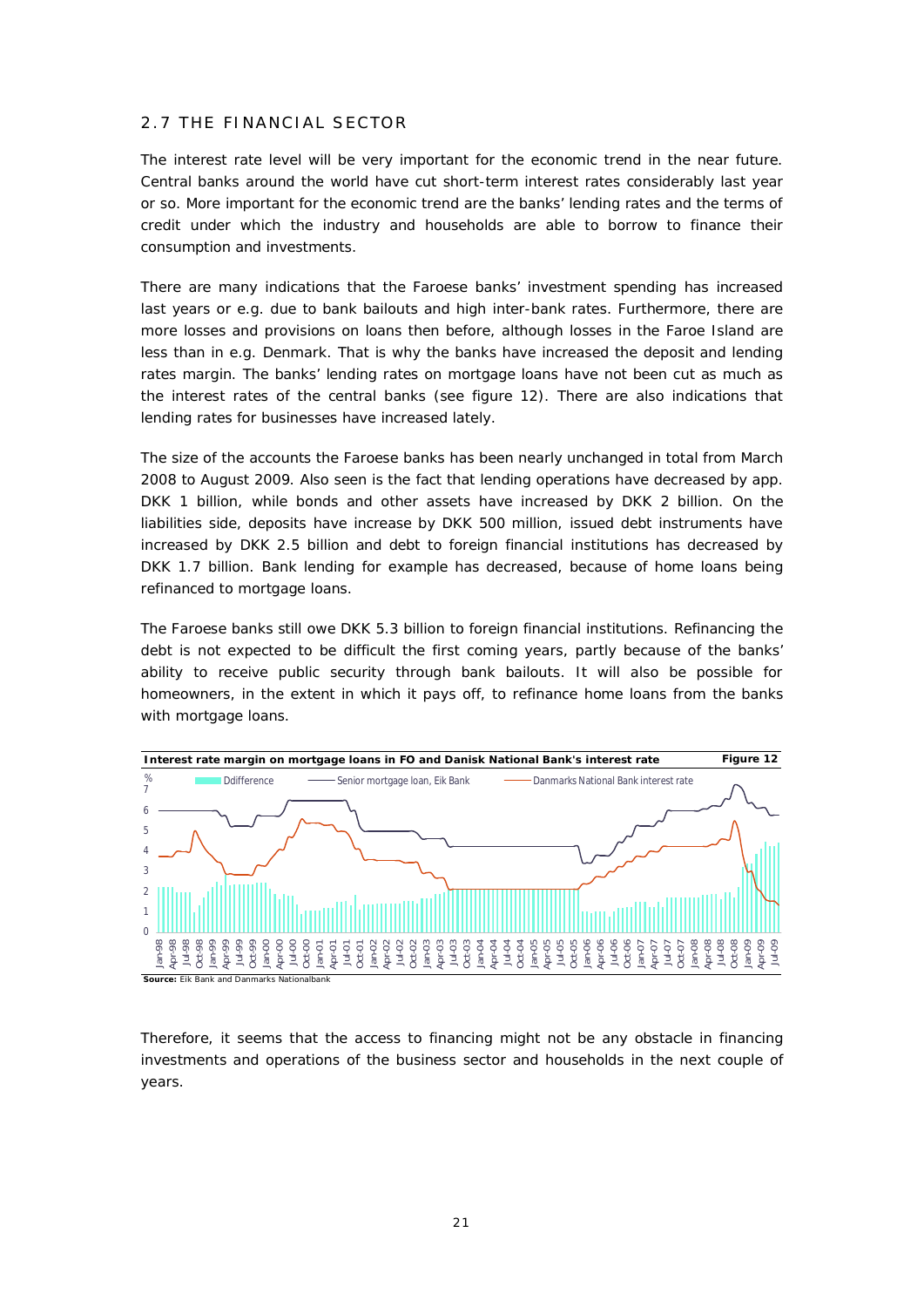## 2.7 THE FINANCIAL SECTOR

The interest rate level will be very important for the economic trend in the near future. Central banks around the world have cut short-term interest rates considerably last year or so. More important for the economic trend are the banks' lending rates and the terms of credit under which the industry and households are able to borrow to finance their consumption and investments.

There are many indications that the Faroese banks' investment spending has increased last years or e.g. due to bank bailouts and high inter-bank rates. Furthermore, there are more losses and provisions on loans then before, although losses in the Faroe Island are less than in e.g. Denmark. That is why the banks have increased the deposit and lending rates margin. The banks' lending rates on mortgage loans have not been cut as much as the interest rates of the central banks (see figure 12). There are also indications that lending rates for businesses have increased lately.

The size of the accounts the Faroese banks has been nearly unchanged in total from March 2008 to August 2009. Also seen is the fact that lending operations have decreased by app. DKK 1 billion, while bonds and other assets have increased by DKK 2 billion. On the liabilities side, deposits have increase by DKK 500 million, issued debt instruments have increased by DKK 2.5 billion and debt to foreign financial institutions has decreased by DKK 1.7 billion. Bank lending for example has decreased, because of home loans being refinanced to mortgage loans.

The Faroese banks still owe DKK 5.3 billion to foreign financial institutions. Refinancing the debt is not expected to be difficult the first coming years, partly because of the banks' ability to receive public security through bank bailouts. It will also be possible for homeowners, in the extent in which it pays off, to refinance home loans from the banks with mortgage loans.

**Interest rate margin on mortgage loans in FO and Danisk National Bank's interest rate** — **Figure 12**

**Source:** Eik Bank and Danmarks Nationalbank

Therefore, it seems that the access to financing might not be any obstacle in financing investments and operations of the business sector and households in the next couple of years.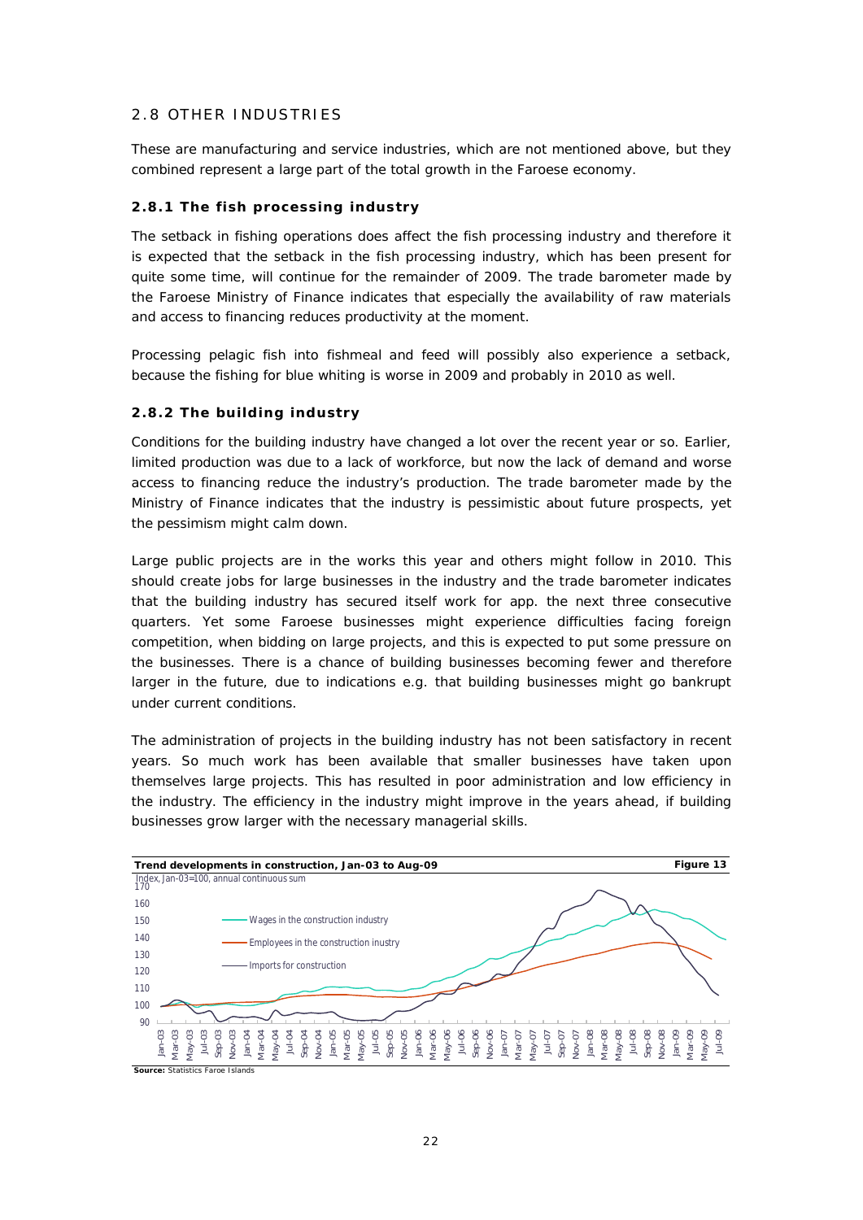## 2.8 OTHER INDUSTRIES

These are manufacturing and service industries, which are not mentioned above, but they combined represent a large part of the total growth in the Faroese economy.

### 2.8.1 The fish processing industry

The setback in fishing operations does affect the fish processing industry and therefore it is expected that the setback in the fish processing industry, which has been present for quite some time, will continue for the remainder of 2009. The trade barometer made by the Faroese Ministry of Finance indicates that especially the availability of raw materials and access to financing reduces productivity at the moment.

Processing pelagic fish into fishmeal and feed will possibly also experience a setback, because the fishing for blue whiting is worse in 2009 and probably in 2010 as well.

### 2.8.2 The building industry

Conditions for the building industry have changed a lot over the recent year or so. Earlier, limited production was due to a lack of workforce, but now the lack of demand and worse access to financing reduce the industry's production. The trade barometer made by the Ministry of Finance indicates that the industry is pessimistic about future prospects, yet the pessimism might calm down.

Large public projects are in the works this year and others might follow in 2010. This should create jobs for large businesses in the industry and the trade barometer indicates that the building industry has secured itself work for app. the next three consecutive quarters. Yet some Faroese businesses might experience difficulties facing foreign competition, when bidding on large projects, and this is expected to put some pressure on the businesses. There is a chance of building businesses becoming fewer and therefore larger in the future, due to indications e.g. that building businesses might go bankrupt under current conditions.

The administration of projects in the building industry has not been satisfactory in recent years. So much work has been available that smaller businesses have taken upon themselves large projects. This has resulted in poor administration and low efficiency in the industry. The efficiency in the industry might improve in the years ahead, if building businesses grow larger with the necessary managerial skills.

**Trend developments in construction, Jan-03 to Aug-09** — **Figure 13**

Index, Jan-03=100, annual continuous sum

Legend: Wages in the construction industry; Employees in the construction inustry; Imports for construction

**Source:** Statistics Faroe Islands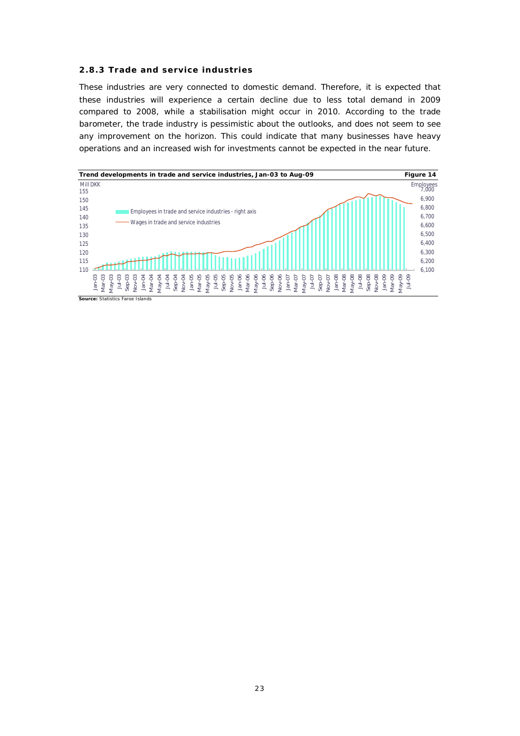### 2.8.3 Trade and service industries

These industries are very connected to domestic demand. Therefore, it is expected that these industries will experience a certain decline due to less total demand in 2009 compared to 2008, while a stabilisation might occur in 2010. According to the trade barometer, the trade industry is pessimistic about the outlooks, and does not seem to see any improvement on the horizon. This could indicate that many businesses have heavy operations and an increased wish for investments cannot be expected in the near future.

**Trend developments in trade and service industries, Jan-03 to Aug-09** **Figure 14**

**Source:** Statistics Faroe Islands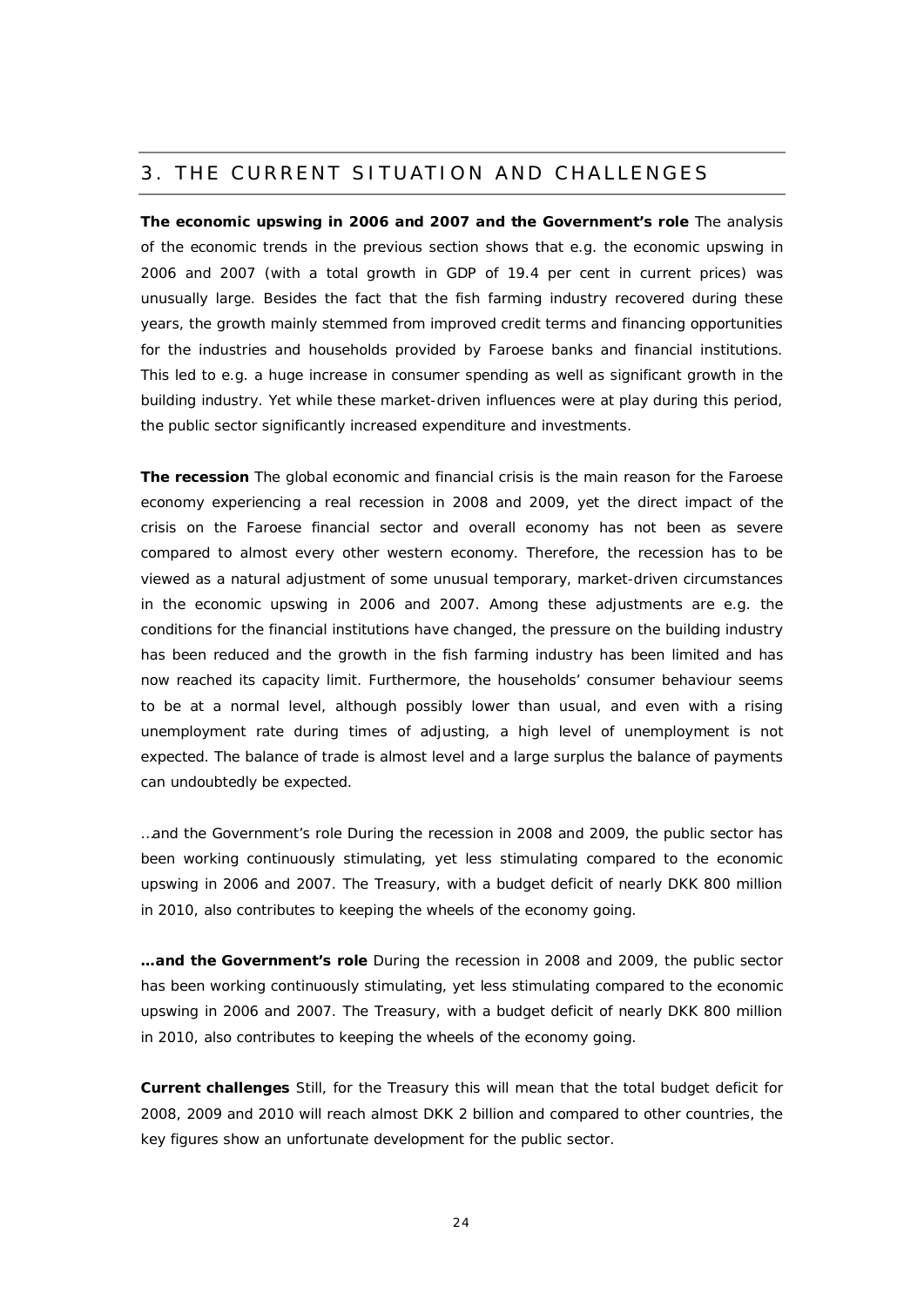## 3. THE CURRENT SITUATION AND CHALLENGES

**The economic upswing in 2006 and 2007 and the Government's role** The analysis of the economic trends in the previous section shows that e.g. the economic upswing in 2006 and 2007 (with a total growth in GDP of 19.4 per cent in current prices) was unusually large. Besides the fact that the fish farming industry recovered during these years, the growth mainly stemmed from improved credit terms and financing opportunities for the industries and households provided by Faroese banks and financial institutions. This led to e.g. a huge increase in consumer spending as well as significant growth in the building industry. Yet while these market-driven influences were at play during this period, the public sector significantly increased expenditure and investments.

**The recession** The global economic and financial crisis is the main reason for the Faroese economy experiencing a real recession in 2008 and 2009, yet the direct impact of the crisis on the Faroese financial sector and overall economy has not been as severe compared to almost every other western economy. Therefore, the recession has to be viewed as a natural adjustment of some unusual temporary, market-driven circumstances in the economic upswing in 2006 and 2007. Among these adjustments are e.g. the conditions for the financial institutions have changed, the pressure on the building industry has been reduced and the growth in the fish farming industry has been limited and has now reached its capacity limit. Furthermore, the households' consumer behaviour seems to be at a normal level, although possibly lower than usual, and even with a rising unemployment rate during times of adjusting, a high level of unemployment is not expected. The balance of trade is almost level and a large surplus the balance of payments can undoubtedly be expected.

…and the Government's role During the recession in 2008 and 2009, the public sector has been working continuously stimulating, yet less stimulating compared to the economic upswing in 2006 and 2007. The Treasury, with a budget deficit of nearly DKK 800 million in 2010, also contributes to keeping the wheels of the economy going.

**…and the Government's role** During the recession in 2008 and 2009, the public sector has been working continuously stimulating, yet less stimulating compared to the economic upswing in 2006 and 2007. The Treasury, with a budget deficit of nearly DKK 800 million in 2010, also contributes to keeping the wheels of the economy going.

**Current challenges** Still, for the Treasury this will mean that the total budget deficit for 2008, 2009 and 2010 will reach almost DKK 2 billion and compared to other countries, the key figures show an unfortunate development for the public sector.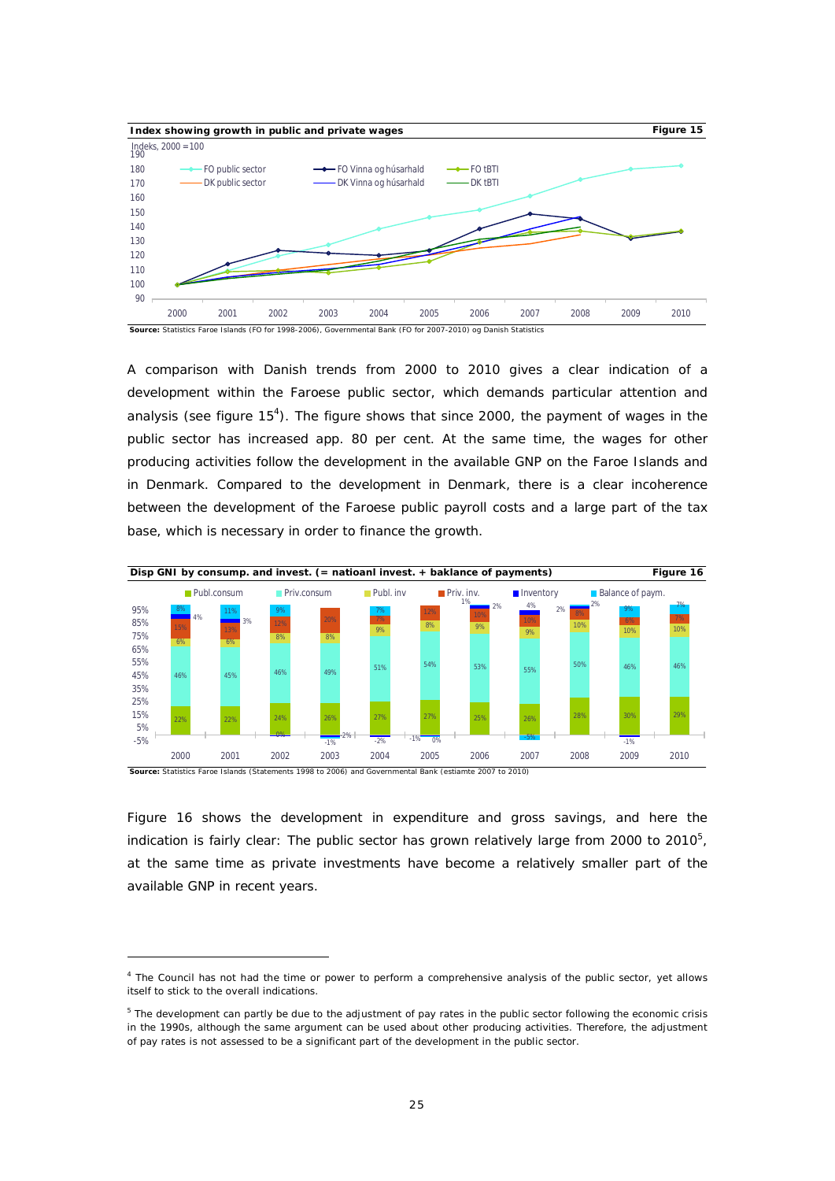**Index showing growth in public and private wages** **Figure 15**

Source: Statistics Faroe Islands (FO for 1998-2006), Governmental Bank (FO for 2007-2010) og Danish Statistics

A comparison with Danish trends from 2000 to 2010 gives a clear indication of a development within the Faroese public sector, which demands particular attention and analysis (see figure 15[4]). The figure shows that since 2000, the payment of wages in the public sector has increased app. 80 per cent. At the same time, the wages for other producing activities follow the development in the available GNP on the Faroe Islands and in Denmark. Compared to the development in Denmark, there is a clear incoherence between the development of the Faroese public payroll costs and a large part of the tax base, which is necessary in order to finance the growth.

**Disp GNI by consump. and invest. (= natioanl invest. + baklance of payments)** **Figure 16**

Source: Statistics Faroe Islands (Statements 1998 to 2006) and Governmental Bank (estiamte 2007 to 2010)

Figure 16 shows the development in expenditure and gross savings, and here the indication is fairly clear: The public sector has grown relatively large from 2000 to 2010[5], at the same time as private investments have become a relatively smaller part of the available GNP in recent years.

[4] The Council has not had the time or power to perform a comprehensive analysis of the public sector, yet allows itself to stick to the overall indications.

[5] The development can partly be due to the adjustment of pay rates in the public sector following the economic crisis in the 1990s, although the same argument can be used about other producing activities. Therefore, the adjustment of pay rates is not assessed to be a significant part of the development in the public sector.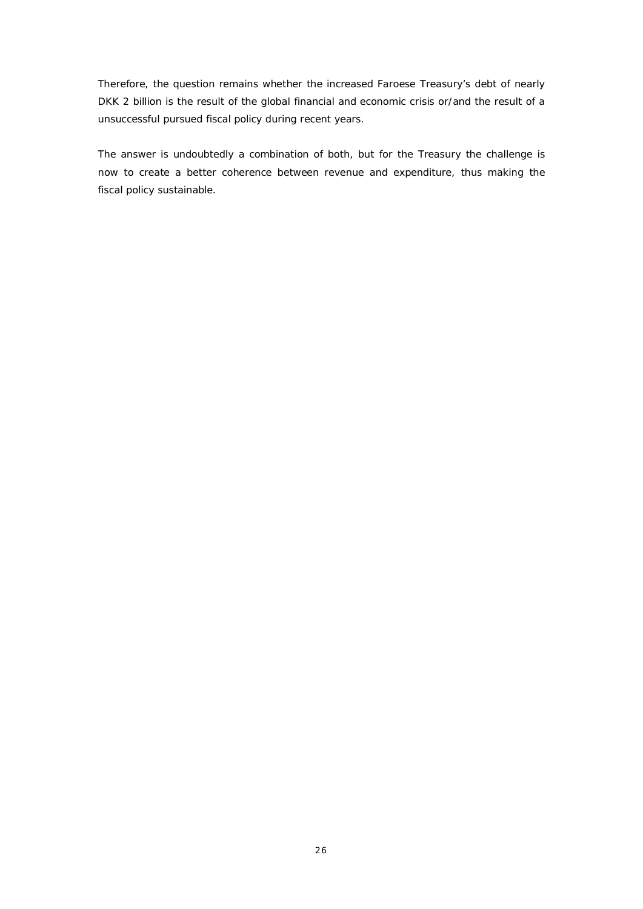Therefore, the question remains whether the increased Faroese Treasury's debt of nearly DKK 2 billion is the result of the global financial and economic crisis or/and the result of a unsuccessful pursued fiscal policy during recent years.

The answer is undoubtedly a combination of both, but for the Treasury the challenge is now to create a better coherence between revenue and expenditure, thus making the fiscal policy sustainable.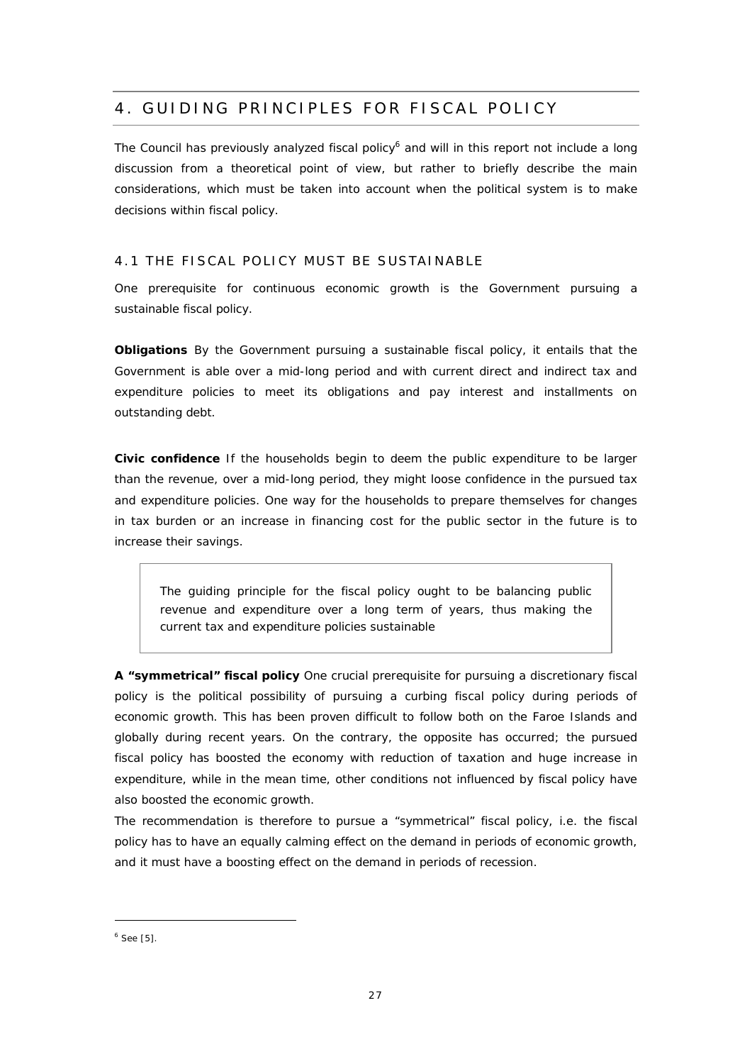# 4. GUIDING PRINCIPLES FOR FISCAL POLICY

The Council has previously analyzed fiscal policy[6] and will in this report not include a long discussion from a theoretical point of view, but rather to briefly describe the main considerations, which must be taken into account when the political system is to make decisions within fiscal policy.

## 4.1 THE FISCAL POLICY MUST BE SUSTAINABLE

One prerequisite for continuous economic growth is the Government pursuing a sustainable fiscal policy.

**Obligations** By the Government pursuing a sustainable fiscal policy, it entails that the Government is able over a mid-long period and with current direct and indirect tax and expenditure policies to meet its obligations and pay interest and installments on outstanding debt.

**Civic confidence** If the households begin to deem the public expenditure to be larger than the revenue, over a mid-long period, they might loose confidence in the pursued tax and expenditure policies. One way for the households to prepare themselves for changes in tax burden or an increase in financing cost for the public sector in the future is to increase their savings.

> The guiding principle for the fiscal policy ought to be balancing public revenue and expenditure over a long term of years, thus making the current tax and expenditure policies sustainable

**A "symmetrical" fiscal policy** One crucial prerequisite for pursuing a discretionary fiscal policy is the political possibility of pursuing a curbing fiscal policy during periods of economic growth. This has been proven difficult to follow both on the Faroe Islands and globally during recent years. On the contrary, the opposite has occurred; the pursued fiscal policy has boosted the economy with reduction of taxation and huge increase in expenditure, while in the mean time, other conditions not influenced by fiscal policy have also boosted the economic growth.

The recommendation is therefore to pursue a "symmetrical" fiscal policy, i.e. the fiscal policy has to have an equally calming effect on the demand in periods of economic growth, and it must have a boosting effect on the demand in periods of recession.

[6] See [5].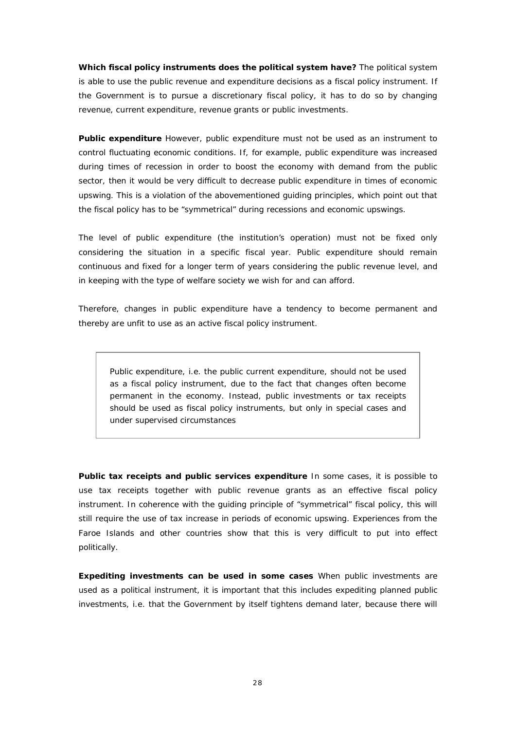**Which fiscal policy instruments does the political system have?** The political system is able to use the public revenue and expenditure decisions as a fiscal policy instrument. If the Government is to pursue a discretionary fiscal policy, it has to do so by changing revenue, current expenditure, revenue grants or public investments.

**Public expenditure** However, public expenditure must not be used as an instrument to control fluctuating economic conditions. If, for example, public expenditure was increased during times of recession in order to boost the economy with demand from the public sector, then it would be very difficult to decrease public expenditure in times of economic upswing. This is a violation of the abovementioned guiding principles, which point out that the fiscal policy has to be "symmetrical" during recessions and economic upswings.

The level of public expenditure (the institution's operation) must not be fixed only considering the situation in a specific fiscal year. Public expenditure should remain continuous and fixed for a longer term of years considering the public revenue level, and in keeping with the type of welfare society we wish for and can afford.

Therefore, changes in public expenditure have a tendency to become permanent and thereby are unfit to use as an active fiscal policy instrument.

> Public expenditure, i.e. the public current expenditure, should not be used as a fiscal policy instrument, due to the fact that changes often become permanent in the economy. Instead, public investments or tax receipts should be used as fiscal policy instruments, but only in special cases and under supervised circumstances

**Public tax receipts and public services expenditure** In some cases, it is possible to use tax receipts together with public revenue grants as an effective fiscal policy instrument. In coherence with the guiding principle of "symmetrical" fiscal policy, this will still require the use of tax increase in periods of economic upswing. Experiences from the Faroe Islands and other countries show that this is very difficult to put into effect politically.

**Expediting investments can be used in some cases** When public investments are used as a political instrument, it is important that this includes expediting planned public investments, i.e. that the Government by itself tightens demand later, because there will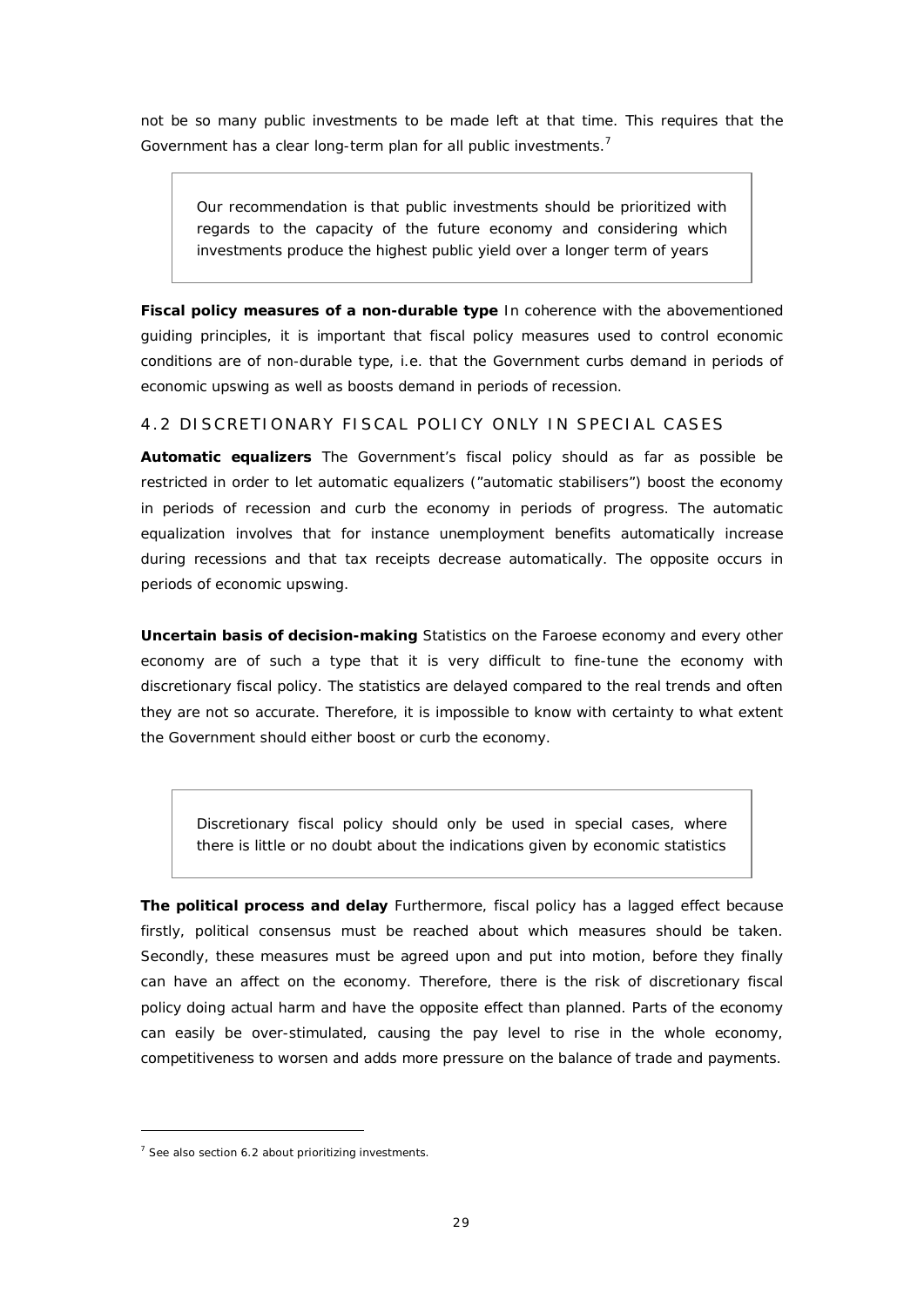not be so many public investments to be made left at that time. This requires that the Government has a clear long-term plan for all public investments.[7]

> Our recommendation is that public investments should be prioritized with regards to the capacity of the future economy and considering which investments produce the highest public yield over a longer term of years

**Fiscal policy measures of a non-durable type** In coherence with the abovementioned guiding principles, it is important that fiscal policy measures used to control economic conditions are of non-durable type, i.e. that the Government curbs demand in periods of economic upswing as well as boosts demand in periods of recession.

## 4.2 DISCRETIONARY FISCAL POLICY ONLY IN SPECIAL CASES

**Automatic equalizers** The Government's fiscal policy should as far as possible be restricted in order to let automatic equalizers ("automatic stabilisers") boost the economy in periods of recession and curb the economy in periods of progress. The automatic equalization involves that for instance unemployment benefits automatically increase during recessions and that tax receipts decrease automatically. The opposite occurs in periods of economic upswing.

**Uncertain basis of decision-making** Statistics on the Faroese economy and every other economy are of such a type that it is very difficult to fine-tune the economy with discretionary fiscal policy. The statistics are delayed compared to the real trends and often they are not so accurate. Therefore, it is impossible to know with certainty to what extent the Government should either boost or curb the economy.

> Discretionary fiscal policy should only be used in special cases, where there is little or no doubt about the indications given by economic statistics

**The political process and delay** Furthermore, fiscal policy has a lagged effect because firstly, political consensus must be reached about which measures should be taken. Secondly, these measures must be agreed upon and put into motion, before they finally can have an affect on the economy. Therefore, there is the risk of discretionary fiscal policy doing actual harm and have the opposite effect than planned. Parts of the economy can easily be over-stimulated, causing the pay level to rise in the whole economy, competitiveness to worsen and adds more pressure on the balance of trade and payments.

[7] See also section 6.2 about prioritizing investments.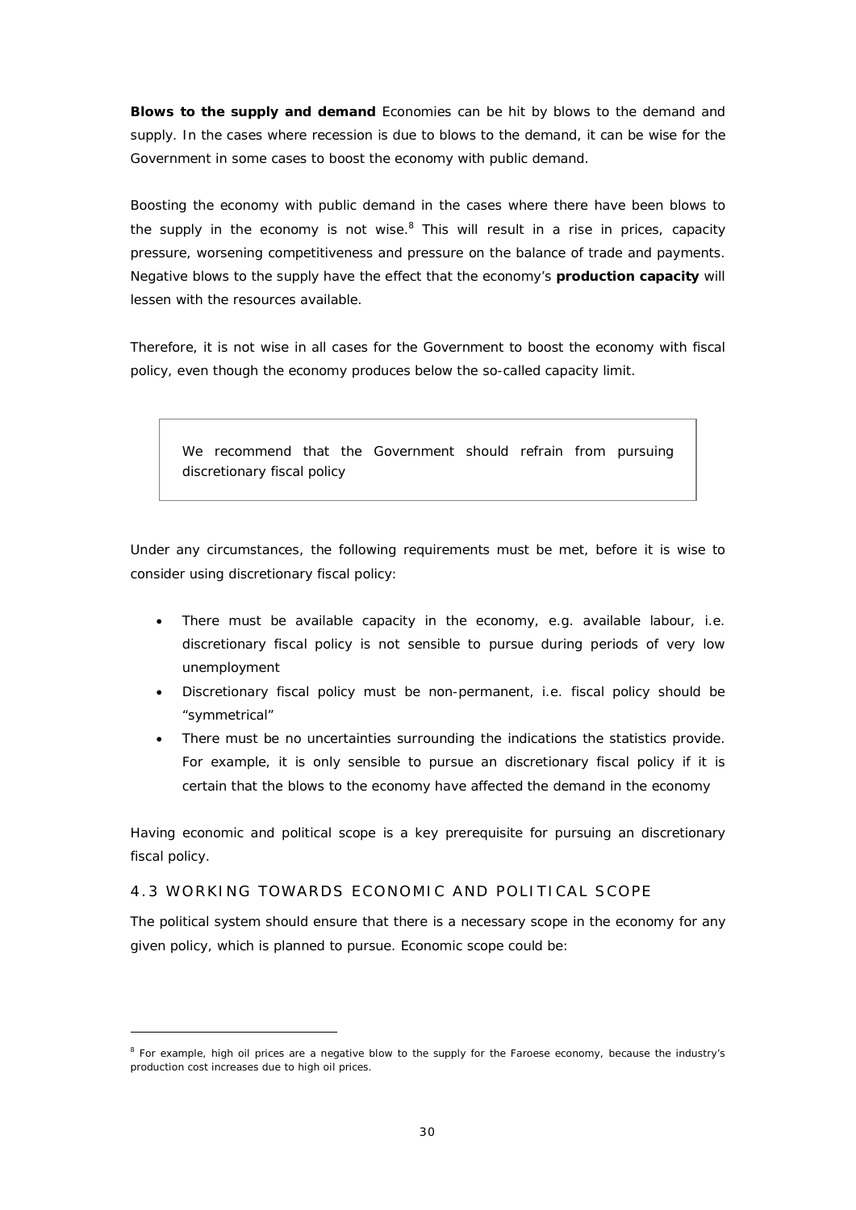**Blows to the supply and demand** Economies can be hit by blows to the demand and supply. In the cases where recession is due to blows to the demand, it can be wise for the Government in some cases to boost the economy with public demand.

Boosting the economy with public demand in the cases where there have been blows to the supply in the economy is not wise.[8] This will result in a rise in prices, capacity pressure, worsening competitiveness and pressure on the balance of trade and payments. Negative blows to the supply have the effect that the economy's **production capacity** will lessen with the resources available.

Therefore, it is not wise in all cases for the Government to boost the economy with fiscal policy, even though the economy produces below the so-called capacity limit.

> We recommend that the Government should refrain from pursuing discretionary fiscal policy

Under any circumstances, the following requirements must be met, before it is wise to consider using discretionary fiscal policy:

- There must be available capacity in the economy, e.g. available labour, i.e. discretionary fiscal policy is not sensible to pursue during periods of very low unemployment
- Discretionary fiscal policy must be non-permanent, i.e. fiscal policy should be "symmetrical"
- There must be no uncertainties surrounding the indications the statistics provide. For example, it is only sensible to pursue an discretionary fiscal policy if it is certain that the blows to the economy have affected the demand in the economy

Having economic and political scope is a key prerequisite for pursuing an discretionary fiscal policy.

## 4.3 WORKING TOWARDS ECONOMIC AND POLITICAL SCOPE

The political system should ensure that there is a necessary scope in the economy for any given policy, which is planned to pursue. Economic scope could be:

---

[8] For example, high oil prices are a negative blow to the supply for the Faroese economy, because the industry's production cost increases due to high oil prices.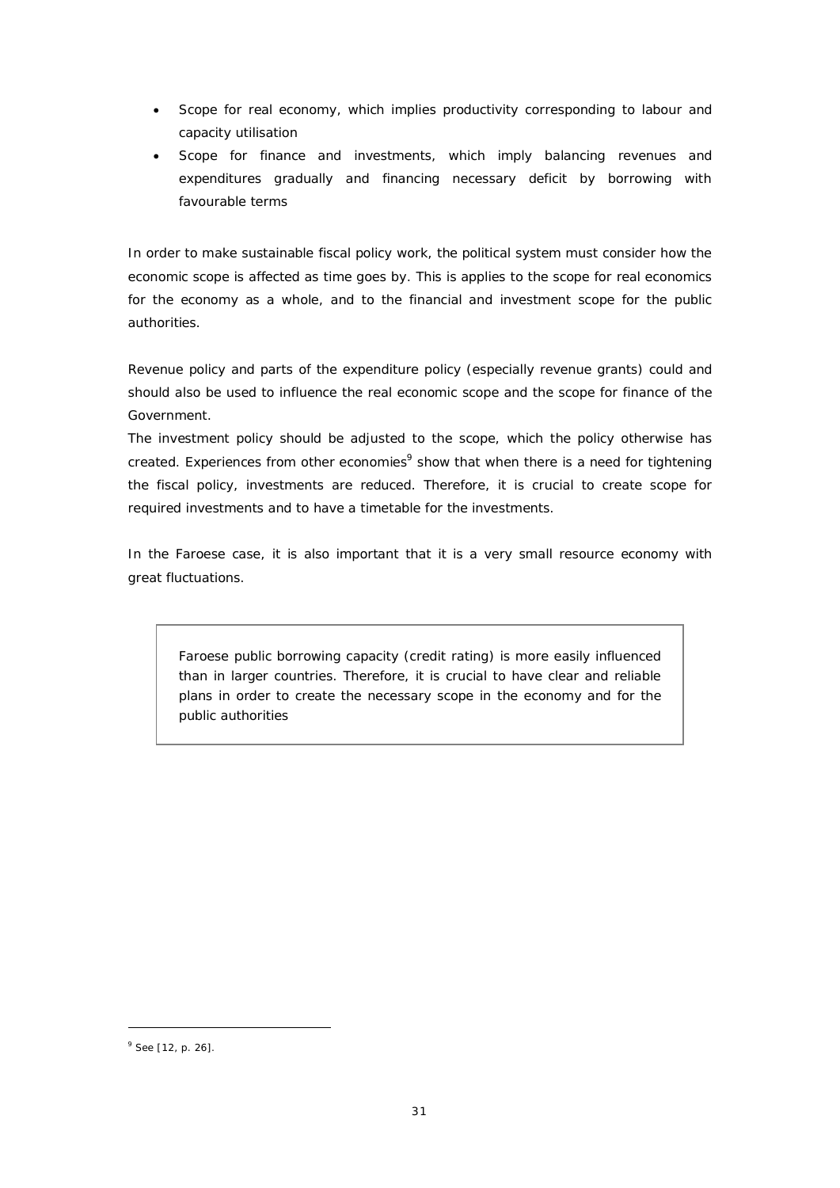- Scope for real economy, which implies productivity corresponding to labour and capacity utilisation
- Scope for finance and investments, which imply balancing revenues and expenditures gradually and financing necessary deficit by borrowing with favourable terms

In order to make sustainable fiscal policy work, the political system must consider how the economic scope is affected as time goes by. This is applies to the scope for real economics for the economy as a whole, and to the financial and investment scope for the public authorities.

Revenue policy and parts of the expenditure policy (especially revenue grants) could and should also be used to influence the real economic scope and the scope for finance of the Government.

The investment policy should be adjusted to the scope, which the policy otherwise has created. Experiences from other economies[9] show that when there is a need for tightening the fiscal policy, investments are reduced. Therefore, it is crucial to create scope for required investments and to have a timetable for the investments.

In the Faroese case, it is also important that it is a very small resource economy with great fluctuations.

> Faroese public borrowing capacity (credit rating) is more easily influenced than in larger countries. Therefore, it is crucial to have clear and reliable plans in order to create the necessary scope in the economy and for the public authorities

---

[9] See [12, p. 26].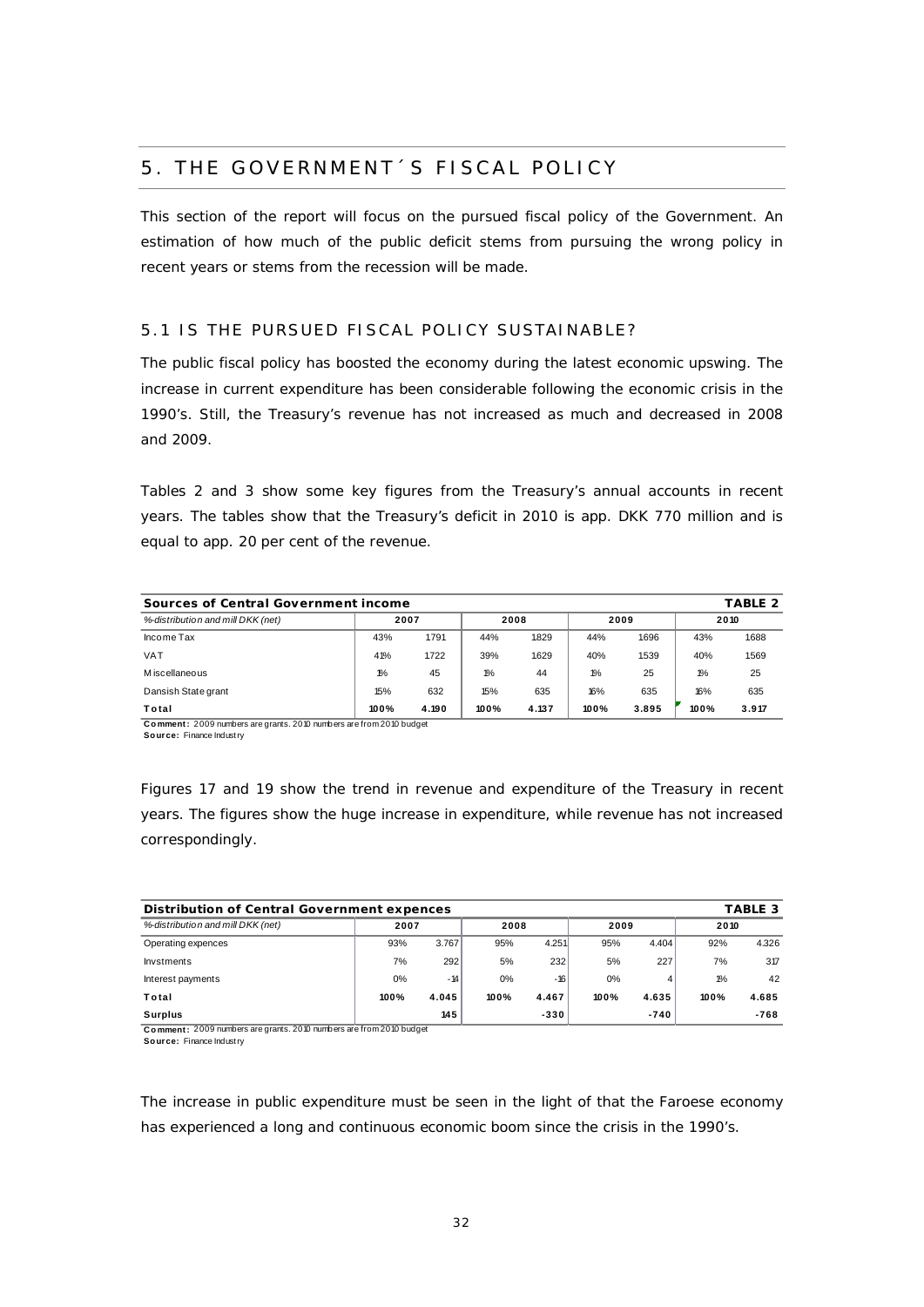# 5. THE GOVERNMENT´S FISCAL POLICY

This section of the report will focus on the pursued fiscal policy of the Government. An estimation of how much of the public deficit stems from pursuing the wrong policy in recent years or stems from the recession will be made.

## 5.1 IS THE PURSUED FISCAL POLICY SUSTAINABLE?

The public fiscal policy has boosted the economy during the latest economic upswing. The increase in current expenditure has been considerable following the economic crisis in the 1990's. Still, the Treasury's revenue has not increased as much and decreased in 2008 and 2009.

Tables 2 and 3 show some key figures from the Treasury's annual accounts in recent years. The tables show that the Treasury's deficit in 2010 is app. DKK 770 million and is equal to app. 20 per cent of the revenue.

**Sources of Central Government income** — **TABLE 2**

| *%-distribution and mill DKK (net)* | 2007 | | 2008 | | 2009 | | 2010 | |
|---|---|---|---|---|---|---|---|---|
| Income Tax | 43% | 1791 | 44% | 1829 | 44% | 1696 | 43% | 1688 |
| VAT | 41% | 1722 | 39% | 1629 | 40% | 1539 | 40% | 1569 |
| Miscellaneous | 1% | 45 | 1% | 44 | 1% | 25 | 1% | 25 |
| Dansish State grant | 15% | 632 | 15% | 635 | 16% | 635 | 16% | 635 |
| **Total** | **100%** | **4.190** | **100%** | **4.137** | **100%** | **3.895** | **100%** | **3.917** |

**Comment:** 2009 numbers are grants. 2010 numbers are from 2010 budget
**Source:** Finance Industry

Figures 17 and 19 show the trend in revenue and expenditure of the Treasury in recent years. The figures show the huge increase in expenditure, while revenue has not increased correspondingly.

**Distribution of Central Government expences** — **TABLE 3**

| *%-distribution and mill DKK (net)* | 2007 | | 2008 | | 2009 | | 2010 | |
|---|---|---|---|---|---|---|---|---|
| Operating expences | 93% | 3.767 | 95% | 4.251 | 95% | 4.404 | 92% | 4.326 |
| Invstments | 7% | 292 | 5% | 232 | 5% | 227 | 7% | 317 |
| Interest payments | 0% | -14 | 0% | -16 | 0% | 4 | 1% | 42 |
| **Total** | **100%** | **4.045** | **100%** | **4.467** | **100%** | **4.635** | **100%** | **4.685** |
| **Surplus** | | **145** | | **-330** | | **-740** | | **-768** |

**Comment:** 2009 numbers are grants. 2010 numbers are from 2010 budget
**Source:** Finance Industry

The increase in public expenditure must be seen in the light of that the Faroese economy has experienced a long and continuous economic boom since the crisis in the 1990's.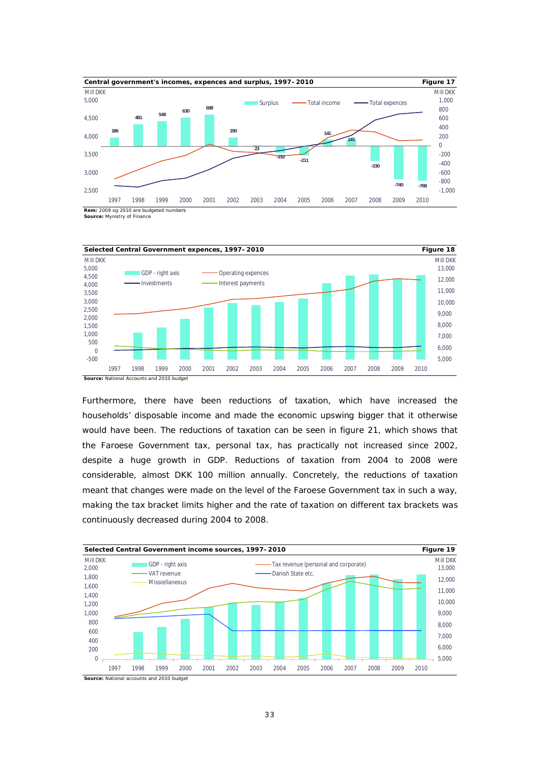**Central government's incomes, expences and surplus, 1997–2010** — **Figure 17**

Rem: 2009 og 2010 are budgeted numbers
Source: Mynistry of Finance

**Selected Central Government expences, 1997–2010** — **Figure 18**

Source: National Accounts and 2010 budget

Furthermore, there have been reductions of taxation, which have increased the households' disposable income and made the economic upswing bigger that it otherwise would have been. The reductions of taxation can be seen in figure 21, which shows that the Faroese Government tax, personal tax, has practically not increased since 2002, despite a huge growth in GDP. Reductions of taxation from 2004 to 2008 were considerable, almost DKK 100 million annually. Concretely, the reductions of taxation meant that changes were made on the level of the Faroese Government tax in such a way, making the tax bracket limits higher and the rate of taxation on different tax brackets was continuously decreased during 2004 to 2008.

**Selected Central Government income sources, 1997–2010** — **Figure 19**

Source: National accounts and 2010 budget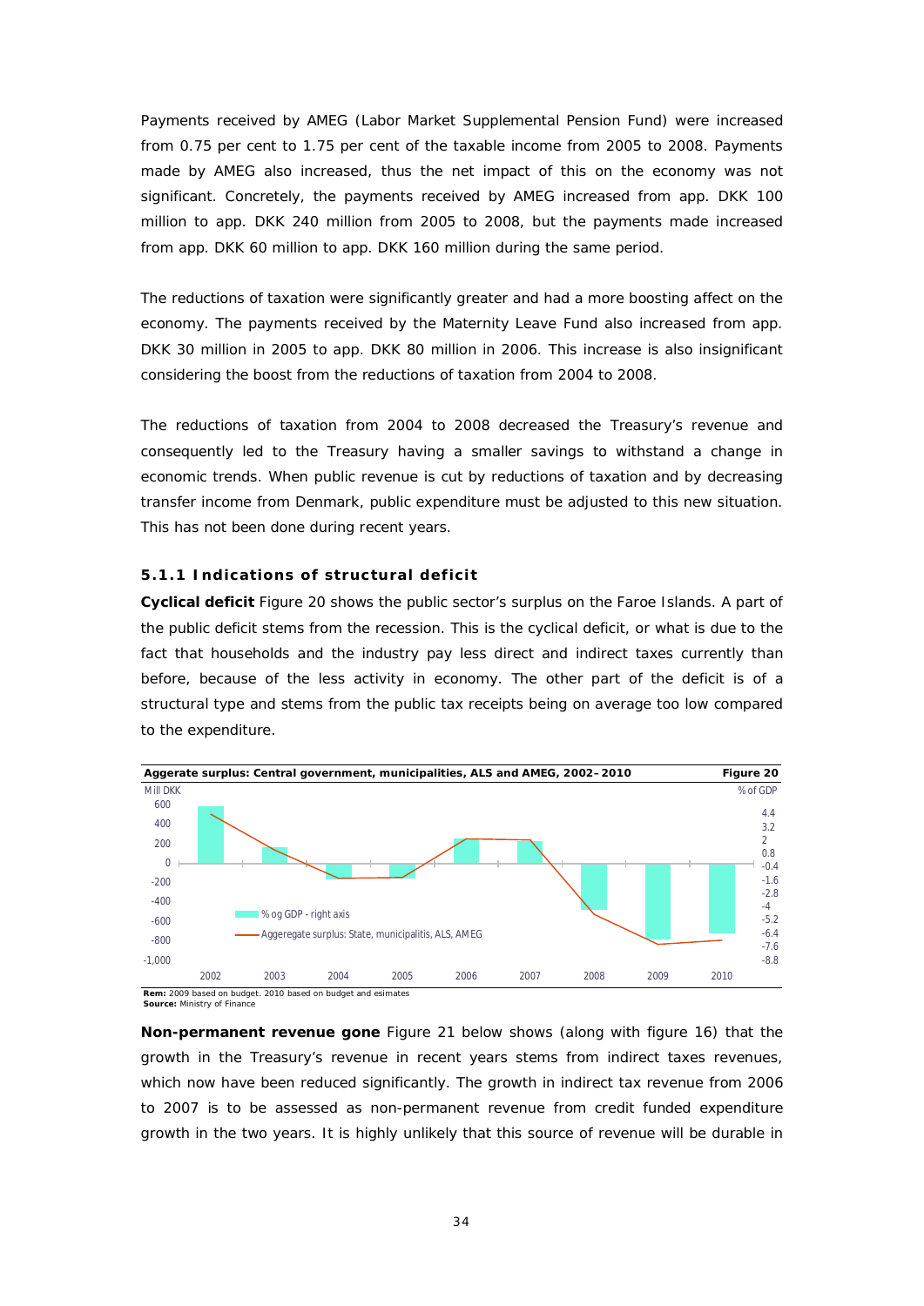Payments received by AMEG (Labor Market Supplemental Pension Fund) were increased from 0.75 per cent to 1.75 per cent of the taxable income from 2005 to 2008. Payments made by AMEG also increased, thus the net impact of this on the economy was not significant. Concretely, the payments received by AMEG increased from app. DKK 100 million to app. DKK 240 million from 2005 to 2008, but the payments made increased from app. DKK 60 million to app. DKK 160 million during the same period.

The reductions of taxation were significantly greater and had a more boosting affect on the economy. The payments received by the Maternity Leave Fund also increased from app. DKK 30 million in 2005 to app. DKK 80 million in 2006. This increase is also insignificant considering the boost from the reductions of taxation from 2004 to 2008.

The reductions of taxation from 2004 to 2008 decreased the Treasury's revenue and consequently led to the Treasury having a smaller savings to withstand a change in economic trends. When public revenue is cut by reductions of taxation and by decreasing transfer income from Denmark, public expenditure must be adjusted to this new situation. This has not been done during recent years.

### 5.1.1 Indications of structural deficit

**Cyclical deficit** Figure 20 shows the public sector's surplus on the Faroe Islands. A part of the public deficit stems from the recession. This is the cyclical deficit, or what is due to the fact that households and the industry pay less direct and indirect taxes currently than before, because of the less activity in economy. The other part of the deficit is of a structural type and stems from the public tax receipts being on average too low compared to the expenditure.

**Aggerate surplus: Central government, municipalities, ALS and AMEG, 2002–2010** — **Figure 20**

Mill DKK (left axis: 600 to -1,000); % of GDP (right axis: 4.4 to -8.8)

Legend: % og GDP - right axis; Aggeregate surplus: State, municipalitis, ALS, AMEG

Years: 2002, 2003, 2004, 2005, 2006, 2007, 2008, 2009, 2010

**Rem:** 2009 based on budget. 2010 based on budget and esimates
**Source:** Ministry of Finance

**Non-permanent revenue gone** Figure 21 below shows (along with figure 16) that the growth in the Treasury's revenue in recent years stems from indirect taxes revenues, which now have been reduced significantly. The growth in indirect tax revenue from 2006 to 2007 is to be assessed as non-permanent revenue from credit funded expenditure growth in the two years. It is highly unlikely that this source of revenue will be durable in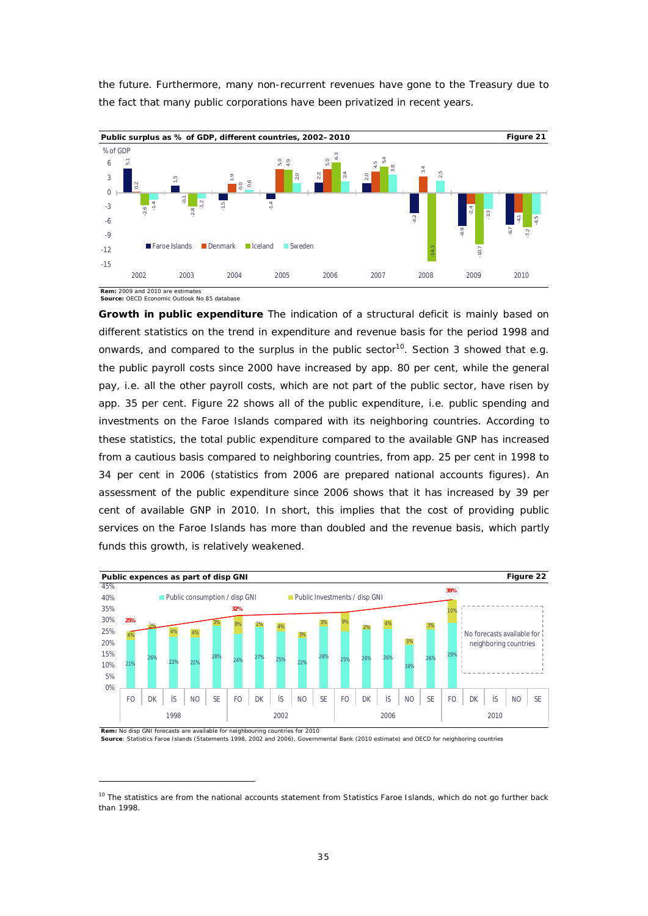the future. Furthermore, many non-recurrent revenues have gone to the Treasury due to the fact that many public corporations have been privatized in recent years.

**Public surplus as % of GDP, different countries, 2002–2010** — **Figure 21**

| % of GDP | 2002 | 2003 | 2004 | 2005 | 2006 | 2007 | 2008 | 2009 | 2010 |
|---|---|---|---|---|---|---|---|---|---|
| Faroe Islands | 5.1 | 1.5 | -1.5 | -1.4 | 2.2 | 2.0 | -4.2 | -6.9 | -6.7 |
| Denmark | 0.2 | -0.1 | 1.9 | 5.0 | 5.0 | 4.5 | 3.4 | -2.4 | -4.1 |
| Iceland | -2.6 | -2.8 | 0.0 | 4.9 | 6.3 | 5.4 | -14.3 | -10.7 | -7.2 |
| Sweden | -1.4 | -1.2 | 0.6 | 2.0 | 2.4 | 3.8 | 2.5 | -3.3 | -4.5 |

**Rem:** 2009 and 2010 are estimates
**Source:** OECD Economic Outlook No 85 database

**Growth in public expenditure** The indication of a structural deficit is mainly based on different statistics on the trend in expenditure and revenue basis for the period 1998 and onwards, and compared to the surplus in the public sector[10]. Section 3 showed that e.g. the public payroll costs since 2000 have increased by app. 80 per cent, while the general pay, i.e. all the other payroll costs, which are not part of the public sector, have risen by app. 35 per cent. Figure 22 shows all of the public expenditure, i.e. public spending and investments on the Faroe Islands compared with its neighboring countries. According to these statistics, the total public expenditure compared to the available GNP has increased from a cautious basis compared to neighboring countries, from app. 25 per cent in 1998 to 34 per cent in 2006 (statistics from 2006 are prepared national accounts figures). An assessment of the public expenditure since 2006 shows that it has increased by 39 per cent of available GNP in 2010. In short, this implies that the cost of providing public services on the Faroe Islands has more than doubled and the revenue basis, which partly funds this growth, is relatively weakened.

**Public expences as part of disp GNI** — **Figure 22**

| Year | Country | Public consumption / disp GNI | Public Investments / disp GNI |
|---|---|---|---|
| 1998 | FO | 21% | 4% |
| 1998 | DK | 26% | 2% |
| 1998 | ÍS | 23% | 4% |
| 1998 | NO | 22% | 4% |
| 1998 | SE | 28% | 3% |
| 2002 | FO | 24% | 8% |
| 2002 | DK | 27% | 2% |
| 2002 | ÍS | 25% | 4% |
| 2002 | NO | 22% | 3% |
| 2002 | SE | 28% | 3% |
| 2006 | FO | 25% | 9% |
| 2006 | DK | 26% | 2% |
| 2006 | ÍS | 26% | 4% |
| 2006 | NO | 19% | 3% |
| 2006 | SE | 26% | 3% |
| 2010 | FO | 29% | 10% |

Faroe Islands total: 25% (1998), 32% (2002), 39% (2010). 2010: No forecasts available for neighboring countries.

**Rem:** No disp GNI forecasts are available for neighbouring countries for 2010
**Source**: Statistics Faroe Islands (Statements 1998, 2002 and 2006), Governmental Bank (2010 estimate) and OECD for neighboring countries

[10] The statistics are from the national accounts statement from Statistics Faroe Islands, which do not go further back than 1998.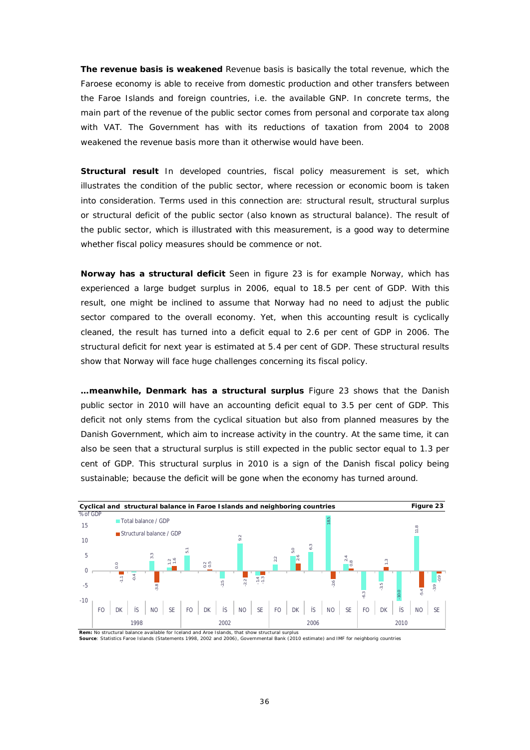**The revenue basis is weakened** Revenue basis is basically the total revenue, which the Faroese economy is able to receive from domestic production and other transfers between the Faroe Islands and foreign countries, i.e. the available GNP. In concrete terms, the main part of the revenue of the public sector comes from personal and corporate tax along with VAT. The Government has with its reductions of taxation from 2004 to 2008 weakened the revenue basis more than it otherwise would have been.

**Structural result** In developed countries, fiscal policy measurement is set, which illustrates the condition of the public sector, where recession or economic boom is taken into consideration. Terms used in this connection are: structural result, structural surplus or structural deficit of the public sector (also known as structural balance). The result of the public sector, which is illustrated with this measurement, is a good way to determine whether fiscal policy measures should be commence or not.

**Norway has a structural deficit** Seen in figure 23 is for example Norway, which has experienced a large budget surplus in 2006, equal to 18.5 per cent of GDP. With this result, one might be inclined to assume that Norway had no need to adjust the public sector compared to the overall economy. Yet, when this accounting result is cyclically cleaned, the result has turned into a deficit equal to 2.6 per cent of GDP in 2006. The structural deficit for next year is estimated at 5.4 per cent of GDP. These structural results show that Norway will face huge challenges concerning its fiscal policy.

**…meanwhile, Denmark has a structural surplus** Figure 23 shows that the Danish public sector in 2010 will have an accounting deficit equal to 3.5 per cent of GDP. This deficit not only stems from the cyclical situation but also from planned measures by the Danish Government, which aim to increase activity in the country. At the same time, it can also be seen that a structural surplus is still expected in the public sector equal to 1.3 per cent of GDP. This structural surplus in 2010 is a sign of the Danish fiscal policy being sustainable; because the deficit will be gone when the economy has turned around.

**Cyclical and structural balance in Faroe Islands and neighboring countries** — **Figure 23**

% of GDP

| Year | Country | Total balance / GDP | Structural balance / GDP |
|---|---|---|---|
| 1998 | FO | | |
| 1998 | DK | 0.0 | -1.1 |
| 1998 | ÍS | -0.4 | |
| 1998 | NO | 3.3 | -3.8 |
| 1998 | SE | 1.2 | 1.6 |
| 2002 | FO | 5.1 | |
| 2002 | DK | 0.2 | 0.5 |
| 2002 | ÍS | -2.5 | |
| 2002 | NO | 9.2 | -2.2 |
| 2002 | SE | -1.4 | -1.3 |
| 2006 | FO | 2.2 | |
| 2006 | DK | 5.0 | 2.6 |
| 2006 | ÍS | 6.3 | |
| 2006 | NO | 18.5 | -2.6 |
| 2006 | SE | 2.4 | 0.8 |
| 2010 | FO | -6.3 | |
| 2010 | DK | -3.5 | 1.3 |
| 2010 | ÍS | -10.0 | |
| 2010 | NO | 11.8 | -5.4 |
| 2010 | SE | -3.9 | -0.9 |

**Rem:** No structural balance available for Iceland and Aroe Islands, that show structural surplus
**Source**: Statistics Faroe Islands (Statements 1998, 2002 and 2006), Governmental Bank (2010 estimate) and IMF for neighborig countries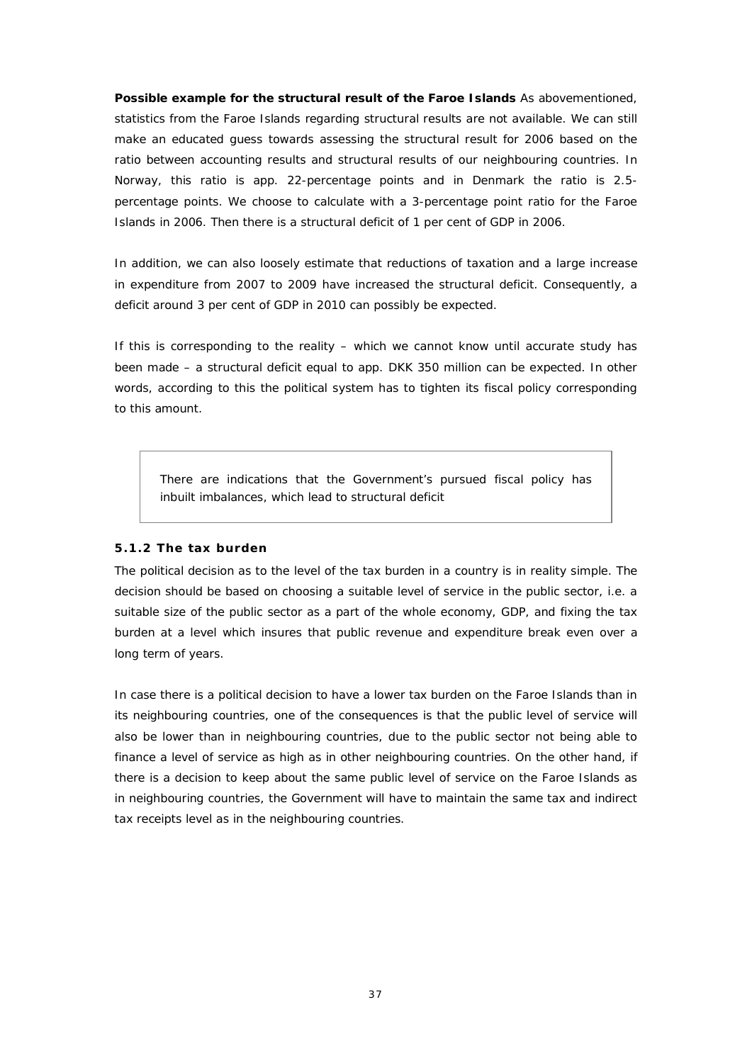**Possible example for the structural result of the Faroe Islands** As abovementioned, statistics from the Faroe Islands regarding structural results are not available. We can still make an educated guess towards assessing the structural result for 2006 based on the ratio between accounting results and structural results of our neighbouring countries. In Norway, this ratio is app. 22-percentage points and in Denmark the ratio is 2.5-percentage points. We choose to calculate with a 3-percentage point ratio for the Faroe Islands in 2006. Then there is a structural deficit of 1 per cent of GDP in 2006.

In addition, we can also loosely estimate that reductions of taxation and a large increase in expenditure from 2007 to 2009 have increased the structural deficit. Consequently, a deficit around 3 per cent of GDP in 2010 can possibly be expected.

If this is corresponding to the reality – which we cannot know until accurate study has been made – a structural deficit equal to app. DKK 350 million can be expected. In other words, according to this the political system has to tighten its fiscal policy corresponding to this amount.

> There are indications that the Government's pursued fiscal policy has inbuilt imbalances, which lead to structural deficit

### 5.1.2 The tax burden

The political decision as to the level of the tax burden in a country is in reality simple. The decision should be based on choosing a suitable level of service in the public sector, i.e. a suitable size of the public sector as a part of the whole economy, GDP, and fixing the tax burden at a level which insures that public revenue and expenditure break even over a long term of years.

In case there is a political decision to have a lower tax burden on the Faroe Islands than in its neighbouring countries, one of the consequences is that the public level of service will also be lower than in neighbouring countries, due to the public sector not being able to finance a level of service as high as in other neighbouring countries. On the other hand, if there is a decision to keep about the same public level of service on the Faroe Islands as in neighbouring countries, the Government will have to maintain the same tax and indirect tax receipts level as in the neighbouring countries.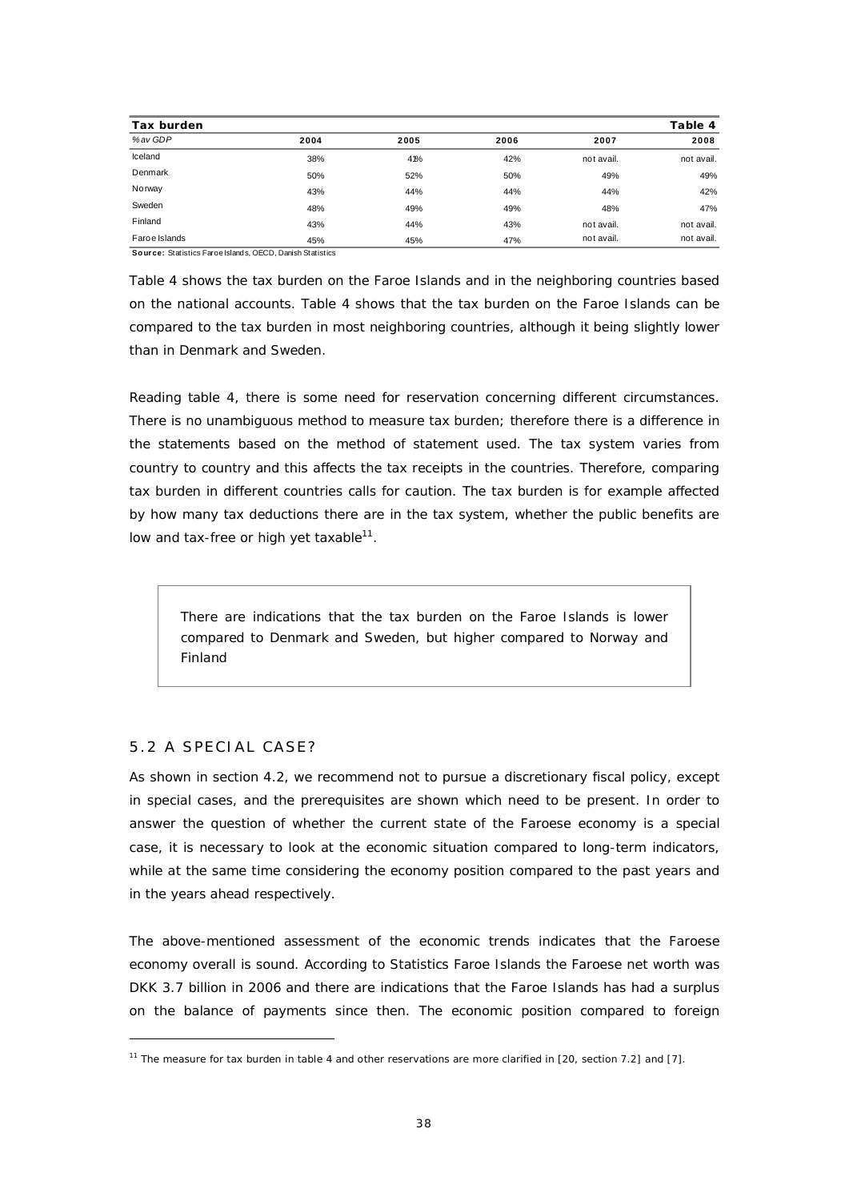| **Tax burden** | | | | | **Table 4** |
|---|---|---|---|---|---|
| *% av GDP* | **2004** | **2005** | **2006** | **2007** | **2008** |
| Iceland | 38% | 41% | 42% | not avail. | not avail. |
| Denmark | 50% | 52% | 50% | 49% | 49% |
| Norway | 43% | 44% | 44% | 44% | 42% |
| Sweden | 48% | 49% | 49% | 48% | 47% |
| Finland | 43% | 44% | 43% | not avail. | not avail. |
| Faroe Islands | 45% | 45% | 47% | not avail. | not avail. |

**Source:** Statistics Faroe Islands, OECD, Danish Statistics

Table 4 shows the tax burden on the Faroe Islands and in the neighboring countries based on the national accounts. Table 4 shows that the tax burden on the Faroe Islands can be compared to the tax burden in most neighboring countries, although it being slightly lower than in Denmark and Sweden.

Reading table 4, there is some need for reservation concerning different circumstances. There is no unambiguous method to measure tax burden; therefore there is a difference in the statements based on the method of statement used. The tax system varies from country to country and this affects the tax receipts in the countries. Therefore, comparing tax burden in different countries calls for caution. The tax burden is for example affected by how many tax deductions there are in the tax system, whether the public benefits are low and tax-free or high yet taxable[11].

> There are indications that the tax burden on the Faroe Islands is lower compared to Denmark and Sweden, but higher compared to Norway and Finland

## 5.2 A SPECIAL CASE?

As shown in section 4.2, we recommend not to pursue a discretionary fiscal policy, except in special cases, and the prerequisites are shown which need to be present. In order to answer the question of whether the current state of the Faroese economy is a special case, it is necessary to look at the economic situation compared to long-term indicators, while at the same time considering the economy position compared to the past years and in the years ahead respectively.

The above-mentioned assessment of the economic trends indicates that the Faroese economy overall is sound. According to Statistics Faroe Islands the Faroese net worth was DKK 3.7 billion in 2006 and there are indications that the Faroe Islands has had a surplus on the balance of payments since then. The economic position compared to foreign

---

[11] The measure for tax burden in table 4 and other reservations are more clarified in [20, section 7.2] and [7].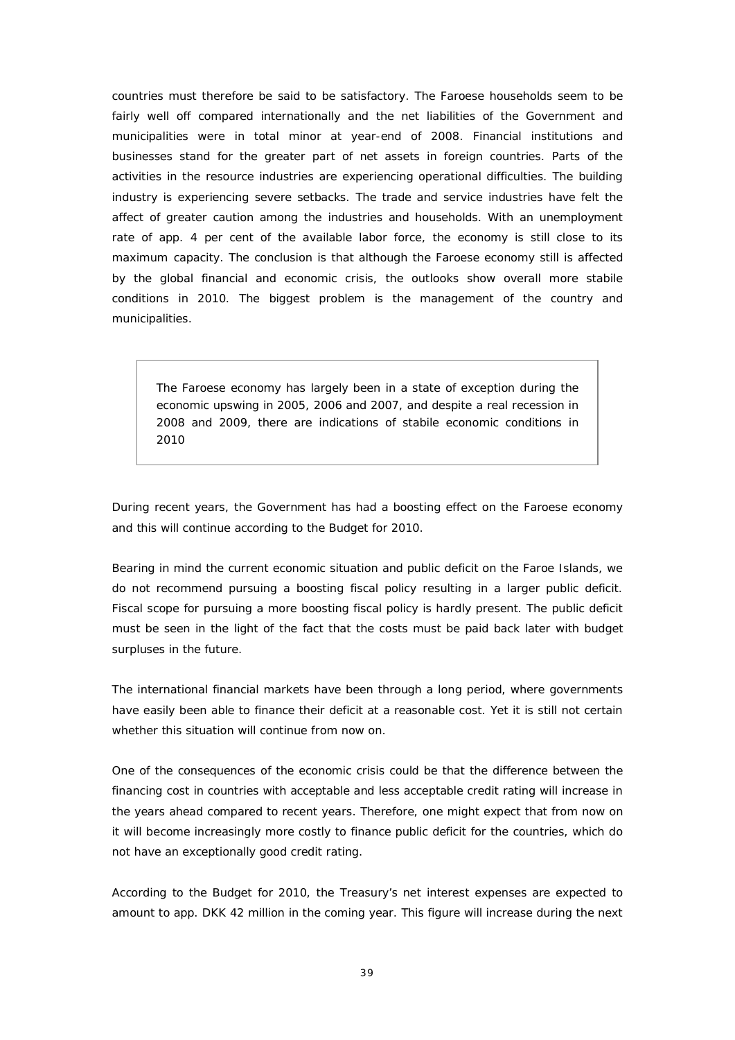countries must therefore be said to be satisfactory. The Faroese households seem to be fairly well off compared internationally and the net liabilities of the Government and municipalities were in total minor at year-end of 2008. Financial institutions and businesses stand for the greater part of net assets in foreign countries. Parts of the activities in the resource industries are experiencing operational difficulties. The building industry is experiencing severe setbacks. The trade and service industries have felt the affect of greater caution among the industries and households. With an unemployment rate of app. 4 per cent of the available labor force, the economy is still close to its maximum capacity. The conclusion is that although the Faroese economy still is affected by the global financial and economic crisis, the outlooks show overall more stabile conditions in 2010. The biggest problem is the management of the country and municipalities.

> The Faroese economy has largely been in a state of exception during the economic upswing in 2005, 2006 and 2007, and despite a real recession in 2008 and 2009, there are indications of stabile economic conditions in 2010

During recent years, the Government has had a boosting effect on the Faroese economy and this will continue according to the Budget for 2010.

Bearing in mind the current economic situation and public deficit on the Faroe Islands, we do not recommend pursuing a boosting fiscal policy resulting in a larger public deficit. Fiscal scope for pursuing a more boosting fiscal policy is hardly present. The public deficit must be seen in the light of the fact that the costs must be paid back later with budget surpluses in the future.

The international financial markets have been through a long period, where governments have easily been able to finance their deficit at a reasonable cost. Yet it is still not certain whether this situation will continue from now on.

One of the consequences of the economic crisis could be that the difference between the financing cost in countries with acceptable and less acceptable credit rating will increase in the years ahead compared to recent years. Therefore, one might expect that from now on it will become increasingly more costly to finance public deficit for the countries, which do not have an exceptionally good credit rating.

According to the Budget for 2010, the Treasury's net interest expenses are expected to amount to app. DKK 42 million in the coming year. This figure will increase during the next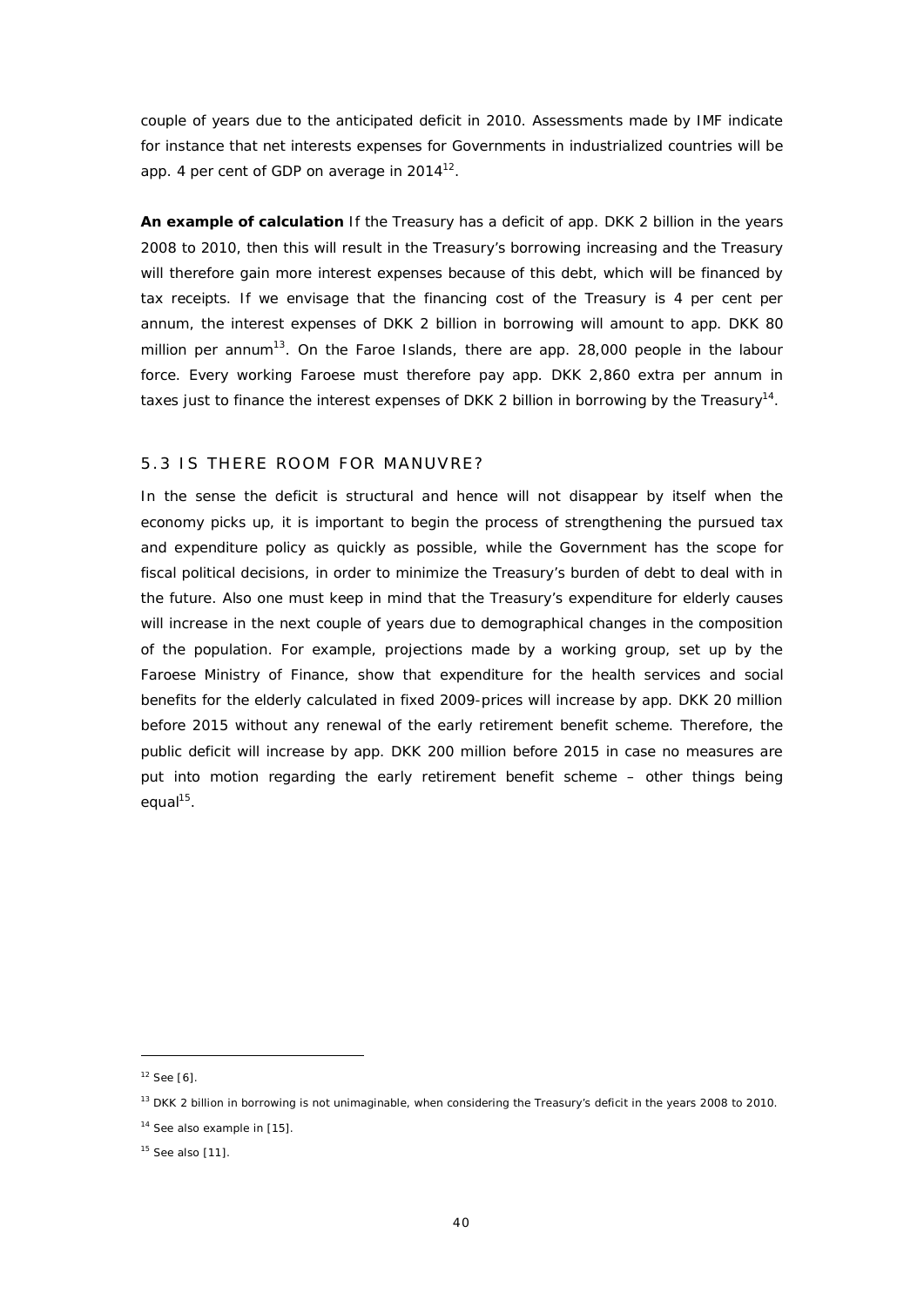couple of years due to the anticipated deficit in 2010. Assessments made by IMF indicate for instance that net interests expenses for Governments in industrialized countries will be app. 4 per cent of GDP on average in 2014[12].

**An example of calculation** If the Treasury has a deficit of app. DKK 2 billion in the years 2008 to 2010, then this will result in the Treasury's borrowing increasing and the Treasury will therefore gain more interest expenses because of this debt, which will be financed by tax receipts. If we envisage that the financing cost of the Treasury is 4 per cent per annum, the interest expenses of DKK 2 billion in borrowing will amount to app. DKK 80 million per annum[13]. On the Faroe Islands, there are app. 28,000 people in the labour force. Every working Faroese must therefore pay app. DKK 2,860 extra per annum in taxes just to finance the interest expenses of DKK 2 billion in borrowing by the Treasury[14].

## 5.3 IS THERE ROOM FOR MANUVRE?

In the sense the deficit is structural and hence will not disappear by itself when the economy picks up, it is important to begin the process of strengthening the pursued tax and expenditure policy as quickly as possible, while the Government has the scope for fiscal political decisions, in order to minimize the Treasury's burden of debt to deal with in the future. Also one must keep in mind that the Treasury's expenditure for elderly causes will increase in the next couple of years due to demographical changes in the composition of the population. For example, projections made by a working group, set up by the Faroese Ministry of Finance, show that expenditure for the health services and social benefits for the elderly calculated in fixed 2009-prices will increase by app. DKK 20 million before 2015 without any renewal of the early retirement benefit scheme. Therefore, the public deficit will increase by app. DKK 200 million before 2015 in case no measures are put into motion regarding the early retirement benefit scheme – other things being equal[15].

---

[12] See [6].

[13] DKK 2 billion in borrowing is not unimaginable, when considering the Treasury's deficit in the years 2008 to 2010.

[14] See also example in [15].

[15] See also [11].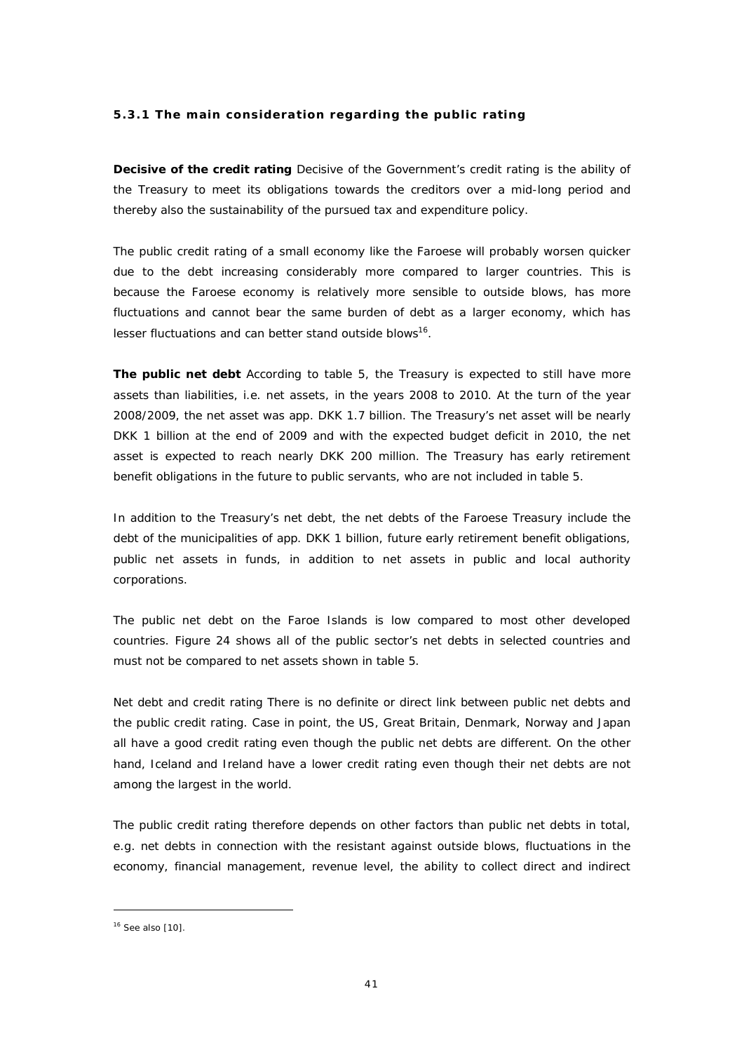### 5.3.1 The main consideration regarding the public rating

**Decisive of the credit rating** Decisive of the Government's credit rating is the ability of the Treasury to meet its obligations towards the creditors over a mid-long period and thereby also the sustainability of the pursued tax and expenditure policy.

The public credit rating of a small economy like the Faroese will probably worsen quicker due to the debt increasing considerably more compared to larger countries. This is because the Faroese economy is relatively more sensible to outside blows, has more fluctuations and cannot bear the same burden of debt as a larger economy, which has lesser fluctuations and can better stand outside blows[16].

**The public net debt** According to table 5, the Treasury is expected to still have more assets than liabilities, i.e. net assets, in the years 2008 to 2010. At the turn of the year 2008/2009, the net asset was app. DKK 1.7 billion. The Treasury's net asset will be nearly DKK 1 billion at the end of 2009 and with the expected budget deficit in 2010, the net asset is expected to reach nearly DKK 200 million. The Treasury has early retirement benefit obligations in the future to public servants, who are not included in table 5.

In addition to the Treasury's net debt, the net debts of the Faroese Treasury include the debt of the municipalities of app. DKK 1 billion, future early retirement benefit obligations, public net assets in funds, in addition to net assets in public and local authority corporations.

The public net debt on the Faroe Islands is low compared to most other developed countries. Figure 24 shows all of the public sector's net debts in selected countries and must not be compared to net assets shown in table 5.

Net debt and credit rating There is no definite or direct link between public net debts and the public credit rating. Case in point, the US, Great Britain, Denmark, Norway and Japan all have a good credit rating even though the public net debts are different. On the other hand, Iceland and Ireland have a lower credit rating even though their net debts are not among the largest in the world.

The public credit rating therefore depends on other factors than public net debts in total, e.g. net debts in connection with the resistant against outside blows, fluctuations in the economy, financial management, revenue level, the ability to collect direct and indirect

[16] See also [10].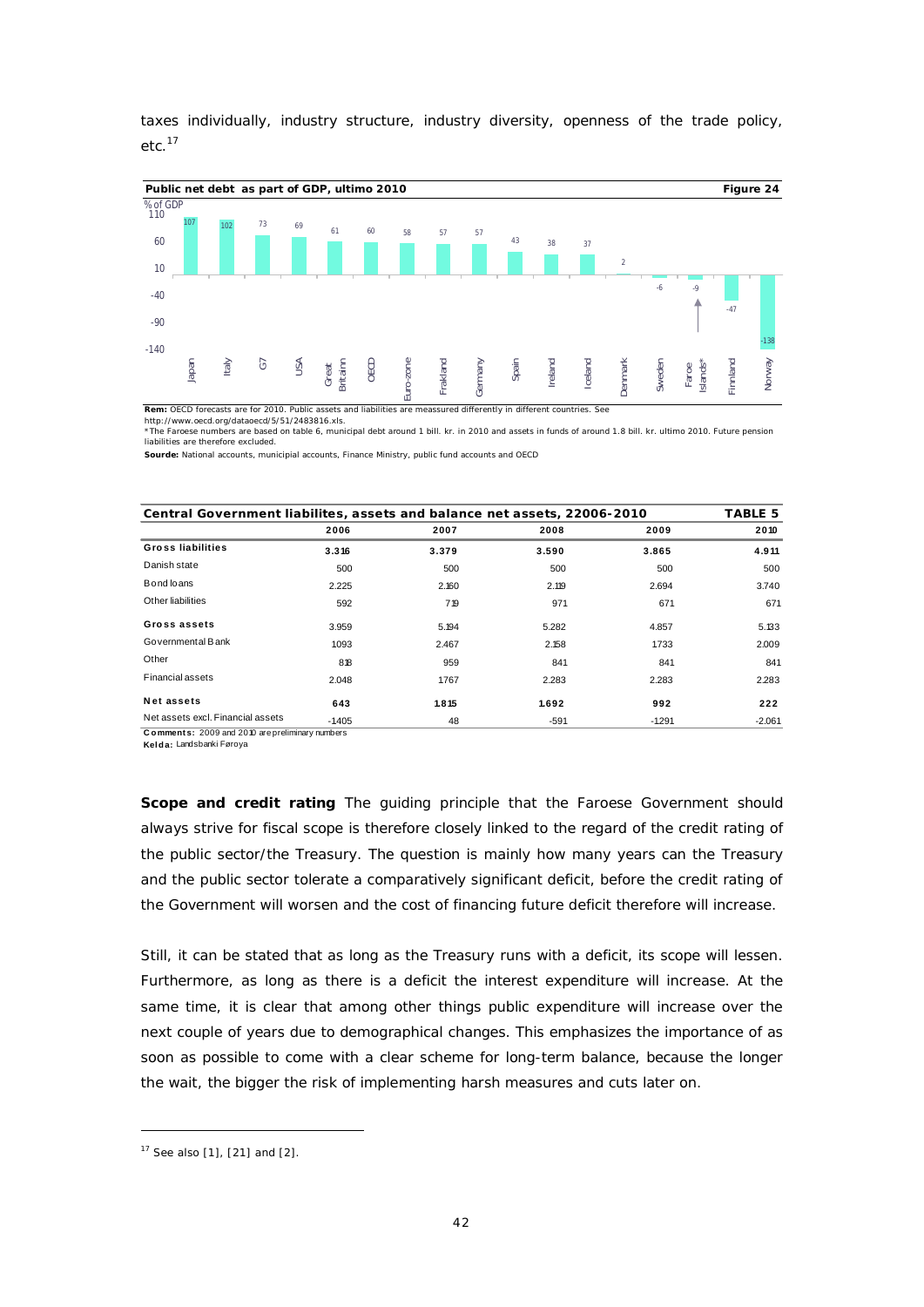taxes individually, industry structure, industry diversity, openness of the trade policy, etc.[17]

**Public net debt as part of GDP, ultimo 2010** **Figure 24**

| Country | % of GDP |
|---|---|
| Japan | 107 |
| Italy | 102 |
| G7 | 73 |
| USA | 69 |
| Great Britain | 61 |
| OECD | 60 |
| Euro-zone | 58 |
| Frakland | 57 |
| Germany | 57 |
| Spain | 43 |
| Ireland | 38 |
| Iceland | 37 |
| Denmark | 2 |
| Sweden | -6 |
| Faroe Islands* | -9 |
| Finnland | -47 |
| Norway | -138 |

**Rem:** OECD forecasts are for 2010. Public assets and liabilities are meassured differently in different countries. See http://www.oecd.org/dataoecd/5/51/2483816.xls.
*The Faroese numbers are based on table 6, municipal debt around 1 bill. kr. in 2010 and assets in funds of around 1.8 bill. kr. ultimo 2010. Future pension liabilities are therefore excluded.

**Sourde:** National accounts, municipial accounts, Finance Ministry, public fund accounts and OECD

**Central Government liabilites, assets and balance net assets, 22006-2010** **TABLE 5**

| | 2006 | 2007 | 2008 | 2009 | 2010 |
|---|---|---|---|---|---|
| **Gross liabilities** | **3.316** | **3.379** | **3.590** | **3.865** | **4.911** |
| Danish state | 500 | 500 | 500 | 500 | 500 |
| Bond loans | 2.225 | 2.160 | 2.119 | 2.694 | 3.740 |
| Other liabilities | 592 | 719 | 971 | 671 | 671 |
| **Gross assets** | 3.959 | 5.194 | 5.282 | 4.857 | 5.133 |
| Governmental Bank | 1093 | 2.467 | 2.158 | 1733 | 2.009 |
| Other | 818 | 959 | 841 | 841 | 841 |
| Financial assets | 2.048 | 1767 | 2.283 | 2.283 | 2.283 |
| **Net assets** | **643** | **1.815** | **1.692** | **992** | **222** |
| Net assets excl. Financial assets | -1405 | 48 | -591 | -1291 | -2.061 |

**Comments:** 2009 and 2010 are preliminary numbers
**Kelda:** Landsbanki Føroya

**Scope and credit rating** The guiding principle that the Faroese Government should always strive for fiscal scope is therefore closely linked to the regard of the credit rating of the public sector/the Treasury. The question is mainly how many years can the Treasury and the public sector tolerate a comparatively significant deficit, before the credit rating of the Government will worsen and the cost of financing future deficit therefore will increase.

Still, it can be stated that as long as the Treasury runs with a deficit, its scope will lessen. Furthermore, as long as there is a deficit the interest expenditure will increase. At the same time, it is clear that among other things public expenditure will increase over the next couple of years due to demographical changes. This emphasizes the importance of as soon as possible to come with a clear scheme for long-term balance, because the longer the wait, the bigger the risk of implementing harsh measures and cuts later on.

---

[17] See also [1], [21] and [2].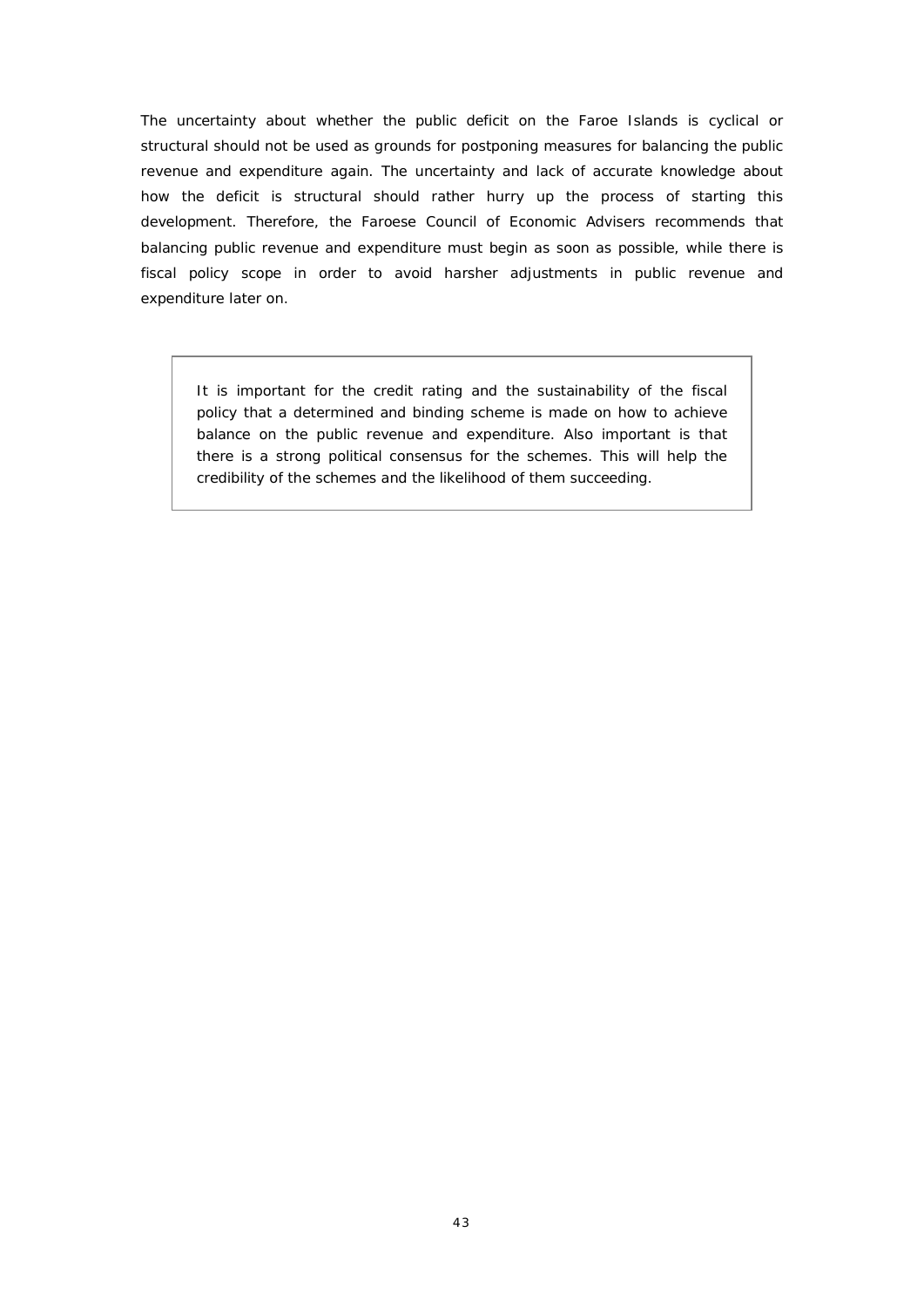The uncertainty about whether the public deficit on the Faroe Islands is cyclical or structural should not be used as grounds for postponing measures for balancing the public revenue and expenditure again. The uncertainty and lack of accurate knowledge about how the deficit is structural should rather hurry up the process of starting this development. Therefore, the Faroese Council of Economic Advisers recommends that balancing public revenue and expenditure must begin as soon as possible, while there is fiscal policy scope in order to avoid harsher adjustments in public revenue and expenditure later on.

> It is important for the credit rating and the sustainability of the fiscal policy that a determined and binding scheme is made on how to achieve balance on the public revenue and expenditure. Also important is that there is a strong political consensus for the schemes. This will help the credibility of the schemes and the likelihood of them succeeding.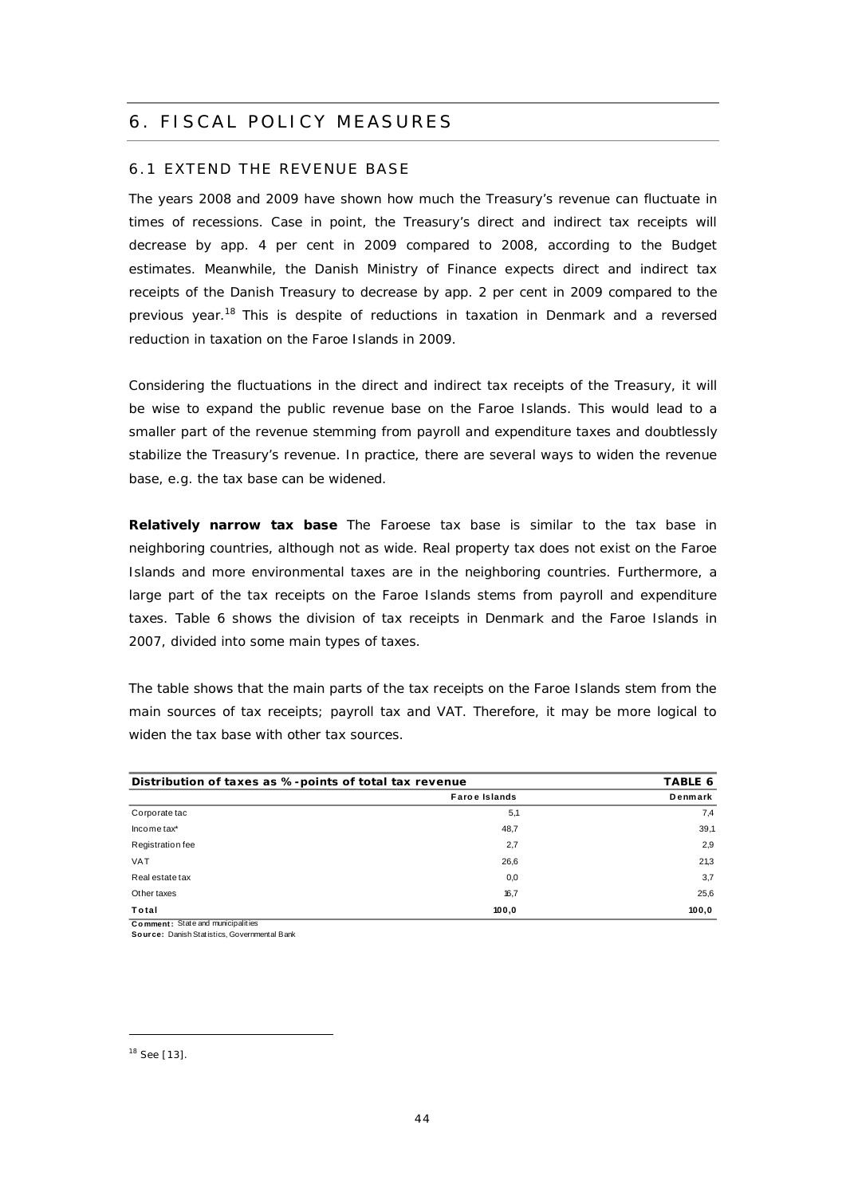# 6. FISCAL POLICY MEASURES

## 6.1 EXTEND THE REVENUE BASE

The years 2008 and 2009 have shown how much the Treasury's revenue can fluctuate in times of recessions. Case in point, the Treasury's direct and indirect tax receipts will decrease by app. 4 per cent in 2009 compared to 2008, according to the Budget estimates. Meanwhile, the Danish Ministry of Finance expects direct and indirect tax receipts of the Danish Treasury to decrease by app. 2 per cent in 2009 compared to the previous year.[18] This is despite of reductions in taxation in Denmark and a reversed reduction in taxation on the Faroe Islands in 2009.

Considering the fluctuations in the direct and indirect tax receipts of the Treasury, it will be wise to expand the public revenue base on the Faroe Islands. This would lead to a smaller part of the revenue stemming from payroll and expenditure taxes and doubtlessly stabilize the Treasury's revenue. In practice, there are several ways to widen the revenue base, e.g. the tax base can be widened.

**Relatively narrow tax base** The Faroese tax base is similar to the tax base in neighboring countries, although not as wide. Real property tax does not exist on the Faroe Islands and more environmental taxes are in the neighboring countries. Furthermore, a large part of the tax receipts on the Faroe Islands stems from payroll and expenditure taxes. Table 6 shows the division of tax receipts in Denmark and the Faroe Islands in 2007, divided into some main types of taxes.

The table shows that the main parts of the tax receipts on the Faroe Islands stem from the main sources of tax receipts; payroll tax and VAT. Therefore, it may be more logical to widen the tax base with other tax sources.

**Distribution of taxes as %-points of total tax revenue** — **TABLE 6**

| | Faroe Islands | Denmark |
|---|---|---|
| Corporate tac | 5,1 | 7,4 |
| Income tax* | 48,7 | 39,1 |
| Registration fee | 2,7 | 2,9 |
| VAT | 26,6 | 21,3 |
| Real estate tax | 0,0 | 3,7 |
| Other taxes | 16,7 | 25,6 |
| **Total** | **100,0** | **100,0** |

**Comment:** State and municipalities
**Source:** Danish Statistics, Governmental Bank

---

[18] See [13].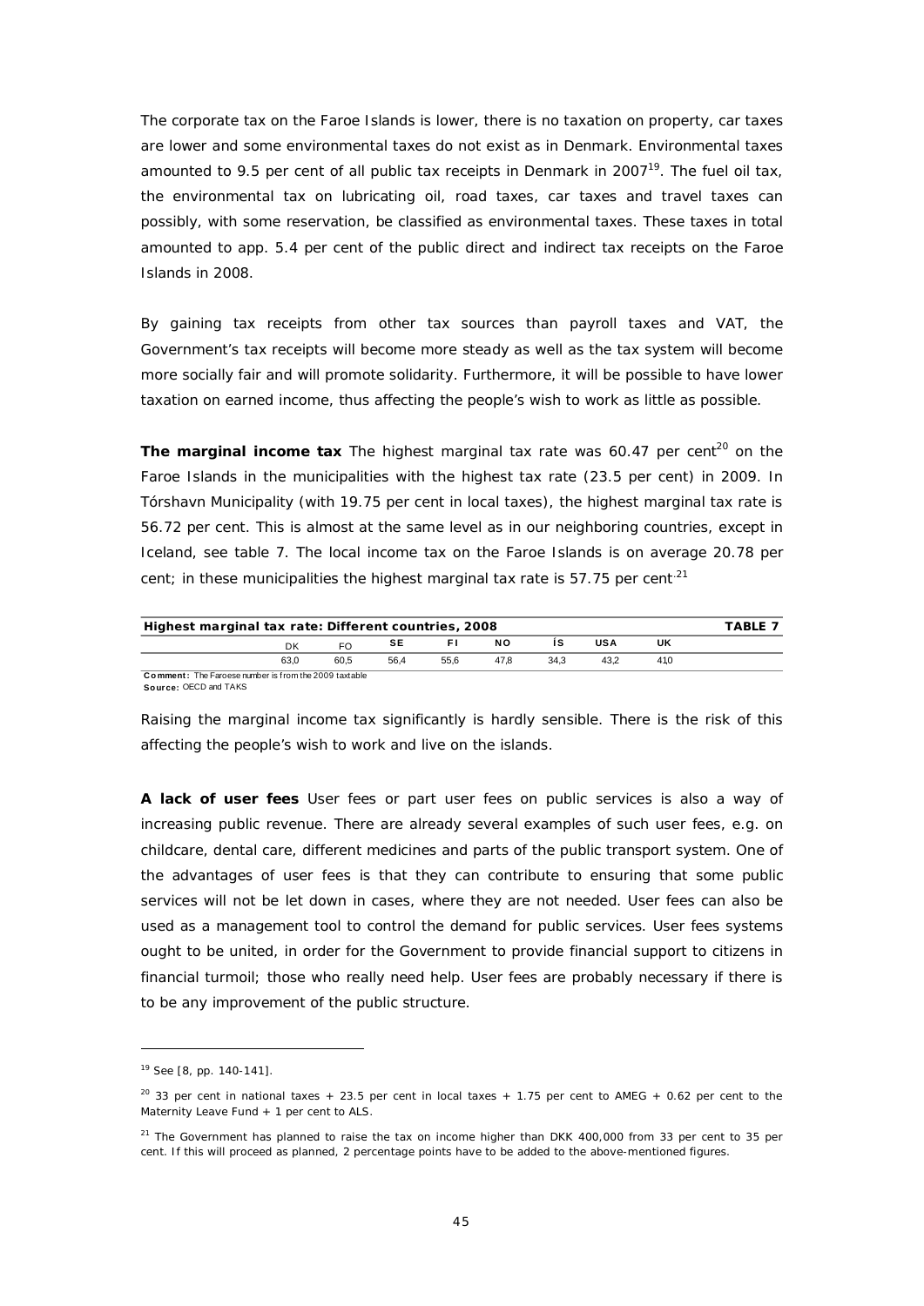The corporate tax on the Faroe Islands is lower, there is no taxation on property, car taxes are lower and some environmental taxes do not exist as in Denmark. Environmental taxes amounted to 9.5 per cent of all public tax receipts in Denmark in 2007[19]. The fuel oil tax, the environmental tax on lubricating oil, road taxes, car taxes and travel taxes can possibly, with some reservation, be classified as environmental taxes. These taxes in total amounted to app. 5.4 per cent of the public direct and indirect tax receipts on the Faroe Islands in 2008.

By gaining tax receipts from other tax sources than payroll taxes and VAT, the Government's tax receipts will become more steady as well as the tax system will become more socially fair and will promote solidarity. Furthermore, it will be possible to have lower taxation on earned income, thus affecting the people's wish to work as little as possible.

**The marginal income tax** The highest marginal tax rate was 60.47 per cent[20] on the Faroe Islands in the municipalities with the highest tax rate (23.5 per cent) in 2009. In Tórshavn Municipality (with 19.75 per cent in local taxes), the highest marginal tax rate is 56.72 per cent. This is almost at the same level as in our neighboring countries, except in Iceland, see table 7. The local income tax on the Faroe Islands is on average 20.78 per cent; in these municipalities the highest marginal tax rate is 57.75 per cent.[21]

**Highest marginal tax rate: Different countries, 2008** — **TABLE 7**

| DK | FO | SE | FI | NO | ÍS | USA | UK |
|---|---|---|---|---|---|---|---|
| 63,0 | 60,5 | 56,4 | 55,6 | 47,8 | 34,3 | 43,2 | 410 |

**Comment:** The Faroese number is from the 2009 taxtable
**Source:** OECD and TAKS

Raising the marginal income tax significantly is hardly sensible. There is the risk of this affecting the people's wish to work and live on the islands.

**A lack of user fees** User fees or part user fees on public services is also a way of increasing public revenue. There are already several examples of such user fees, e.g. on childcare, dental care, different medicines and parts of the public transport system. One of the advantages of user fees is that they can contribute to ensuring that some public services will not be let down in cases, where they are not needed. User fees can also be used as a management tool to control the demand for public services. User fees systems ought to be united, in order for the Government to provide financial support to citizens in financial turmoil; those who really need help. User fees are probably necessary if there is to be any improvement of the public structure.

---

[19] See [8, pp. 140-141].

[20] 33 per cent in national taxes + 23.5 per cent in local taxes + 1.75 per cent to AMEG + 0.62 per cent to the Maternity Leave Fund + 1 per cent to ALS.

[21] The Government has planned to raise the tax on income higher than DKK 400,000 from 33 per cent to 35 per cent. If this will proceed as planned, 2 percentage points have to be added to the above-mentioned figures.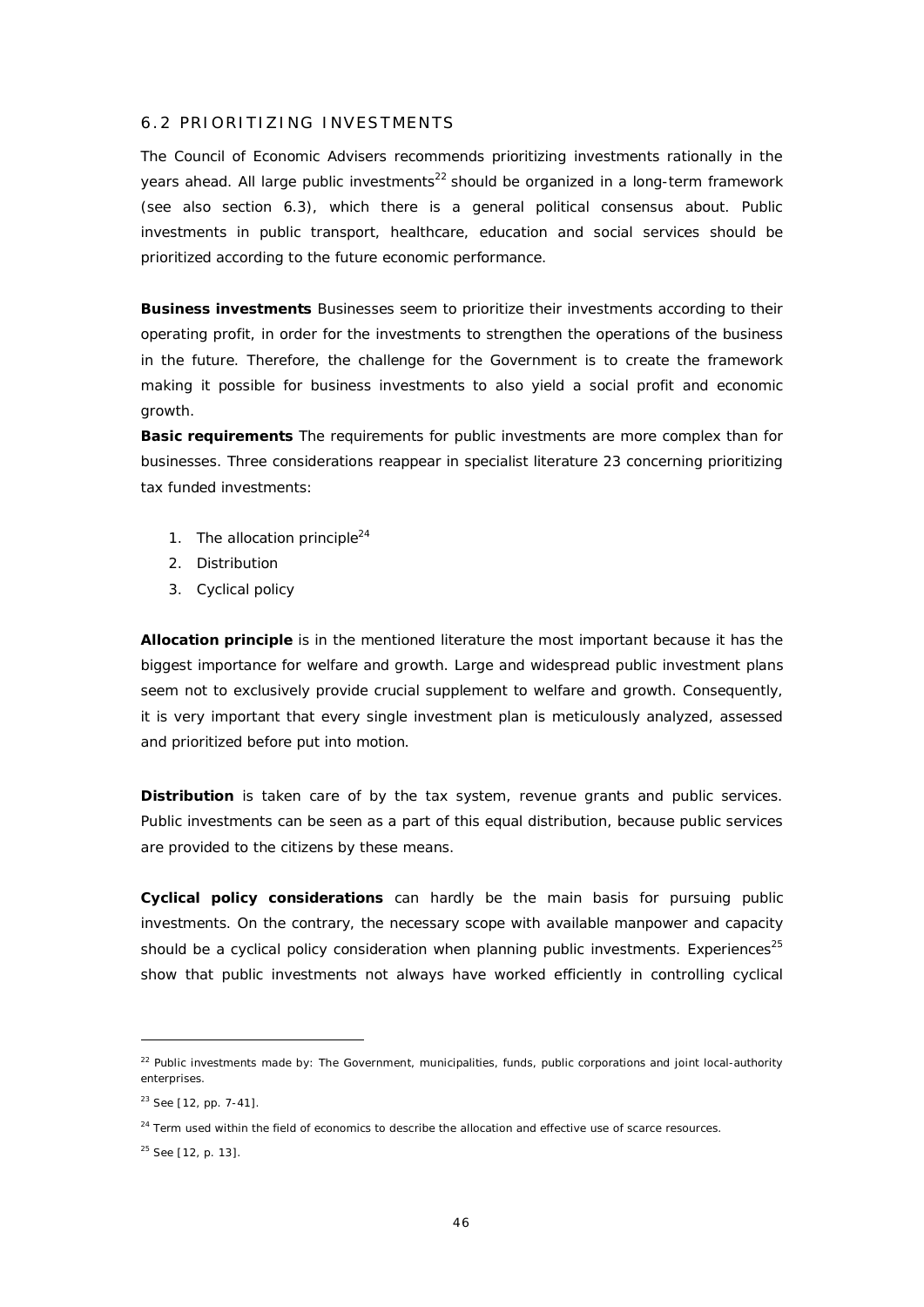## 6.2 PRIORITIZING INVESTMENTS

The Council of Economic Advisers recommends prioritizing investments rationally in the years ahead. All large public investments[22] should be organized in a long-term framework (see also section 6.3), which there is a general political consensus about. Public investments in public transport, healthcare, education and social services should be prioritized according to the future economic performance.

**Business investments** Businesses seem to prioritize their investments according to their operating profit, in order for the investments to strengthen the operations of the business in the future. Therefore, the challenge for the Government is to create the framework making it possible for business investments to also yield a social profit and economic growth.

**Basic requirements** The requirements for public investments are more complex than for businesses. Three considerations reappear in specialist literature 23 concerning prioritizing tax funded investments:

1. The allocation principle[24]
2. Distribution
3. Cyclical policy

**Allocation principle** is in the mentioned literature the most important because it has the biggest importance for welfare and growth. Large and widespread public investment plans seem not to exclusively provide crucial supplement to welfare and growth. Consequently, it is very important that every single investment plan is meticulously analyzed, assessed and prioritized before put into motion.

**Distribution** is taken care of by the tax system, revenue grants and public services. Public investments can be seen as a part of this equal distribution, because public services are provided to the citizens by these means.

**Cyclical policy considerations** can hardly be the main basis for pursuing public investments. On the contrary, the necessary scope with available manpower and capacity should be a cyclical policy consideration when planning public investments. Experiences[25] show that public investments not always have worked efficiently in controlling cyclical

---

[22] Public investments made by: The Government, municipalities, funds, public corporations and joint local-authority enterprises.

[23] See [12, pp. 7-41].

[24] Term used within the field of economics to describe the allocation and effective use of scarce resources.

[25] See [12, p. 13].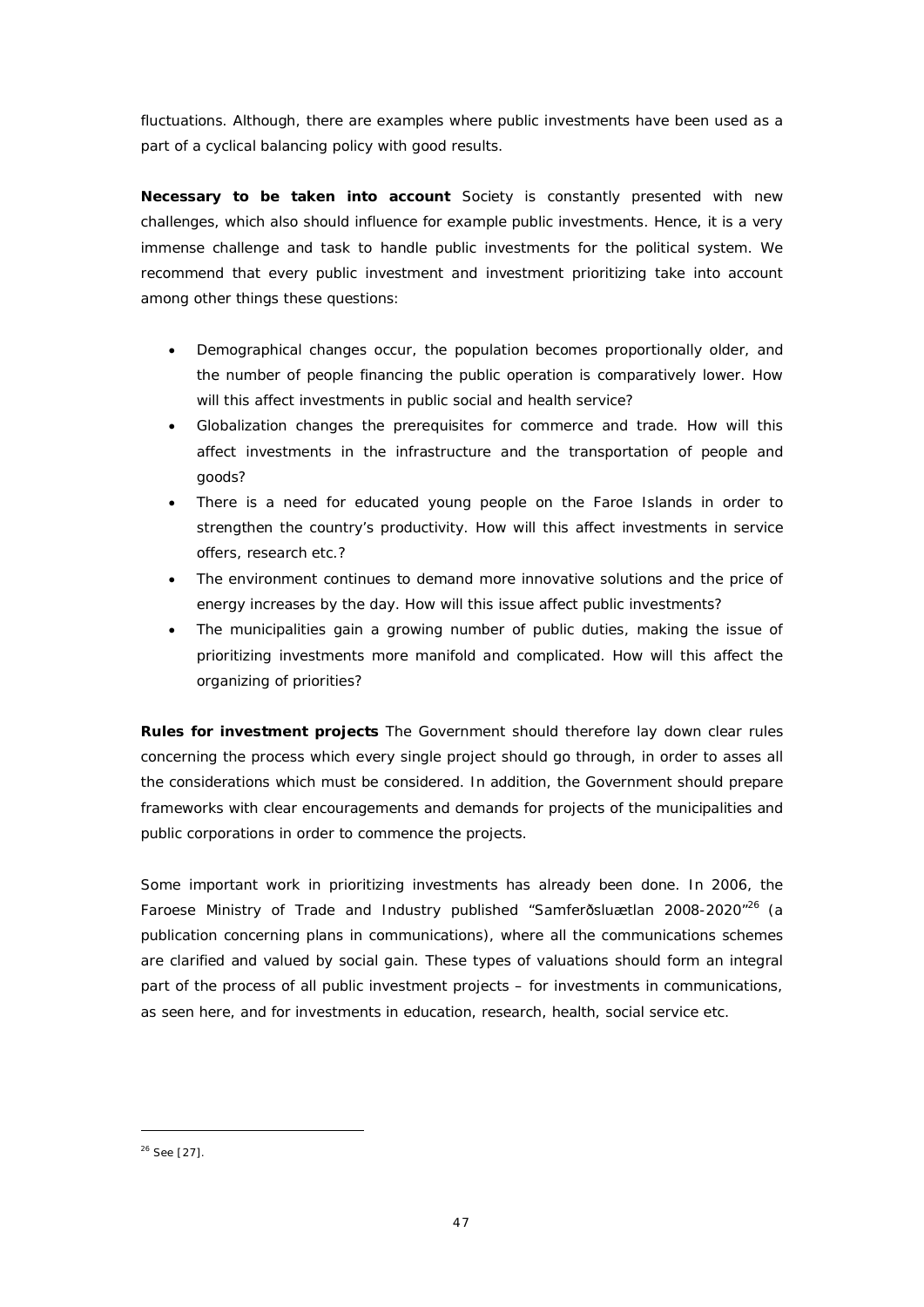fluctuations. Although, there are examples where public investments have been used as a part of a cyclical balancing policy with good results.

**Necessary to be taken into account** Society is constantly presented with new challenges, which also should influence for example public investments. Hence, it is a very immense challenge and task to handle public investments for the political system. We recommend that every public investment and investment prioritizing take into account among other things these questions:

- Demographical changes occur, the population becomes proportionally older, and the number of people financing the public operation is comparatively lower. How will this affect investments in public social and health service?
- Globalization changes the prerequisites for commerce and trade. How will this affect investments in the infrastructure and the transportation of people and goods?
- There is a need for educated young people on the Faroe Islands in order to strengthen the country's productivity. How will this affect investments in service offers, research etc.?
- The environment continues to demand more innovative solutions and the price of energy increases by the day. How will this issue affect public investments?
- The municipalities gain a growing number of public duties, making the issue of prioritizing investments more manifold and complicated. How will this affect the organizing of priorities?

**Rules for investment projects** The Government should therefore lay down clear rules concerning the process which every single project should go through, in order to asses all the considerations which must be considered. In addition, the Government should prepare frameworks with clear encouragements and demands for projects of the municipalities and public corporations in order to commence the projects.

Some important work in prioritizing investments has already been done. In 2006, the Faroese Ministry of Trade and Industry published "Samferðsluætlan 2008-2020"[26] (a publication concerning plans in communications), where all the communications schemes are clarified and valued by social gain. These types of valuations should form an integral part of the process of all public investment projects – for investments in communications, as seen here, and for investments in education, research, health, social service etc.

[26] See [27].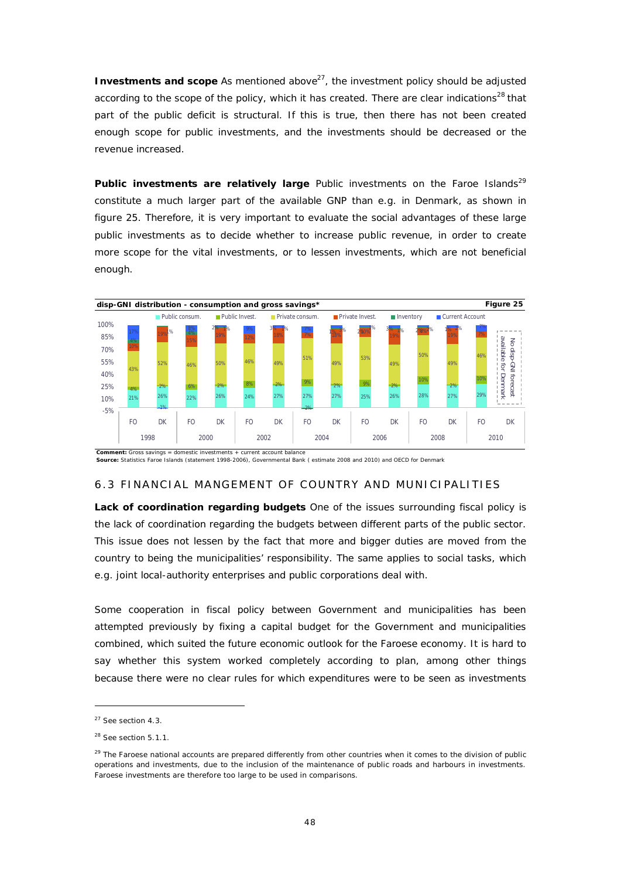**Investments and scope** As mentioned above[27], the investment policy should be adjusted according to the scope of the policy, which it has created. There are clear indications[28] that part of the public deficit is structural. If this is true, then there has not been created enough scope for public investments, and the investments should be decreased or the revenue increased.

**Public investments are relatively large** Public investments on the Faroe Islands[29] constitute a much larger part of the available GNP than e.g. in Denmark, as shown in figure 25. Therefore, it is very important to evaluate the social advantages of these large public investments as to decide whether to increase public revenue, in order to create more scope for the vital investments, or to lessen investments, which are not beneficial enough.

**disp-GNI distribution - consumption and gross savings*** **Figure 25**

**Comment:** Gross savings = domestic investments + current account balance
**Source:** Statistics Faroe Islands (statement 1998-2006), Governmental Bank ( estimate 2008 and 2010) and OECD for Denmark

## 6.3 FINANCIAL MANGEMENT OF COUNTRY AND MUNICIPALITIES

**Lack of coordination regarding budgets** One of the issues surrounding fiscal policy is the lack of coordination regarding the budgets between different parts of the public sector. This issue does not lessen by the fact that more and bigger duties are moved from the country to being the municipalities' responsibility. The same applies to social tasks, which e.g. joint local-authority enterprises and public corporations deal with.

Some cooperation in fiscal policy between Government and municipalities has been attempted previously by fixing a capital budget for the Government and municipalities combined, which suited the future economic outlook for the Faroese economy. It is hard to say whether this system worked completely according to plan, among other things because there were no clear rules for which expenditures were to be seen as investments

---

[27] See section 4.3.

[28] See section 5.1.1.

[29] The Faroese national accounts are prepared differently from other countries when it comes to the division of public operations and investments, due to the inclusion of the maintenance of public roads and harbours in investments. Faroese investments are therefore too large to be used in comparisons.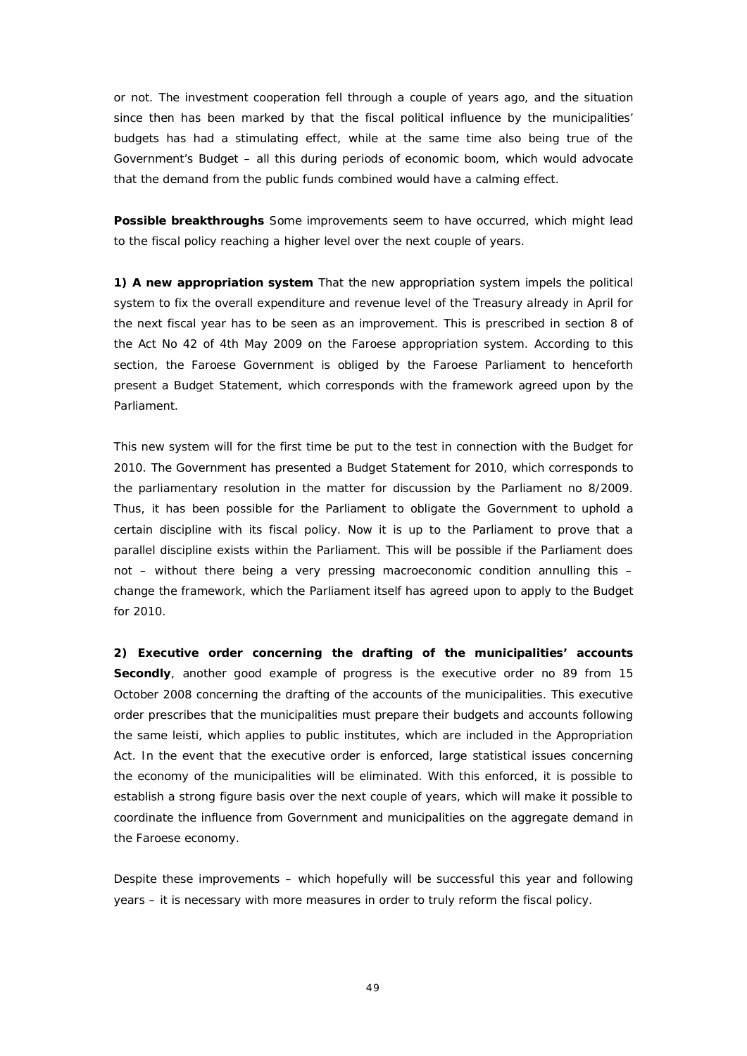or not. The investment cooperation fell through a couple of years ago, and the situation since then has been marked by that the fiscal political influence by the municipalities' budgets has had a stimulating effect, while at the same time also being true of the Government's Budget – all this during periods of economic boom, which would advocate that the demand from the public funds combined would have a calming effect.

**Possible breakthroughs** Some improvements seem to have occurred, which might lead to the fiscal policy reaching a higher level over the next couple of years.

**1) A new appropriation system** That the new appropriation system impels the political system to fix the overall expenditure and revenue level of the Treasury already in April for the next fiscal year has to be seen as an improvement. This is prescribed in section 8 of the Act No 42 of 4th May 2009 on the Faroese appropriation system. According to this section, the Faroese Government is obliged by the Faroese Parliament to henceforth present a Budget Statement, which corresponds with the framework agreed upon by the Parliament.

This new system will for the first time be put to the test in connection with the Budget for 2010. The Government has presented a Budget Statement for 2010, which corresponds to the parliamentary resolution in the matter for discussion by the Parliament no 8/2009. Thus, it has been possible for the Parliament to obligate the Government to uphold a certain discipline with its fiscal policy. Now it is up to the Parliament to prove that a parallel discipline exists within the Parliament. This will be possible if the Parliament does not – without there being a very pressing macroeconomic condition annulling this – change the framework, which the Parliament itself has agreed upon to apply to the Budget for 2010.

**2) Executive order concerning the drafting of the municipalities' accounts Secondly**, another good example of progress is the executive order no 89 from 15 October 2008 concerning the drafting of the accounts of the municipalities. This executive order prescribes that the municipalities must prepare their budgets and accounts following the same leisti, which applies to public institutes, which are included in the Appropriation Act. In the event that the executive order is enforced, large statistical issues concerning the economy of the municipalities will be eliminated. With this enforced, it is possible to establish a strong figure basis over the next couple of years, which will make it possible to coordinate the influence from Government and municipalities on the aggregate demand in the Faroese economy.

Despite these improvements – which hopefully will be successful this year and following years – it is necessary with more measures in order to truly reform the fiscal policy.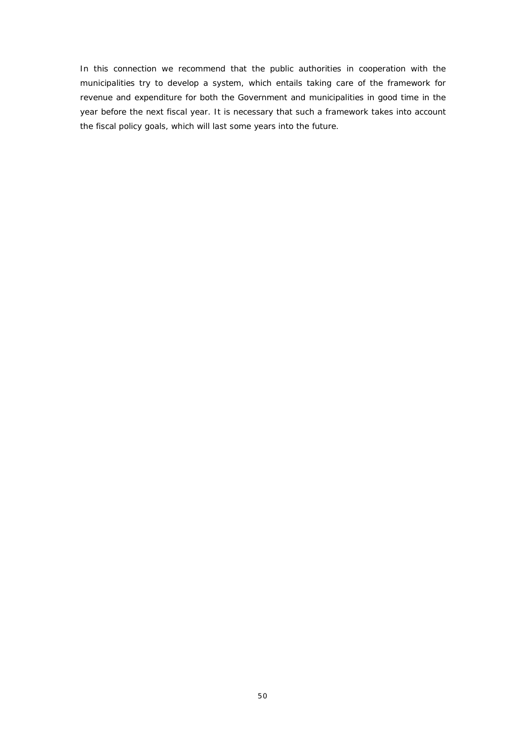In this connection we recommend that the public authorities in cooperation with the municipalities try to develop a system, which entails taking care of the framework for revenue and expenditure for both the Government and municipalities in good time in the year before the next fiscal year. It is necessary that such a framework takes into account the fiscal policy goals, which will last some years into the future.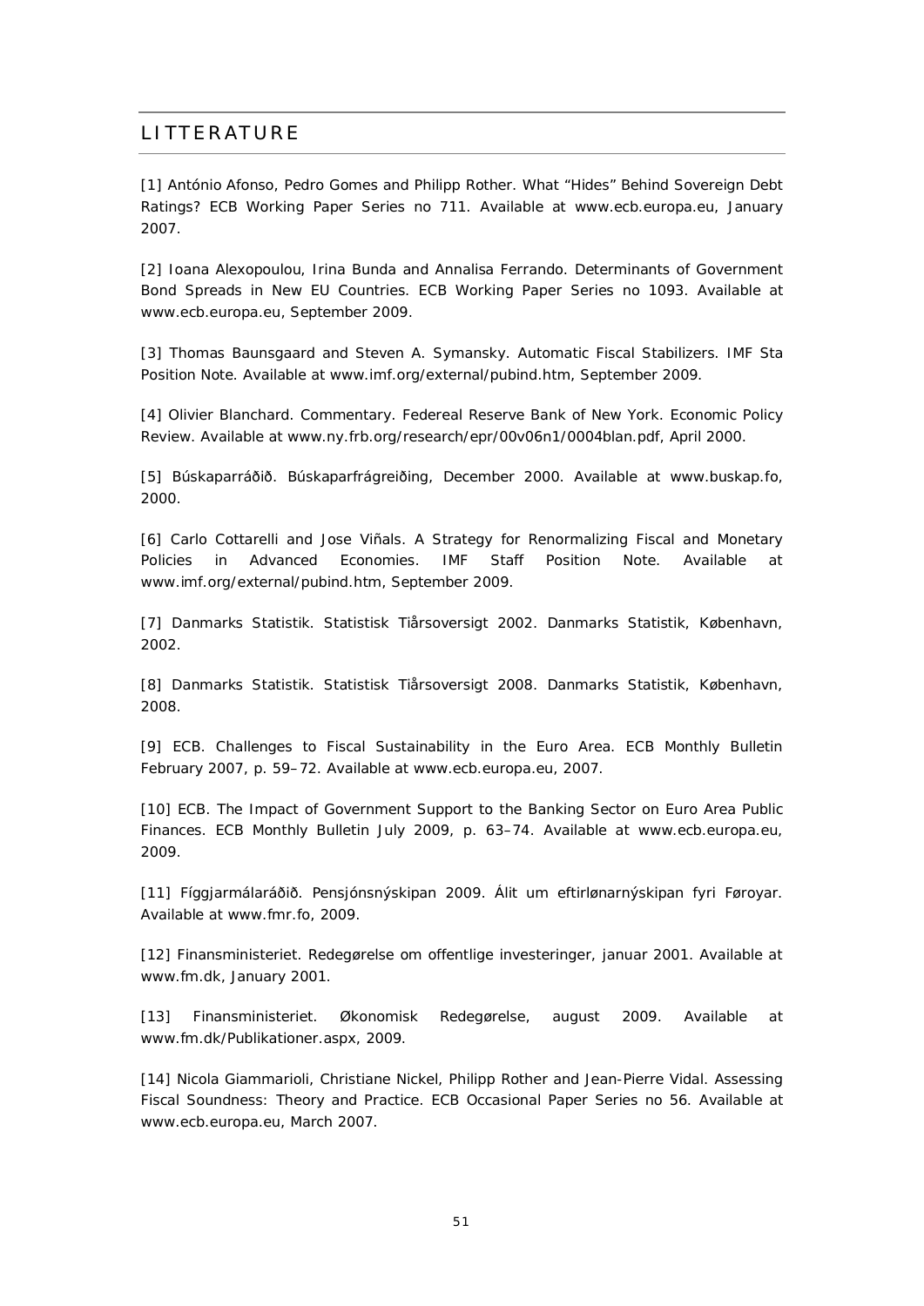## LITTERATURE

[1] António Afonso, Pedro Gomes and Philipp Rother. What "Hides" Behind Sovereign Debt Ratings? ECB Working Paper Series no 711. Available at www.ecb.europa.eu, January 2007.

[2] Ioana Alexopoulou, Irina Bunda and Annalisa Ferrando. Determinants of Government Bond Spreads in New EU Countries. ECB Working Paper Series no 1093. Available at www.ecb.europa.eu, September 2009.

[3] Thomas Baunsgaard and Steven A. Symansky. Automatic Fiscal Stabilizers. IMF Sta Position Note. Available at www.imf.org/external/pubind.htm, September 2009.

[4] Olivier Blanchard. Commentary. Federeal Reserve Bank of New York. Economic Policy Review. Available at www.ny.frb.org/research/epr/00v06n1/0004blan.pdf, April 2000.

[5] Búskaparráðið. Búskaparfrágreiðing, December 2000. Available at www.buskap.fo, 2000.

[6] Carlo Cottarelli and Jose Viñals. A Strategy for Renormalizing Fiscal and Monetary Policies in Advanced Economies. IMF Staff Position Note. Available at www.imf.org/external/pubind.htm, September 2009.

[7] Danmarks Statistik. Statistisk Tiårsoversigt 2002. Danmarks Statistik, København, 2002.

[8] Danmarks Statistik. Statistisk Tiårsoversigt 2008. Danmarks Statistik, København, 2008.

[9] ECB. Challenges to Fiscal Sustainability in the Euro Area. ECB Monthly Bulletin February 2007, p. 59–72. Available at www.ecb.europa.eu, 2007.

[10] ECB. The Impact of Government Support to the Banking Sector on Euro Area Public Finances. ECB Monthly Bulletin July 2009, p. 63–74. Available at www.ecb.europa.eu, 2009.

[11] Fíggjarmálaráðið. Pensjónsnýskipan 2009. Álit um eftirlønarnýskipan fyri Føroyar. Available at www.fmr.fo, 2009.

[12] Finansministeriet. Redegørelse om offentlige investeringer, januar 2001. Available at www.fm.dk, January 2001.

[13] Finansministeriet. Økonomisk Redegørelse, august 2009. Available at www.fm.dk/Publikationer.aspx, 2009.

[14] Nicola Giammarioli, Christiane Nickel, Philipp Rother and Jean-Pierre Vidal. Assessing Fiscal Soundness: Theory and Practice. ECB Occasional Paper Series no 56. Available at www.ecb.europa.eu, March 2007.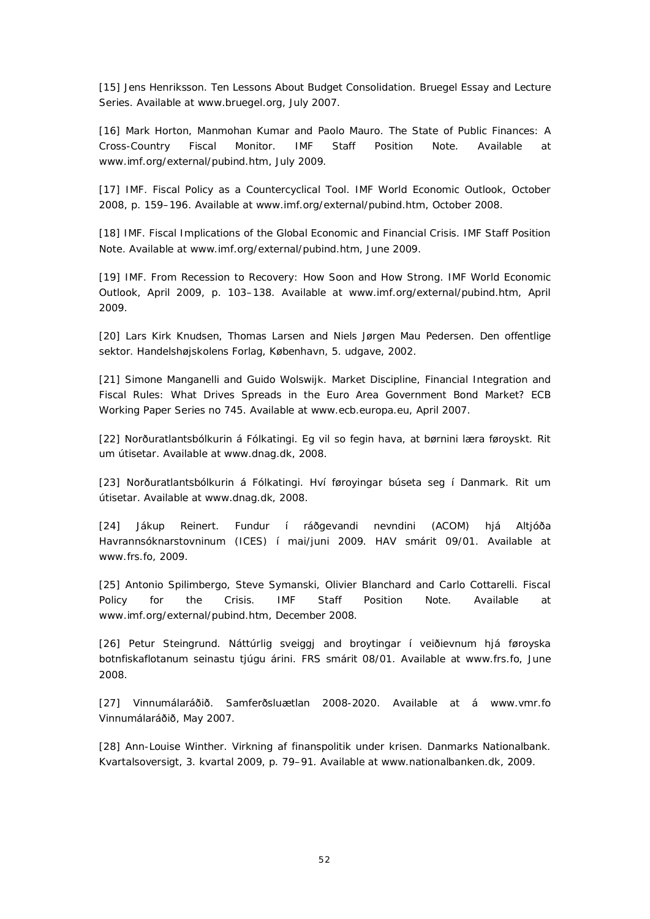[15] Jens Henriksson. Ten Lessons About Budget Consolidation. Bruegel Essay and Lecture Series. Available at www.bruegel.org, July 2007.

[16] Mark Horton, Manmohan Kumar and Paolo Mauro. The State of Public Finances: A Cross-Country Fiscal Monitor. IMF Staff Position Note. Available at www.imf.org/external/pubind.htm, July 2009.

[17] IMF. Fiscal Policy as a Countercyclical Tool. IMF World Economic Outlook, October 2008, p. 159–196. Available at www.imf.org/external/pubind.htm, October 2008.

[18] IMF. Fiscal Implications of the Global Economic and Financial Crisis. IMF Staff Position Note. Available at www.imf.org/external/pubind.htm, June 2009.

[19] IMF. From Recession to Recovery: How Soon and How Strong. IMF World Economic Outlook, April 2009, p. 103–138. Available at www.imf.org/external/pubind.htm, April 2009.

[20] Lars Kirk Knudsen, Thomas Larsen and Niels Jørgen Mau Pedersen. Den offentlige sektor. Handelshøjskolens Forlag, København, 5. udgave, 2002.

[21] Simone Manganelli and Guido Wolswijk. Market Discipline, Financial Integration and Fiscal Rules: What Drives Spreads in the Euro Area Government Bond Market? ECB Working Paper Series no 745. Available at www.ecb.europa.eu, April 2007.

[22] Norðuratlantsbólkurin á Fólkatingi. Eg vil so fegin hava, at børnini læra føroyskt. Rit um útisetar. Available at www.dnag.dk, 2008.

[23] Norðuratlantsbólkurin á Fólkatingi. Hví føroyingar búseta seg í Danmark. Rit um útisetar. Available at www.dnag.dk, 2008.

[24] Jákup Reinert. Fundur í ráðgevandi nevndini (ACOM) hjá Altjóða Havrannsóknarstovninum (ICES) í mai/juni 2009. HAV smárit 09/01. Available at www.frs.fo, 2009.

[25] Antonio Spilimbergo, Steve Symanski, Olivier Blanchard and Carlo Cottarelli. Fiscal Policy for the Crisis. IMF Staff Position Note. Available at www.imf.org/external/pubind.htm, December 2008.

[26] Petur Steingrund. Náttúrlig sveiggj and broytingar í veiðievnum hjá føroyska botnfiskaflotanum seinastu tjúgu árini. FRS smárit 08/01. Available at www.frs.fo, June 2008.

[27] Vinnumálaráðið. Samferðsluætlan 2008-2020. Available at á www.vmr.fo Vinnumálaráðið, May 2007.

[28] Ann-Louise Winther. Virkning af finanspolitik under krisen. Danmarks Nationalbank. Kvartalsoversigt, 3. kvartal 2009, p. 79–91. Available at www.nationalbanken.dk, 2009.